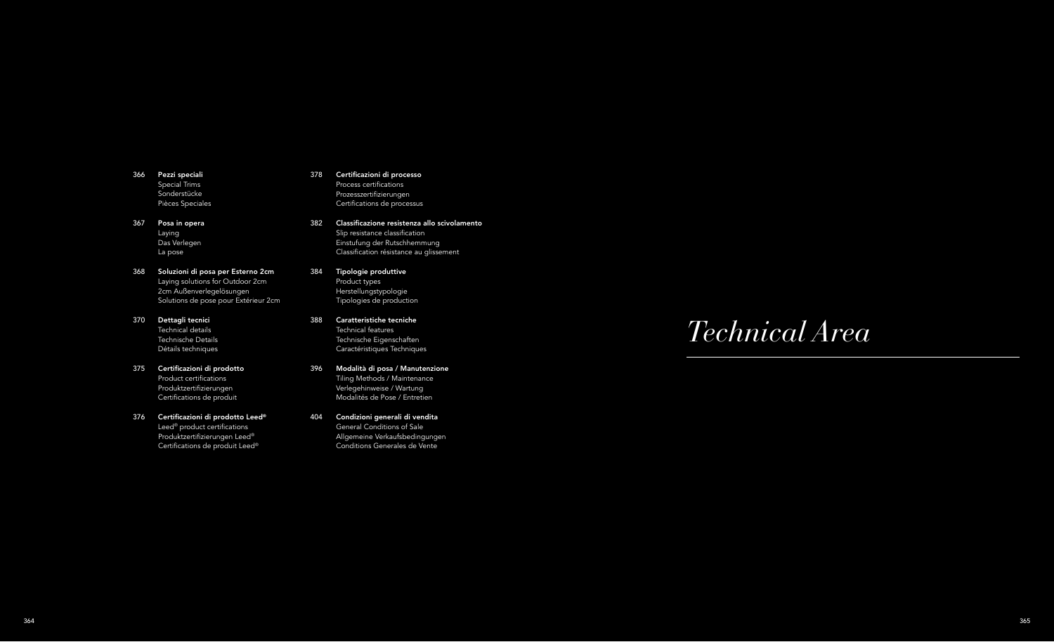# Technical Area

366 **Pezzi speciali**
Special Trims
Sonderstücke
Pièces Speciales

367 **Posa in opera**
Laying
Das Verlegen
La pose

368 **Soluzioni di posa per Esterno 2cm**
Laying solutions for Outdoor 2cm
2cm Außenverlegelösungen
Solutions de pose pour Extérieur 2cm

370 **Dettagli tecnici**
Technical details
Technische Details
Détails techniques

375 **Certificazioni di prodotto**
Product certifications
Produktzertifizierungen
Certifications de produit

376 **Certificazioni di prodotto Leed®**
Leed® product certifications
Produktzertifizierungen Leed®
Certifications de produit Leed®

378 **Certificazioni di processo**
Process certifications
Prozesszertifizierungen
Certifications de processus

382 **Classificazione resistenza allo scivolamento**
Slip resistance classification
Einstufung der Rutschhemmung
Classification résistance au glissement

384 **Tipologie produttive**
Product types
Herstellungstypologie
Tipologies de production

388 **Caratteristiche tecniche**
Technical features
Technische Eigenschaften
Caractéristiques Techniques

396 **Modalità di posa / Manutenzione**
Tiling Methods / Maintenance
Verlegehinweise / Wartung
Modalités de Pose / Entretien

404 **Condizioni generali di vendita**
General Conditions of Sale
Allgemeine Verkaufsbedingungen
Conditions Generales de Vente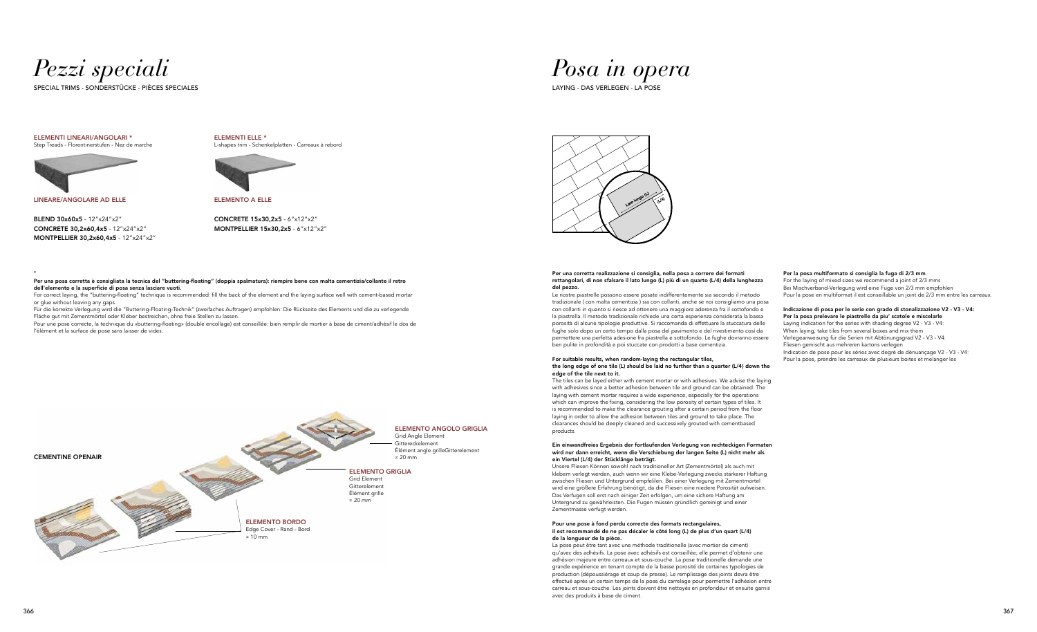# *Pezzi speciali*

SPECIAL TRIMS - SONDERSTÜCKE - PIÈCES SPECIALES

**ELEMENTI LINEARI/ANGOLARI ***
Step Treads - Florentinerstufen - Nez de marche

LINEARE/ANGOLARE AD ELLE

**BLEND 30x60x5** - 12"x24"x2"
**CONCRETE 30,2x60,4x5** - 12"x24"x2"
**MONTPELLIER 30,2x60,4x5** - 12"x24"x2"

**ELEMENTI ELLE ***
L-shapes trim - Schenkelplatten - Carreaux à rebord

ELEMENTO A ELLE

**CONCRETE 15x30,2x5** - 6"x12"x2"
**MONTPELLIER 15x30,2x5** - 6"x12"x2"

*

**Per una posa corretta è consigliata la tecnica del "buttering-floating" (doppia spalmatura): riempire bene con malta cementizia/collante il retro dell'elemento e la superficie di posa senza lasciare vuoti.**

For correct laying, the "buttering-floating" technique is recommended: fill the back of the element and the laying surface well with cement-based mortar or glue without leaving any gaps.

Für die korrekte Verlegung wird die "Buttering-Floating-Technik" (zweifaches Auftragen) empfohlen: Die Rückseite des Elements und die zu verlegende Fläche gut mit Zementmörtel oder Kleber bestreichen, ohne freie Stellen zu lassen.

Pour une pose correcte, la technique du «buttering-floating» (double encollage) est conseillée: bien remplir de mortier à base de ciment/adhésif le dos de l'élément et la surface de pose sans laisser de vides.

**CEMENTINE OPENAIR**

**ELEMENTO ANGOLO GRIGLIA**
Grid Angle Element
Gittereckelement
Élément angle grilleGitterelement
≠ 20 mm

**ELEMENTO GRIGLIA**
Grid Element
Gitterelement
Élément grille
≠ 20 mm

**ELEMENTO BORDO**
Edge Cover - Rand - Bord
≠ 10 mm

# *Posa in opera*

LAYING - DAS VERLEGEN - LA POSE

Lato lungo (L)
(L/4)

**Per una corretta realizzazione si consiglia, nella posa a correre dei formati rettangolari, di non sfalsare il lato lungo (L) più di un quarto (L/4) della lunghezza del pezzo.**

Le nostre piastrelle possono essere posate indifferentemente sia secondo il metodo tradizionale ( con malta cementizia ) sia con collanti, anche se noi consigliamo una posa con collanti in quanto si riesce ad ottenere una maggiore aderenza fra il sottofondo e la piastrella. Il metodo tradizionale richiede una certa esperienza considerata la bassa porosità di alcune tipologie produttive. Si raccomanda di effettuare la stuccatura delle fughe solo dopo un certo tempo dalla posa del pavimento e del rivestimento così da permettere una perfetta adesione fra piastrella e sottofondo. Le fughe dovranno essere ben pulite in profondità e poi stuccate con prodotti a base cementizia.

**For suitable results, when random-laying the rectangular tiles, the long edge of one tile (L) should be laid no further than a quarter (L/4) down the edge of the tile next to it.**

The tiles can be layed either with cement mortar or with adhesives. We advise the laying with adhesives since a better adhesion between tile and ground can be obtained. The laying with cement mortar requires a wide experience, especially for the operations which can improve the fixing, considering the low porosity of certain types of tiles. It is recommended to make the clearance grouting after a certain period from the floor laying in order to allow the adhesion between tiles and ground to take place. The clearances should be deeply cleaned and successively grouted with cementbased products.

**Ein einwandfreies Ergebnis der fortlaufenden Verlegung von rechteckigen Formaten wird nur dann erreicht, wenn die Verschiebung der langen Seite (L) nicht mehr als ein Viertel (L/4) der Stücklänge beträgt.**

Unsere Fliesen Können sowohl nach traditioneller Art (Zementmörtel) als auch mit kleben verlegt werden, auch wenn wir eine Klebe-Verlegung zwecks stärkerer Haftung zwischen Fliesen und Untergrund empfehlen. Bei einer Verlegung mit Zementmörtel wird eine größere Erfahrung benötigt, da die Fliesen eine niedere Porosität aufweisen. Das Verfugen soll erst nach einiger Zeit erfolgen, um eine sichere Haftung am Untergrund zu gewährleisten. Die Fugen müssen gründlich gereinigt und einer Zementmasse verfugt werden.

**Pour une pose à fond perdu correcte des formats rectangulaires, il est recommandé de ne pas décaler le côté long (L) de plus d'un quart (L/4) de la longueur de la pièce.**

La pose peut être tant avec une méthode traditionelle (avec mortier de ciment) qu'avec des adhésifs. La pose avec adhésifs est conseillée; elle permet d'obtenir une adhésion majeure entre carreaux et sous-couche. La pose traditionelle demande une grande expérience en tenant compte de la basse porosité de certaines typologies de production (dépoussiérage et coup de presse). Le remplissage des joints devra être effectué après un certain temps de la pose du carrelage pour permettre l'adhésion entre carreau et sous-couche. Les joints doivent être nettoyés en profondeur et ensuite garnis avec des produits à base de ciment.

**Per la posa multiformato si consiglia la fuga di 2/3 mm**
For the laying of mixed sizes we recommend a joint of 2/3 mms
Bei Mischverband-Verlegung wird eine Fuge von 2/3 mm empfohlen
Pour la pose en multiformat il est conseillable un joint de 2/3 mm entre les carreaux.

**Indicazione di posa per le serie con grado di stonalizzazione V2 - V3 - V4: Per la posa prelevare le piastrelle da piu' scatole e miscelarle**
Laying indication for the series with shading degree V2 - V3 - V4:
When laying, take tiles from several boxes and mix them
Verlegeanweisung für die Serien mit Abtönungsgrad V2 - V3 - V4:
Fliesen gemischt aus mehreren kartons verlegen
Indication de pose pour les séries avec degré de dénuançage V2 - V3 - V4:
Pour la pose, prendre les carreaux de plusieurs boites et melanger les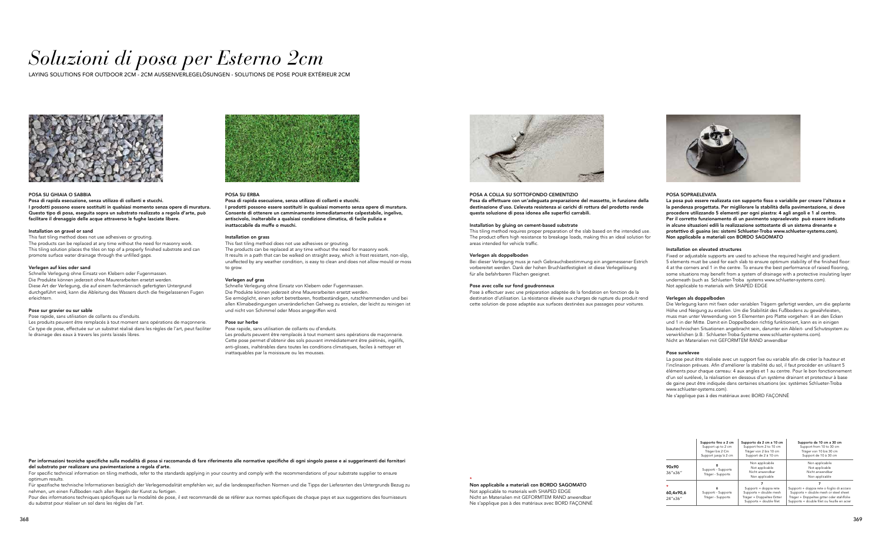# *Soluzioni di posa per Esterno 2cm*

LAYING SOLUTIONS FOR OUTDOOR 2CM - 2CM AUSSENVERLEGELÖSUNGEN - SOLUTIONS DE POSE POUR EXTÉRIEUR 2CM

### POSA SU GHIAIA O SABBIA

**Posa di rapida esecuzione, senza utilizzo di collanti e stucchi.**
**I prodotti possono essere sostituiti in qualsiasi momento senza opere di muratura. Questo tipo di posa, eseguita sopra un substrato realizzato a regola d'arte, può facilitare il drenaggio delle acque attraverso le fughe lasciate libere.**

**Installation on gravel or sand**

This fast tiling method does not use adhesives or grouting.
The products can be replaced at any time without the need for masonry work.
This tiling solution places the tiles on top of a properly finished substrate and can promote surface water drainage through the unfilled gaps.

**Verlegen auf kies oder sand**

Schnelle Verlegung ohne Einsatz von Klebern oder Fugenmassen.
Die Produkte können jederzeit ohne Maurerarbeiten ersetzt werden.
Diese Art der Verlegung, die auf einem fachmännisch gefertigten Untergrund durchgeführt wird, kann die Ableitung des Wassers durch die freigelassenen Fugen erleichtern.

**Pose sur gravier ou sur sable**

Pose rapide, sans utilisation de collants ou d'enduits.
Les produits peuvent être remplacés à tout moment sans opérations de maçonnerie.
Ce type de pose, effectuée sur un substrat réalisé dans les règles de l'art, peut faciliter le drainage des eaux à travers les joints laissés libres.

### POSA SU ERBA

**Posa di rapida esecuzione, senza utilizzo di collanti e stucchi.**
**I prodotti possono essere sostituiti in qualsiasi momento senza opere di muratura. Consente di ottenere un camminamento immediatamente calpestabile, ingelivo, antiscivolo, inalterabile a qualsiasi condizione climatica, di facile pulizia e inattaccabile da muffe o muschi.**

**Installation on grass**

This fast tiling method does not use adhesives or grouting.
The products can be replaced at any time without the need for masonry work.
It results in a path that can be walked on straight away, which is frost resistant, non-slip, unaffected by any weather condition, is easy to clean and does not allow mould or moss to grow.

**Verlegen auf gras**

Schnelle Verlegung ohne Einsatz von Klebern oder Fugenmassen.
Die Produkte können jederzeit ohne Maurerarbeiten ersetzt werden.
Sie ermöglicht, einen sofort betretbaren, frostbeständigen, rutschhemmenden und bei allen Klimabedingungen unveränderlichen Gehweg zu erzielen, der leicht zu reinigen ist und nicht von Schimmel oder Moos angegriffen wird.

**Pose sur herbe**

Pose rapide, sans utilisation de collants ou d'enduits.
Les produits peuvent être remplacés à tout moment sans opérations de maçonnerie.
Cette pose permet d'obtenir des sols pouvant immédiatement être piétinés, ingélifs, anti-glisses, inaltérables dans toutes les conditions climatiques, faciles à nettoyer et inattaquables par la moisissure ou les mousses.

### POSA A COLLA SU SOTTOFONDO CEMENTIZIO

**Posa da effettuare con un'adeguata preparazione del massetto, in funzione della destinazione d'uso. L'elevata resistenza ai carichi di rottura del prodotto rende questa soluzione di posa idonea alle superfici carrabili.**

**Installation by gluing on cement-based substrate**

This tiling method requires proper preparation of the slab based on the intended use. The product offers high resistance to breakage loads, making this an ideal solution for areas intended for vehicle traffic.

**Verlegen als doppelboden**

Bei dieser Verlegung muss je nach Gebrauchsbestimmung ein angemessener Estrich vorbereitet werden. Dank der hohen Bruchlastfestigkeit ist diese Verlegelösung für alle befahrbaren Flächen geeignet.

**Pose avec colle sur fond goudronneux**

Pose à effectuer avec une préparation adaptée de la fondation en fonction de la destination d'utilisation. La résistance élevée aux charges de rupture du produit rend cette solution de pose adaptée aux surfaces destinées aux passages pour voitures.

### POSA SOPRAELEVATA

**La posa può essere realizzata con supporto fisso o variabile per creare l'altezza e la pendenza progettata. Per migliorare la stabilità della pavimentazione, si deve procedere utilizzando 5 elementi per ogni piastra: 4 agli angoli e 1 al centro. Per il corretto funzionamento di un pavimento sopraelevato può essere indicato in alcune situazioni edili la realizzazione sottostante di un sistema drenante e protettivo di guaina (es: sistemi Schlueter-Troba www.schlueter-systems.com). Non applicabile a materiali con BORDO SAGOMATO**

**Installation on elevated structures**

Fixed or adjustable supports are used to achieve the required height and gradient. 5 elements must be used for each slab to ensure optimum stability of the finished floor: 4 at the corners and 1 in the centre. To ensure the best performance of raised flooring, some situations may benefit from a system of drainage with a protective insulating layer underneath (such as Schlueter-Troba systems www.schlueter-systems.com).
Not applicable to materials with SHAPED EDGE

**Verlegen als doppelboden**

Die Verlegung kann mit fixen oder variablen Trägern gefertigt werden, um die geplante Höhe und Neigung zu erzielen. Um die Stabilität des Fußbodens zu gewährleisten, muss man unter Verwendung von 5 Elementen pro Platte vorgehen: 4 an den Ecken und 1 in der Mitte. Damit ein Doppelboden richtig funktioniert, kann es in einigen bautechnischen Situationen angebracht sein, darunter ein Ableit- und Schutzsystem zu verwirklichen (z.B.: Schlueter-Troba-Systeme www.schlueter-systems.com).
Nicht an Materialien mit GEFORMTEM RAND anwendbar

**Pose surelevee**

La pose peut être réalisée avec un support fixe ou variable afin de créer la hauteur et l'inclinaison prévues. Afin d'améliorer la stabilité du sol, il faut procéder en utilisant 5 éléments pour chaque carreau: 4 aux angles et 1 au centre. Pour le bon fonctionnement d'un sol surélevé, la réalisation en dessous d'un système drainant et protecteur à base de gaine peut être indiquée dans certaines situations (ex: systèmes Schlueter-Troba www.schlueter-systems.com).
Ne s'applique pas à des matériaux avec BORD FAÇONNÉ

**Per informazioni tecniche specifiche sulla modalità di posa si raccomanda di fare riferimento alle normative specifiche di ogni singolo paese e ai suggerimenti dei fornitori del substrato per realizzare una pavimentazione a regola d'arte.**
For specific technical information on tiling methods, refer to the standards applying in your country and comply with the recommendations of your substrate supplier to ensure optimum results.
Für spezifische technische Informationen bezüglich der Verlegemodalität empfehlen wir, auf die landesspezifischen Normen und die Tipps der Lieferanten des Untergrunds Bezug zu nehmen, um einen Fußboden nach allen Regeln der Kunst zu fertigen.
Pour des informations techniques spécifiques sur la modalité de pose, il est recommandé de se référer aux normes spécifiques de chaque pays et aux suggestions des fournisseurs du substrat pour réaliser un sol dans les règles de l'art.

*
**Non applicabile a materiali con BORDO SAGOMATO**
Not applicable to materials with SHAPED EDGE
Nicht an Materialien mit GEFORMTEM RAND anwendbar
Ne s'applique pas à des matériaux avec BORD FAÇONNÉ

| | Supporto fino a 2 cm<br>Support up to 2 cm<br>Träger bis 2 Cm<br>Support jusqu'à 2 cm | Supporto da 2 cm a 10 cm<br>Support from 2 to 10 cm<br>Träger von 2 bis 10 cm<br>Support de 2 à 10 cm | Supporto da 10 cm a 30 cm<br>Support from 10 to 30 cm<br>Träger von 10 bis 30 cm<br>Support de 10 à 30 cm |
|---|---|---|---|
| **90x90**<br>36"x36" | 8<br>Supporti - Supports<br>Träger - Supports | Non applicabile<br>Not applicable<br>Nicht anwendbar<br>Non applicable | Non applicabile<br>Not applicable<br>Nicht anwendbar<br>Non applicable |
| * **60,4x90,6**<br>24"x36" | 6<br>Supporti - Supports<br>Träger - Supports | 7<br>Supporti + doppia rete<br>Supports + double mesh<br>Träger + Doppeltes Gitter<br>Supports + double filet | 7<br>Supporti + doppia rete o foglio di acciaio<br>Supports + double mesh or steel sheet<br>Träger + Doppeltes gitter oder stahlfolie<br>Supports + double filet ou feuille en acier |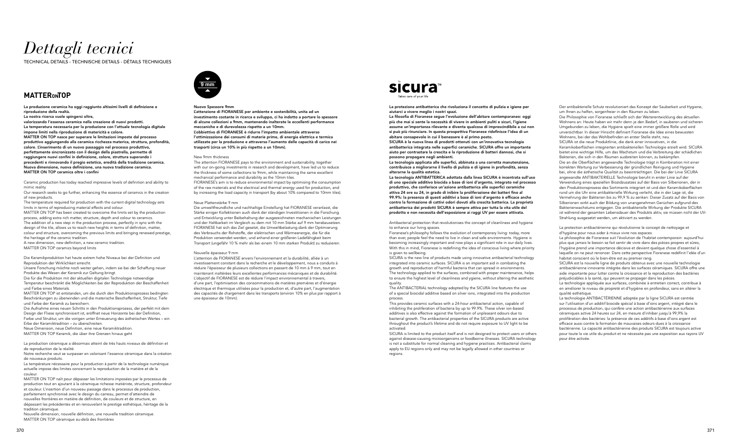# *Dettagli tecnici*

TECHNICAL DETAILS - TECHNISCHE DETAILS - DÉTAILS TECHNIQUES

## MATTER ON TOP

**La produzione ceramica ha oggi raggiunto altissimi livelli di definizione e riproduzione della realtà.**
**La nostra ricerca vuole spingersi oltre,**
**valorizzando l'essenza ceramica nella creazione di nuovi prodotti.**
**La temperatura necessaria per la produzione con l'attuale tecnologia digitale impone limiti nella riproduzione di matericità e colore.**
**MATTER ON TOP nasce per superare le limitazioni imposte dal processo produttivo aggiungendo alla ceramica ricchezza materica, struttura, profondità, colore. L'inserimento di un nuovo passaggio nel processo produttivo, perfettamente sincronizzato con il design della piastrella, permette di raggiungere nuovi confini in definizione, colore, struttura superando i precedenti e rinnovando il pregio estetico, eredità della tradizione ceramica.**
**Nuova dimensione, nuova definizione, una nuova tradizione ceramica.**
**MATTER ON TOP ceramica oltre i confini**

Ceramic production has today reached impressive levels of definition and ability to mimic reality.
Our research seeks to go further, enhancing the essence of ceramics in the creation of new products.
The temperature required for production with the current digital technology sets limits in terms of reproducing material effects and colour.
MATTER ON TOP has been created to overcome the limits set by the production process, adding extra rich matter, structure, depth and colour to ceramics.
The addition of a new step in the production process, perfectly in sync with the design of the tile, allows us to reach new heights in terms of definition, matter, colour and structure, overcoming the previous limits and bringing renewed prestige, the heritage of the ceramic tradition.
A new dimension, new definition, a new ceramic tradition.
MATTER ON TOP ceramics beyond limits

Die Keramikproduktion hat heute extrem hohe Niveaus bei der Definition und Reproduktion der Wirklichkeit erreicht.
Unsere Forschung möchte noch weiter gehen, indem sie bei der Schaffung neuer Produkte das Wesen der Keramik zur Geltung bringt.
Die für die Produktion mit der aktuellen digitalen Technologie notwendige Temperatur beschränkt die Möglichkeiten bei der Reproduktion der Beschaffenheit und Farbe eines Materials.
MATTER ON TOP ist entstanden, um die durch den Produktionsprozess bedingten Beschränkungen zu überwinden und die materische Beschaffenheit, Struktur, Tiefe und Farbe der Keramik zu bereichern.
Die Aufnahme eines neuen Schritts in den Produktionsprozess, der perfekt mit dem Design der Fliese synchronisiert ist, eröffnet neue Horizonte bei der Definition, Farbe und Struktur, um die vorigen unter Erneuerung des ästhetischen Wertes – ein Erbe der Keramiktradition – zu überschreiten.
Neue Dimension, neue Definition, eine neue Keramiktradition.
MATTER ON TOP Keramik, die über ihre Grenzen hinaus geht

La production céramique a désormais atteint de très hauts niveaux de définition et de reproduction de la réalité.
Notre recherche veut se surpasser en valorisant l'essence céramique dans la création de nouveaux produits.
La température nécessaire pour la production à partir de la technologie numérique actuelle impose des limites concernant la reproduction de la matière et de la couleur.
MATTER ON TOP naît pour dépasser les limitations imposées par le processus de production tout en ajoutant à la céramique richesse matiériste, structure, profondeur et couleur. L'insertion d'un nouveau passage dans le processus de production, parfaitement synchronisé avec le design du carreau, permet d'atteindre de nouvelles frontières en matière de définition, de couleurs et de structure, en dépassant les précédentes et en renouvelant le prestige esthétique, héritage de la tradition céramique.
Nouvelle dimension, nouvelle définition, une nouvelle tradition céramique.
MATTER ON TOP céramique au-delà des frontières

9 mm

**Nuovo Spessore 9mm**
**L'attenzione di FIORANESE per ambiente e sostenibilità, unita ad un investimento costante in ricerca e sviluppo, ci ha indotto a portare lo spessore di alcune collezioni a 9mm, mantenendo inalterate le eccellenti performance meccaniche e di durevolezza rispetto a un 10mm.**
**L'obbiettivo di FIORANESE è ridurre l'impatto ambientale attraverso l'ottimizzazione dei consumi di materie prime, di energia elettrica e termica utilizzate per la produzione e attraverso l'aumento delle capacità di carico nei trasporti (circa un 10% in più rispetto a un 10mm).**

New 9mm thickness
The attention FIORANESE pays to the environment and sustainability, together with our on-going investments in research and development, have led us to reduce the thickness of some collections to 9mm, while maintaining the same excellent mechanical performance and durability as the 10mm tiles.
FIORANESE's aim is to reduce environmental impact by optimising the consumption of the raw materials and the electrical and thermal energy used for production, and by increasing the load capacity in transport (by about 10% compared to 10mm tiles).

Neue Plattenstärke 9 mm
Die umweltfreundliche und nachhaltige Einstellung hat FIORANESE veranlasst, die Stärke einiger Kollektionen auch dank der ständigen Investitionen in die Forschung und Entwicklung unter Beibehaltung der ausgezeichneten mechanischen Leistungen und der Haltbarkeit im Vergleich zu dem mit 10 mm Stärke auf 9 mm herabzusetzen.
FIORANESE hat sich das Ziel gesetzt, die Umweltbelastung dank der Optimierung des Verbrauchs der Rohstoffe, der elektrischen und Wärmeenergie, die für die Produktion verwendet werden, und anhand einer größeren Ladefähigkeit beim Transport (ungefähr 10 % mehr als bei einem 10 mm starken Produkt) zu reduzieren.

Nouvelle épaisseur 9 mm
L'attention de FIORANESE envers l'environnement et la durabilité, alliée à un investissement constant dans la recherche et le développement, nous a conduits à réduire l'épaisseur de plusieurs collections en passant de 10 mm à 9 mm, tout en maintenant inaltérées leurs excellentes performances mécaniques et de durabilité.
L'objectif de FIORANESE est de réduire l'impact environnemental à travers, d'une part, l'optimisation des consommations de matières premières et d'énergie électrique et thermique utilisées pour la production et, d'autre part, l'augmentation des capacités de chargement dans les transports (environ 10% en plus par rapport à une épaisseur de 10mm).

## sicura™

Takes care of your life

**La protezione antibatterica che rivoluziona il concetto di pulizia e igiene per aiutarci a vivere meglio i nostri spazi.**
**La filosofia di Fioranese segue l'evoluzione dell'abitare contemporaneo: oggi più che mai si sente la necessità di vivere in ambienti puliti e sicuri, l'igiene assume un'importanza rilevante e diventa qualcosa di imprescindibile a cui non si può più rinunciare. In questa prospettiva Fioranese ridefinisce l'idea di un abitare consapevole in cui il benessere è al primo posto.**
**SICURA è la nuova linea di prodotti ottenuti con un'innovativa tecnologia antibatterica integrata nelle superfici ceramiche. SICURA offre un importante aiuto per contrastare la crescita e la riproduzione di batteri dannosi, che si possono propagare negli ambienti.**
**La tecnologia applicata alle superfici, abbinata a una corretta manutenzione, contribuisce a migliorarne il livello di pulizia e di igiene in profondità, senza alterarne la qualità estetica.**
**La tecnologia ANTIBATTERICA adottata dalla linea SICURA è incentrata sull'uso di uno speciale additivo biocida a base di ioni d'argento, integrato nel processo produttivo, che conferisce un'azione antibatterica alle superfici ceramiche attiva 24 ore su 24, in grado di inibire la proliferazione dei batteri fino al 99.9%: la presenza di questi additivi a base di ioni d'argento è efficace anche contro la formazione di cattivi odori dovuti alla crescita batterica. La proprietà antibatterica dei prodotti SICURA è sempre attiva per tutta la vita utile del prodotto e non necessita dell'esposizione ai raggi UV per essere attivata.**

Antibacterial protection that revolutionises the concept of cleanliness and hygiene to enhance our living spaces.
Fioranese's philosophy follows the evolution of contemporary living: today, more than ever, people feel the need to live in clean and safe environments. Hygiene is becoming increasingly important and now plays a significant role in our daily lives. With this in mind, Fioranese is redefining the idea of conscious living where priority is given to wellbeing.
SICURA is the new line of products made using innovative antibacterial technology integrated into ceramic surfaces. SICURA is an important aid in combating the growth and reproduction of harmful bacteria that can spread in environments.
The technology applied to the surfaces, combined with proper maintenance, helps to ensure the highest level of cleanliness and ygiene, without altering the aesthetic quality.
The ANTIBACTERIAL technology adopted by the SICURA line features the use of a special biocidal additive based on silver ions, integrated into the production process.
This provides ceramic surfaces with a 24-hour antibacterial action, capable of inhibiting the proliferation of bacteria by up to 99.9%. These silver ion-based additives is also effective against the formation of unpleasant odours due to bacterial growth. The antibacterial properties of the SICURA products are active throughout the product's lifetime and do not require exposure to UV light to be activated.
SICURA is limited to the product itself and is not designed to protect users or others against disease-causing microorganisms or foodborne illnesses. SICURA technology is not a substitute for normal cleaning and hygiene practices. Antibacterial claims apply to EU regions only and may not be legally allowed in other countries or regions.

Der antibakterielle Schutz revolutioniert das Konzept der Sauberkeit und Hygiene, um Ihnen zu helfen, sorgenfreier in den Räumen zu leben.
Die Philosophie von Fioranese schließt sich der Weiterentwicklung des aktuellen Wohnens an: Heute haben wir mehr denn je den Bedarf, in sauberen und sicheren Umgebunden zu leben, die Hygiene spielt eine immer größere Rolle und wird unverzichtbar. In dieser Hinsicht definiert Fioranese die Idee eines bewussten Wohnens, bei der das Wohlbefinden an erster Stelle steht, neu.
SICURA ist die neue Produktlinie, die dank einer innovativen, in die Keramikoberflächen integrierten antibakteriellen Technologie erzielt wird. SICURA bietet eine wichtige Hilfe, um das Wachstum und die Verbreitung der schädlichen Bakterien, die sich in den Räumen ausbreiten können, zu bekämpfen.
Die an die Oberflächen angewandte Technologie trägt in Kombination mit einer korrekten Wartung zur Verbesserung der gründlichen Reinigung und Hygiene bei, ohne die ästhetische Qualität zu beeinträchtigen. Die bei der Linie SICURA angewandte ANTIBAKTERIELLE Technologie beruht in erster Linie auf der Verwendung eines speziellen Biozidzusatzes auf der Basis von Silberionen, der in den Produktionsprozess des Sortiments integriert ist und den Keramikoberflächen rund um die Uhr eine antibakterielle Wirkung verleiht, die in der Lage ist, die Vermehrung der Bakterien bis zu 99,9 % zu senken: Dieser Zusatz auf der Basis von Silberionen wirkt auch der Bildung von unangenehmen Gerüchen aufgrund des Bakterienwachstums entgegen. Die antibakterielle Wirkung der Produkte SICURA ist während der gesamten Lebensdauer des Produkts aktiv, sie müssen nicht der UV-Strahlung ausgesetzt werden, um aktiviert zu werden.

La protection antibactérienne qui révolutionne le concept de nettoyage et d'hygiène pour nous aider à mieux vivre nos espaces.
La philosophie de Fioranese suit l'évolution de l'habitat contemporain: aujourd'hui plus que jamais le besoin se fait sentir de vivre dans des pièces propres et sûres, l'hygiène prend une importance décisive et devient quelque chose d'essentiel à laquelle on ne peut renoncer. Dans cette perspective Fioranese redéfinit l'idée d'un habitat conscient où le bien-être est au premier rang.
SICURA est la nouvelle ligne de produits obtenus avec une nouvelle technologie antibactérienne innovante intégrée dans les surfaces céramiques. SICURA offre une aide importante pour lutter contre la croissance et la reproduction des bactéries préjudiciables à la santé, qui peuvent se propager dans les pièces.
La technologie appliquée aux surfaces, combinée à entretien correct, contribue à en améliorer le niveau de propreté et d'hygiène en profondeur, sans en altérer la qualité esthétique.
La technologie ANTIBACTÉRIENNE adoptée par la ligne SICURA est centrée sur l'utilisation d'un additif biocide spécial à base d'ions argent, intégré dans le processus de production, qui confère une action antibactérienne aux surfaces céramiques active 24 heures sur 24, en mesure d'inhiber jusqu'à 99,9% la prolifération des bactéries: la présence de ces additifs à base d'ions argent est efficace aussi contre la formation de mauvaises odeurs dues à la croissance bactérienne. La capacité antibactérienne des produits SICURA est toujours active pour toute la vie utile du produit et ne nécessite pas une exposition aux rayons UV pour être activée.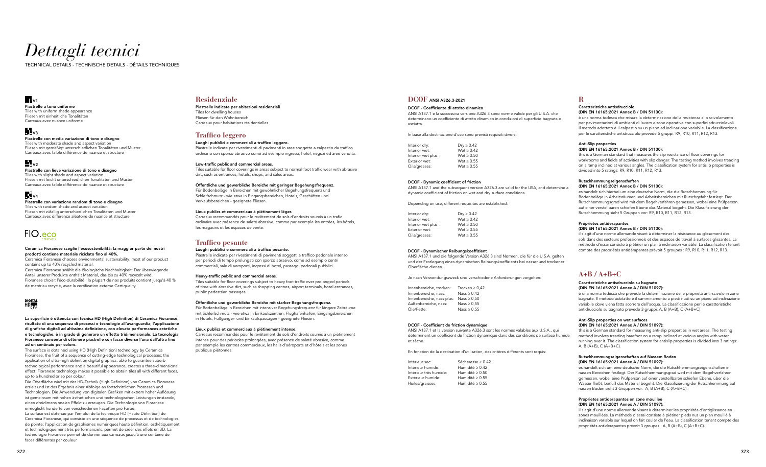# Dettagli tecnici

TECHNICAL DETAILS - TECHNISCHE DETAILS - DÉTAILS TECHNIQUES

### V1

**Piastrelle a tono uniforme**
Tiles with uniform shade appearance
Fliesen mit einheitliche Tonalitäten
Carreaux avec nuance uniforme

### V3

**Piastrelle con media variazione di tono e disegno**
Tiles with moderate shade and aspect variation
Fliesen mit gemäßigt unterschiedlichen Tonalitäten und Muster
Carreaux avec faible différence de nuance et structure

### V2

**Piastrelle con lieve variazione di tono e disegno**
Tiles with slight shade and aspect variation
Fliesen mit leicht unterschiedlichen Tonalitäten und Muster
Carreaux avec faible différence de nuance et structure

### V4

**Piastrelle con variazione random di tono e disegno**
Tiles with random shade and aspect variation
Fliesen mit zufällig unterschiedlichen Tonalitäten und Muster
Carreaux avec différence aléatoire de nuance et structure

### FIO.eco

**Ceramica Fioranese sceglie l'ecosostenibilità: la maggior parte dei nostri prodotti contiene materiale riciclato fino al 40%.**
Ceramica Fioranese chooses environmental sustainability: most of our product contains up to 40% recycled material.
Ceramica Fioranese wählt die ökologische Nachhaltigkeit: Der überwiegende Anteil unserer Produkte enthält Material, das bis zu 40% recycelt wird.
Fioranese choisit l'éco-durabilité : la plupart de nos produits contient jusqu'à 40 % de matériau recyclé, avec la certification externe Certiquality.

### DIGITAL HD

**La superficie è ottenuta con tecnica HD (High Definition) di Ceramica Fioranese, risultato di una sequenza di processi e tecnologie all'avanguardia; l'applicazione di grafiche digitali ad altissima definizione, con elevate performances estetiche e tecnologiche, è in grado di generare un effetto tridimensionale. La tecnologia Fioranese consente di ottenere piastrelle con facce diverse l'una dall'altra fino ad un centinaio per colore.**
The surface is obtained using HD (High Definition) technology by Ceramica Fioranese, the fruit of a sequence of cutting-edge technological processes; the application of ultra-high definition digital graphics, able to guarantee superb technological performance and a beautiful appearance, creates a three-dimensional effect. Fioranese technology makes it possible to obtain tiles all with different faces, up to a hundred or so per colour.
Die Oberfläche wird mit der HD-Technik (High Definition) von Ceramica Fioranese erzielt und ist das Ergebnis einer Abfolge an fortschrittlichen Prozessen und Technologien. Die Anwendung von digitalen Grafiken mit extrem hoher Auflösung ist gemeinsam mit hohen ästhetischen und technologischen Leistungen imstande, einen dreidimensionalen Effekt zu erzeugen. Die Technologie von Fioranese ermöglicht hunderte von verschiedenen Facetten pro Farbe.
La surface est obtenue par l'emploi de la technique HD (Haute Définition) de Ceramica Fioranese, qui consiste en une séquence de processus et de technologies de pointe; l'application de graphismes numériques haute définition, esthétiquement et technologiquement très performanciels, permet de créer des effets en 3D. La technologie Fioranese permet de donner aux carreaux jusqu'à une centaine de faces différentes par couleur.

## Residenziale

**Piastrelle indicate per abitazioni residenziali**
Tiles for dwelling houses
Fliesen für den Wohnbereich
Carreaux pour habitations résidentielles

## Traffico leggero

**Luoghi pubblici e commerciali a traffico leggero.**
Piastrelle indicate per rivestimenti di pavimenti in aree soggette a calpestio da traffico ordinario con sporco abrasivo come ad esempio ingressi, hotel, negozi ed aree vendita.

**Low-traffic public and commercial areas.**
Tiles suitable for floor coverings in areas subject to normal foot traffic wear with abrasive dirt, such as entrances, hotels, shops, and sales areas.

**Öffentliche und gewerbliche Bereiche mit geringer Begehungsfrequenz.**
Für Bodenbeläge in Bereichen mit gewöhnlicher Begehungsfrequenz und Schleifschmutz - wie etwa in Eingangsbereichen, Hotels, Geschäften und Verkaufsbereichen - geeignete Fliesen.

**Lieux publics et commerciaux à piétinement léger.**
Carreaux recommandés pour le revêtement de sols d'endroits soumis à un trafic ordinaire avec présence de saleté abrasive, comme par exemple les entrées, les hôtels, les magasins et les espaces de vente.

## Traffico pesante

**Luoghi pubblici e commerciali a traffico pesante.**
Piastrelle indicate per rivestimenti di pavimenti soggetti a traffico pedonale intenso per periodi di tempo prolungati con sporco abrasivo, come ad esempio centri commerciali, sale di aeroporti, ingressi di hotel, passaggi pedonali pubblici.

**Heavy-traffic public and commercial areas.**
Tiles suitable for floor coverings subject to heavy foot traffic over prolonged periods of time with abrasive dirt, such as shopping centres, airport terminals, hotel entrances, public pedestrian passages.

**Öffentliche und gewerbliche Bereiche mit starker Begehungsfrequenz.**
Für Bodenbeläge in Bereichen mit intensiver Begehungsfrequenz für längere Zeiträume mit Schleifschmutz - wie etwa in Einkaufszentren, Flughafenhallen, Eingangsbereichen in Hotels, Fußgänger- und Einkaufspassagen - geeignete Fliesen.

**Lieux publics et commerciaux à piétinement intense.**
Carreaux recommandés pour le revêtement de sols d'endroits soumis à un piétinement intense pour des périodes prolongées, avec présence de saleté abrasive, comme par exemple les centres commerciaux, les halls d'aéroports et d'hôtels et les zones publique piétonnes.

## DCOF ANSI A326.3-2021

**DCOF - Coefficiente di attrito dinamico**
ANSI A137.1 e la successiva versione A326.3 sono norme valide per gli U.S.A. che determinano un coefficiente di attrito dinamico in condizioni di superficie bagnata e asciutta.

In base alla destinazione d'uso sono previsti requisiti diversi:

| | |
|---|---|
| Interior dry: | Dry ≥ 0.42 |
| Interior wet: | Wet ≥ 0.42 |
| Interior wet plus: | Wet ≥ 0.50 |
| Exterior wet: | Wet ≥ 0.55 |
| Oils/greases: | Wet ≥ 0.55 |

**DCOF - Dynamic coefficient of friction**
ANSI A137.1 and the subsequent version A326.3 are valid for the USA, and determine a dynamic coefficient of friction on wet and dry surface conditions.

Depending on use, different requisites are established:

| | |
|---|---|
| Interior dry: | Dry ≥ 0.42 |
| Interior wet: | Wet ≥ 0.42 |
| Interior wet plus: | Wet ≥ 0.50 |
| Exterior wet: | Wet ≥ 0.55 |
| Oils/greases: | Wet ≥ 0.55 |

**DCOF - Dynamischer Reibungskoeffizient**
ANSI A137.1 und die folgende Version A326.3 sind Normen, die für die U.S.A. gelten und der Festlegung eines dynamischen Reibungskoeffizients bei nasser und trockener Oberfläche dienen.

Je nach Verwendungszweck sind verschiedene Anforderungen vorgehen:

| | |
|---|---|
| Innenbereiche, trocken: | Trocken ≥ 0,42 |
| Innenbereiche, nass: | Nass ≥ 0,42 |
| Innenbereiche, nass plus: | Nass ≥ 0,50 |
| Außenbereiche, nass: | Nass ≥ 0,55 |
| Öle/Fette: | Nass ≥ 0,55 |

**DCOF - Coefficient de friction dynamique**
ANSI A137.1 et la version suivante A326.3 sont les normes valables aux U.S.A., qui déterminent un coefficient de friction dynamique dans des conditions de surface humide et sèche.

En fonction de la destination d'utilisation, des critères différents sont requis:

| | |
|---|---|
| Intérieur sec: | Sécheresse ≥ 0.42 |
| Intérieur humide: | Humidité ≥ 0.42 |
| Intérieur très humide: | Humidité ≥ 0.50 |
| Extérieur humide: | Humidité ≥ 0.55 |
| Huiles/graisses: | Humidité ≥ 0.55 |

## R

**Caratteristiche antisdrucciolo**
**(DIN EN 16165:2021 Annex B / DIN 51130):**
è una norma tedesca che misura la determinazione della resistenza allo scivolamento per pavimentazioni di ambienti di lavoro e zone operative con superfici sdrucciolevoli. Il metodo adottato è il calpestio su un piano ad inclinazione variabile. La classificazione per le caratteristiche antidrucciolo prevede 5 gruppi: R9, R10, R11, R12, R13.

**Anti-Slip properties**
**(DIN EN 16165:2021 Annex B / DIN 51130):**
this is a German standard that measures the slip resistance of floor coverings for workrooms and fields of activities with slip danger. The testing method involves treading on a ramp inclined at various angles. The classification system for antislip properties is divided into 5 ratings: R9, R10, R11, R12, R13.

**Rutschhemmungseigenschaften**
**(DIN EN 16165:2021 Annex B / DIN 51130):**
es handelt sich hierbei um eine deutsche Norm, die die Rutschhemmung für Bodenbeläge in Arbeitsräumen und Arbeitsbereichen mit Rutschgefahr festlegt. Der Rutschhemmungsgrad wird mit dem Begehverfahren gemessen, wobei eine Prüfperson auf einer verstellbaren schiefen Ebene das Material begeht. Die Klassifizierung der Rutschhemmung sieht 5 Gruppen vor: R9, R10, R11, R12, R13.

**Proprietes antiderapantes**
**(DIN EN 16165:2021 Annex B / DIN 51130):**
il s'agit d'une norme allemande visant à déterminer la résistance au glissement des sols dans des secteurs professionnels et des espaces de travail à surfaces glissantes. La méthode d'essai consiste à piétiner un plan à inclinaison variable. La classification tenant compte des propriétés antidérapantes prévoit 5 groupes : R9, R10, R11, R12, R13.

## A+B / A+B+C

**Caratteristiche antisdrucciolo su bagnato**
**(DIN EN 16165:2021 Annex A / DIN 51097):**
è una norma tedesca che prevede la determinazione delle proprietà anti-scivolo in zone bagnate. Il metodo adottato è il camminamento a piedi nudi su un piano ad inclinazione variabile dove viena fatta scorrere dell'acqua. La classificazione per le caratteristiche antidrucciolo su bagnato prevede 3 gruppi: A, B (A+B), C (A+B+C).

**Anti-Slip properties on wet surfaces**
**(DIN EN 16165:2021 Annex A / DIN 51097):**
this is a German standard for measuring anti-slip properties in wet areas. The testing method involves treading barefoot on a ramp inclined at various angles with water running over it. The classification system for antislip properties is divided into 3 ratings: A, B (A+B), C (A+B+C).

**Rutschhemmungseigenschaften auf Nassem Boden**
**(DIN EN 16165:2021 Annex A / DIN 51097):**
es handelt sich um eine deutsche Norm, die die Rutschhemmungseigenschaften in nassen Bereichen festlegt. Der Rutschhemmungsgrad wird mit dem Begehverfahren gemessen, wobei eine Prüfperson auf einer verstellbaren schiefen Ebene, über die Wasser fließt, barfuß das Material begeht. Die Klassifizierung der Rutschhemmung auf nassen Böden sieht 3 Gruppen vor: A, B (A+B), C (A+B+C).

**Proprietes antiderapantes en zone mouillee**
**(DIN EN 16165:2021 Annex A / DIN 51097):**
il s'agit d'une norme allemande visant à déterminer les propriétés d'antiglissance en zones mouillées. La méthode d'essai consiste à piétiner pieds nus un plan mouillé à inclinaison variable sur lequel on fait couler de l'eau. La classification tenant compte des propriétés antidérapantes prévoit 3 groupes : A, B (A+B), C (A+B+C).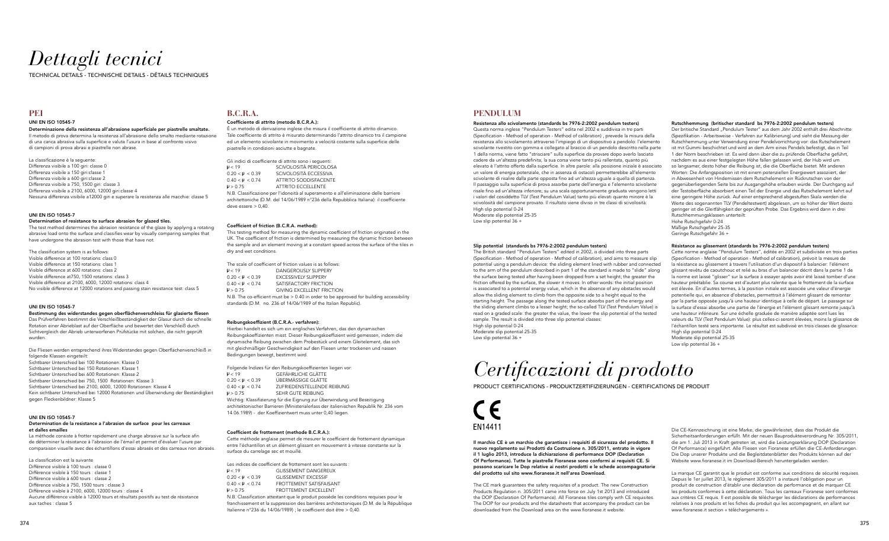# *Dettagli tecnici*

TECHNICAL DETAILS - TECHNISCHE DETAILS - DÉTAILS TECHNIQUES

## PEI

**UNI EN ISO 10545-7**

**Determinazione della resistenza all'abrasione superficiale per piastrelle smaltate.**
Il metodo di prova determina la resistenza all'abrasione dello smalto mediante rotazione di una carica abrasiva sulla superficie e valuta l'usura in base al confronto visivo di campioni di prova abrasi e piastrelle non abrase.

La classificazione è la seguente:
Differenza visibile a 100 giri: classe 0
Differenza visibile a 150 giri:classe 1
Differenza visibile a 600 giri:classe 2
Differenza visibile a 750, 1500 giri: classe 3
Differenza visibile a 2100, 6000, 12000 giri:classe 4
Nessuna differenza visibile a12000 giri e superare la resistenza alle macchie: classe 5

**UNI EN ISO 10545-7**

**Determination of resistance to surface abrasion for glazed tiles.**
The test method determines the abrasion resistance of the glaze by applying a rotating abrasive load onto the surface and classifies wear by visually comparing samples that have undergone the abrasion test with those that have not.

The classification system is as follows:
Visible difference at 100 rotations: class 0
Visible difference at 150 rotations: class 1
Visible difference at 600 rotations: class 2
Visible difference at750, 1500 rotations: class 3
Visible difference at 2100, 6000, 12000 rotations: class 4
No visible difference at 12000 rotations and passing stain resistance test: class 5

**UNI EN ISO 10545-7**

**Bestimmung des widerstandes gegen oberflächenverschleiss für glasierte fliesen**
Das Prüfverfahren bestimmt die Verschleißbeständigkeit der Glasur durch die schnelle Rotation einer Abrieblast auf der Oberfläche und bewertet den Verschleiß durch Sichtvergleich der Abrieb unterworfenen Prüfstücke mit solchen, die nicht geprüft wurden.

Die Fliesen werden entsprechend ihres Widerstandes gegen Oberflächenverschleiß in folgende Klassen eingeteilt:
Sichtbarer Unterschied bei 100 Rotationen: Klasse 0
Sichtbarer Unterschied bei 150 Rotationen: Klasse 1
Sichtbarer Unterschied bei 600 Rotationen: Klasse 2
Sichtbarer Unterschied bei 750, 1500 Rotationen: Klasse 3
Sichtbarer Unterschied bei 2100, 6000, 12000 Rotationen: Klasse 4
Kein sichtbarer Unterschied bei 12000 Rotationen und Überwindung der Beständigkeit gegen Fleckenbildner: Klasse 5

**UNI EN ISO 10545-7**

**Determination de la resistance a l'abrasion de surface pour les carreaux et dalles emailles**
La méthode consiste à frotter rapidement une charge abrasive sur la surface afin de déterminer la résistance à l'abrasion de l'émail et permet d'évaluer l'usure par comparaison visuelle avec des échantillons d'essai abrasés et des carreaux non abrasés.

La classification est la suivante
Différence visible à 100 tours : classe 0
Différence visible à 150 tours : classe 1
Différence visible à 600 tours : classe 2
Différence visible à 750, 1500 tours : classe 3
Différence visible à 2100, 6000, 12000 tours : classe 4
Aucune différence visible à 12000 tours et résultats positifs au test de résistance aux taches : classe 5

## B.C.R.A.

**Coefficiente di attrito (metodo B.C.R.A.):**
È un metodo di derivazione inglese che misura il coefficiente di attrito dinamico. Tale coefficiente di attrito è misurato determinando l'attrito dinamico tra il campione ed un elemento scivolante in movimento a velocità costante sulla superficie delle piastrelle in condizioni asciutte e bagnate.

Gli indici di coefficiente di attrito sono i seguenti:

| | |
|---|---|
| $\mu < 19$ | SCIVOLOSITÀ PERICOLOSA |
| $0.20 < \mu < 0.39$ | SCIVOLOSITÀ ECCESSIVA |
| $0.40 < \mu < 0.74$ | ATTRITO SODDISFACENTE |
| $\mu > 0.75$ | ATTRITO ECCELLENTE |

N.B. Classificazione per l'idoneità al superamento e all'eliminazione delle barriere architettoniche (D.M. del 14/06/1989 n°236 della Repubblica Italiana): il coefficiente deve essere > 0,40.

**Coefficient of friction (B.C.R.A. method):**
This testing method for measuring the dynamic coefficient of friction originated in the UK. The coefficient of friction is determined by measuring the dynamic friction between the sample and an element moving at a constant speed across the surface of the tiles in dry and wet conditions.

The scale of coefficient of friction values is as follows:

| | |
|---|---|
| $\mu < 19$ | DANGEROUSLY SLIPPERY |
| $0.20 < \mu < 0.39$ | EXCESSIVELY SLIPPERY |
| $0.40 < \mu < 0.74$ | SATISFACTORY FRICTION |
| $\mu > 0.75$ | GIVING EXCELLENT FRICTION |

N.B. The co-efficient must be > 0.40 in order to be approved for building accessibility standards (D.M. no. 236 of 14/06/1989 of the Italian Republic).

**Reibungskoeffizient (B.C.R.A.- verfahren):**
Hierbei handelt es sich um ein englisches Verfahren, das den dynamischen Reibungskoeffizienten misst. Dieser Reibungskoeffizient wird gemessen, indem die dynamische Reibung zwischen dem Probestück und einem Gleitelement, das sich mit gleichmäßiger Geschwindigkeit auf den Fliesen unter trockenen und nassen Bedingungen bewegt, bestimmt wird.

Folgende Indizes für den Reibungskoeffizienten liegen vor:

| | |
|---|---|
| $\mu < 19$ | GEFÄHRLICHE GLÄTTE |
| $0.20 < \mu < 0.39$ | ÜBERMÄSSIGE GLÄTTE |
| $0.40 < \mu < 0.74$ | ZUFRIEDENSTELLENDE REIBUNG |
| $\mu > 0.75$ | SEHR GUTE REIBUNG |

Wichtig: Klassifizierung für die Eignung zur Überwindung und Beseitigung architektonischer Barrieren (Ministerialerlass der italienischen Republik Nr. 236 vom 14.06.1989) - der Koeffizientwert muss unter 0,40 liegen.

**Coefficient de frottement (methode B.C.R.A.):**
Cette méthode anglaise permet de mesurer le coefficient de frottement dynamique entre l'échantillon et un élément glissant en mouvement à vitesse constante sur la surface du carrelage sec et mouillé.

Les indices de coefficient de frottement sont les suivants :

| | |
|---|---|
| $\mu < 19$ | GLISSEMENT DANGEREUX |
| $0.20 < \mu < 0.39$ | GLISSEMENT EXCESSIF |
| $0.40 < \mu < 0.74$ | FROTTEMENT SATISFAISANT |
| $\mu > 0.75$ | FROTTEMENT EXCELLENT |

N.B. Classification attestant que le produit possède les conditions requises pour le franchissement et la suppression des barrières architectoniques (D.M. de la République Italienne n°236 du 14/06/1989) ; le coefficient doit être > 0,40.

## PENDULUM

**Resistenza allo scivolamento (standards bs 7976-2:2002 pendulum testers)**
Questa norma inglese "Pendulum Testers" edita nel 2002 e suddivisa in tre parti (Specification - Method of operation - Method of calibration) , prevede la misura della resistenza allo scivolamento attraverso l'impiego di un dispositivo a pendolo: l'elemento scivolante rivestito con gomma e collegato al braccio di un pendolo descritto nella parte 1 della norma, viene fatto "strisciare" sulla superficie da provare dopo averlo lasciato cadere da un'altezza predefinita; la sua corsa viene tanto più rallentata, quanto più elevato è l'attrito offerto dalla superficie. In altre parole: alla posizione iniziale è associato un valore di energia potenziale, che in assenza di ostacoli permetterebbe all'elemento scivolante di risalire dalla parte opposta fino ad un'altezza uguale a quella di partenza. Il passaggio sulla superficie di prova assorbe parte dell'energia e l'elemento scivolante risale fino ad un'altezza inferiore; su una scala opportunamente graduata vengono letti i valori del cosiddetto TLV (Test Pendulum Value) tanto più elevati quanto minore è la scivolosità del campione provato. Il risultato viene diviso in tre classi di scivolosità:
High slip potential 0-24
Moderate slip potential 25-35
Low slip potential 36 +

**Slip potential (standards bs 7976-2:2002 pendulum testers)**
The British standard "Pendulum Testers" edited in 2002, is divided into three parts (Specification - Method of operation - Method of calibration), and aims to measure slip potential using a pendulum device: the sliding element lined with rubber and connected to the arm of the pendulum described in part 1 of the standard is made to "slide" along the surface being tested after having been dropped from a set height; the greater the friction offered by the surface, the slower it moves. In other words: the initial position is associated to a potential energy value, which in the absence of any obstacles would allow the sliding element to climb from the opposite side to a height equal to the starting height. The passage along the tested surface absorbs part of the energy and the sliding element climbs to a lesser height; the so-called TLV (Test Pendulum Value) is read on a graded scale: the greater the value, the lower the slip potential of the tested sample. The result is divided into three slip potential classes:
High slip potential 0-24
Moderate slip potential 25-35
Low slip potential 36 +

**Rutschhemmung (britischer standard bs 7976-2:2002 pendulum testers)**
Der britische Standard „Pendulum Tester" aus dem Jahr 2002 enthält drei Abschnitte (Spezifikation - Arbeitsweise - Verfahren zur Kalibrierung) und sieht die Messung der Rutschhemmung unter Verwendung einer Pendelvorrichtung vor: das Rutschelement ist mit Gummi beschichtet und wird an dem Arm eines Pendels befestigt, das in Teil 1 der Norm beschrieben ist. Es wird dann über die zu prüfende Oberfläche geführt, nachdem es aus einer festgelegten Höhe fallen gelassen wird, der Hub wird um so langsamer, desto höher die Reibung ist, die die Oberfläche bietet. Mit anderen Worten: Die Anfangsposition ist mit einem potenziellen Energiewert assoziiert, der in Abwesenheit von Hindernissen dem Rutschelement ein Rückrutschen von der gegenüberliegenden Seite bis zur Ausgangshöhe erlauben würde. Der Durchgang auf der Testoberfläche absorbiert einen Teil der Energie und das Rutschelement kehrt auf eine geringere Höhe zurück. Auf einer entsprechend abgestuften Skala werden die Werte des sogenannten TLV (Pendeltestwert) abgelesen, um so höher der Wert desto geringer ist die Gleitfähigkeit der geprüften Probe. Das Ergebnis wird dann in drei Rutschhemmungsklassen unterteilt:
Hohe Rutschgefahr 0-24
Mäßige Rutschgefahr 25-35
Geringe Rutschgefahr 36 +

**Résistance au glissement (standards bs 7976-2:2002 pendulum testers)**
Cette norme anglaise "Pendulum Testers", éditée en 2002 et subdivisée en trois parties (Specification - Method of operation - Method of calibration), prévoit la mesure de la résistance au glissement à travers l'utilisation d'un dispositif à balancier: l'élément glissant revêtu de caoutchouc et relié au bras d'un balancier décrit dans la partie 1 de la norme est laissé "glisser" sur la surface à essayer après avoir été laissé tomber d'une hauteur préétablie. Sa course est d'autant plus ralentie que le frottement de la surface est élevée. En d'autres termes, à la position initiale est associée une valeur d'énergie potentielle qui, en absence d'obstacles, permettrait à l'élément glissant de remonter par la partie opposée jusqu'à une hauteur identique à celle de départ. Le passage sur la surface d'essai absorbe une partie de l'énergie et l'élément glissant remonte jusqu'à une hauteur inférieure. Sur une échelle graduée de manière adaptée sont lues les valeurs du TLV (Test Pendulum Value): plus celles-ci seront élevées, moins la glissance de l'échantillon testé sera importante. Le résultat est subdivisé en trois classes de glissance:
High slip potential 0-24
Moderate slip potential 25-35
Low slip potential 36 +

# *Certificazioni di prodotto*

PRODUCT CERTIFICATIONS - PRODUKTZERTIFIZIERUNGEN - CERTIFICATIONS DE PRODUIT

CE
EN14411

**Il marchio CE è un marchio che garantisce i requisiti di sicurezza del prodotto. Il nuovo regolamento sui Prodotti da Costruzione n. 305/2011, entrato in vigore il 1 luglio 2013, introduce la dichiarazione di performance DOP (Declaration Of Performance). Tutte le piastrelle Fioranese sono conformi ai requisiti CE. Si possono scaricare le Dop relative ai nostri prodotti e le schede accompagnatorie del prodotto sul sito www.fioranese.it nell'area Download.**

The CE mark guarantees the safety requisites of a product. The new Construction Products Regulation n. 305/2011 came into force on July 1st 2013 and introduced the DOP (Declaration Of Performance). All Fioranese tiles comply with CE requisites. The DOP for our products and the datasheets that accompany the product can be downloaded from the Download area on the www.fioranese.it website.

Die CE-Kennzeichnung ist eine Marke, die gewährleistet, dass das Produkt die Sicherheitsanforderungen erfüllt. Mit der neuen Bauproduktverordnung Nr. 305/2011, die am 1. Juli 2013 in Kraft getreten ist, wird die Leistungserklärung DOP (Declaration Of Performance) eingeführt. Alle Fliesen von Fioranese erfüllen die CE-Anforderungen. Die Dop unserer Produkte und die Begleitdatenblätter des Produkts können auf der Website www.fioranese.it im Download-Bereich heruntergeladen werden.

La marque CE garantit que le produit est conforme aux conditions de sécurité requises. Depuis le 1er juillet 2013, le règlement 305/2011 a instauré l'obligation pour un produit de construction d'établir une déclaration de performance et de marquer CE les produits conformes à cette déclaration. Tous les carreaux Fioranese sont conformes aux critères CE requis. Il est possible de télécharger les déclarations de performances relatives à nos produits et les fiches du produit qui les accompagnent, en allant sur www.fioranese.it section « téléchargements ».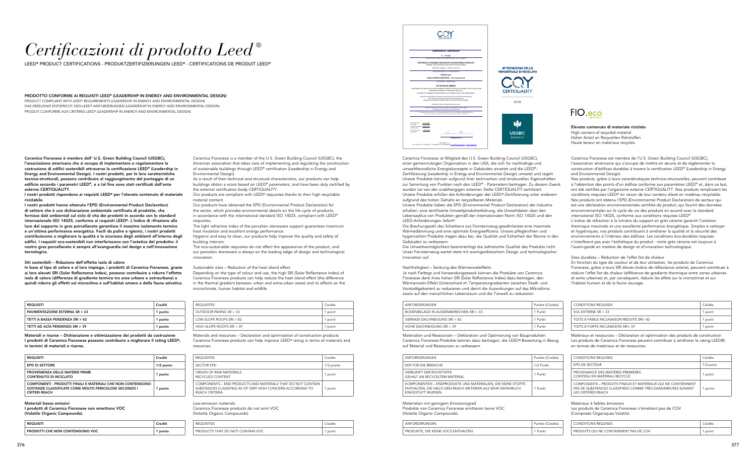# *Certificazioni di prodotto Leed®*

LEED® PRODUCT CERTIFICATIONS - PRODUKTZERTIFIZIERUNGEN LEED® - CERTIFICATIONS DE PRODUIT LEED®

**PRODOTTO CONFORME AI REQUISITI LEED® (LEADERSHIP IN ENERGY AND ENVIRONMENTAL DESIGN)**
PRODUCT COMPLIANT WITH LEED® REQUIREMENTS (LEADERSHIP IN ENERGY AND ENVIRONMENTAL DESIGN)
DAS ERZEUGNIS ENTSPRICHT DEN LEED®-ANFORDERUNGEN (LEADERSHIP IN ENERGY AND ENVIRONMENTAL DESIGN)
PRODUIT CONFORME AUX CRITÈRES LEED® (LEADERSHIP IN ENERGY AND ENVIRONMENTAL DESIGN)

**Ceramica Fioranese è membro dell' U.S. Green Building Council (USGBC), l'associazione americana che si occupa di implementare e regolamentare la costruzione di edifici sostenibili attraverso la certificazione LEED® (Leadership in Energy and Environmental Design). I nostri prodotti, per le loro caratteristiche tecnico-strutturali, possono contribuire al raggiungimento del punteggio di un edificio secondo i parametri LEED®, e a tal fine sono stati certificati dall'ente esterno CERTIQUALITY.**
**I nostri prodotti rispondono ai requisiti LEED® per l'elevato contenuto di materiale riciclabile.**
**I nostri prodotti hanno ottenuto l'EPD (Environmental Product Declaration) di settore che è una dichiarazione ambientale certificata di prodotto, che fornisce dati ambientali sul ciclo di vita dei prodotti in accordo con lo standard internazionale ISO 14025, conforme ai requisiti LEED®. L'indice di rifrazione alla luce del supporto in gres porcellanato garantisce il massimo isolamento termico e un'ottima performance energetica. Facili da pulire e igienici, i nostri prodotti contribuiscono a migliorare la qualità e la sicurezza degli ambienti all'interno degli edifici. I requisiti eco-sostenibili non interferiscono con l'estetica del prodotto: il nostro gres porcellanato è sempre all'avanguardia nel design e nell'innovazione tecnologica.**

**Siti sostenibili – Riduzione dell'effetto isola di calore**
**In base al tipo di colore e al loro impiego, i prodotti di Ceramica Fioranese, grazie ai loro elevati SRI (Solar Reflectance Index), possono contribuire a ridurre l'effetto isola di calore (differenza di gradiente termico tra aree urbane e extraurbane) e quindi ridurre gli effetti sul microclima e sull'habitat umano e della fauna selvatica.**

| REQUISITI | Crediti |
|---|---|
| PAVIMENTAZIONE ESTERNA SR > 33 | 1 punto |
| TETTI A BASSA PENDENZA SRI > 82 | 1 punto |
| TETTI AD ALTA PENDENZA SRI > 39 | 1 punto |

**Materiali e risorse – Dichiarazione e ottimizzazione dei prodotti da costruzione**
**I prodotti di Ceramica Fioranese possono contribuire a migliorare il rating LEED®, in termini di materiali e risorse.**

| REQUISITI | Crediti |
|---|---|
| EPD DI SETTORE | 1/2 punto |
| PROVENIENZA DELLE MATERIE PRIME CONTENUTO DI RICICLATO | 1 punto |
| COMPONENTI - PRODOTTI FINALI E MATERIALI CHE NON CONTENGONO SOSTANZE CLASSIFICATE COME MOLTO PERICOLOSE SECONDO I CRITERI REACH | 1 punto |

**Materiali basso emissivi**
**I prodotti di Ceramica Fioranese non emettono VOC (Volatile Organic Compounds).**

| REQUISITI | Crediti |
|---|---|
| PRODOTTI CHE NON CONTENGONO VOC | 1 punto |

Ceramica Fioranese is a member of the U.S. Green Building Council (USGBC), the American association that takes care of implementing and regulating the construction of sustainable buildings through LEED® certification (Leadership in Energy and Environmental Design).
As a result of their technical and structural characteristics, our products can help buildings obtain a score based on LEED® parameters, and have been duly certified by the external certification body CERTIQUALITY.
Our products are compliant with LEED® requisites thanks to their high recyclable material content.
Our products have obtained the EPD (Environmental Product Declaration) for the sector, which provides environmental details on the life cycle of products, in accordance with the international standard ISO 14025, compliant with LEED® requisites.
The light refractive index of the porcelain stoneware support guarantees maximum heat insulation and excellent energy performance.
Hygienic and easy to clean, our products help improve the quality and safety of building interiors.
The eco-sustainable requisites do not affect the appearance of the product, and our porcelain stoneware is always on the leading edge of design and technological innovation.

Sustainable sites – Reduction of the heat island effect
Depending on the type of colour and use, the high SRI (Solar Reflectance Index) of Ceramica Fioranese products can help reduce the heat island effect (the difference in the thermal gradient between urban and extra-urban areas) and its effects on the microclimate, human habitat and wildlife.

| REQUISITES | Credits |
|---|---|
| OUTDOOR PAVING SR > 33 | 1 point |
| LOW SLOPE ROOFS SRI > 82 | 1 point |
| HIGH SLOPE ROOFS SRI > 39 | 1 point |

Materials and resources – Declaration and optimisation of construction products
Ceramica Fioranese products can help improve LEED® rating in terms of materials and resources.

| REQUISITES | Credits |
|---|---|
| SECTOR EPD | 1/2 points |
| ORIGIN OF RAW MATERIALS RECYCLED CONTENT | 1 point |
| COMPONENTS – END PRODUCTS AND MATERIALS THAT DO NOT CONTAIN SUBSTANCES CLASSIFIED AS OF VERY HIGH CONCERN ACCORDING TO REACH CRITERIA | 1 point |

Low-emission materials
Ceramica Fioranese products do not emit VOC (Volatile Organic Compounds).

| REQUISITES | Credits |
|---|---|
| PRODUCTS THAT DO NOT CONTAIN VOC | 1 point |

ATTESTAZIONE DELLA PERCENTUALE DI RICICLATO

CERTIQUALITY

DT 55

USGBC MEMBER

FIO.eco

**Elevato contenuto di materiale riciclato**
High content of recycled material
Hoher Anteil an Recycelten Rohstoffen
Haute teneur en matériaux recyclés

Ceramica Fioranese ist Mitglied des U.S. Green Building Council (USGBC), einer gemeinnützigen Organisation in den USA, die sich für nachhaltige und umweltfreundliche Energiekonzepte in Gebäuden einsetzt und die LEED®-Zertifizierung (Leadership in Energy and Environmental Design) umsetzt und regelt. Unsere Produkte können aufgrund ihrer technischen und strukturellen Eigenschaften zur Sammlung von Punkten nach den LEED® - Parametern beitragen. Zu diesem Zweck wurden sie von der unabhängigen externen Stelle CERTIQUALITY zertifiziert.
Unsere Produkte erfüllen die Anforderungen der LEED®-Zertifizierung unter anderem aufgrund des hohen Gehalts an recycelbaren Materials.
Unsere Produkte haben die EPD (Environmental Product Declaration) der Industrie erhalten, eine zertifizierte Umweltproduktderklärung, die Umweltdaten über den Lebenszyklus von Produkten gemäß der internationalen Norm ISO 14025 und den LEED-Anforderungen liefert®.
Die Brechungszahl des Scherbens aus Feinsteinzeug gewährleistet eine maximale Wärmedämmung und eine optimale Energieeffizienz. Unsere pflegeleichten und hygienischen Produkte tragen dazu bei, die Qualität und Sicherheit der Räume in den Gebäuden zu verbessern.
Die Umweltverträglichkeit beeinträchtigt die ästhetische Qualität des Produkts nicht: Unser Feinsteinzeug wartet stets mit avantgardistischem Design und technologischer Innovation auf.

Nachhaltigkeit – Senkung des Wärmeinseleffekts
Je nach Farbtyp und Verwendungszweck können die Produkte von Ceramica Fioranese dank ihres hohen SRI (Solar Reflectance Index) dazu beitragen, den Wärmeinseln-Effekt (Unterschied im Temperaturgradienten zwischen Stadt- und Vorstadtgebieten) zu reduzieren und damit die Auswirkungen auf das Mikroklima sowie auf den menschlichen Lebensraum und die Tierwelt zu reduzieren.

| ANFORDERUNGEN | Punkte (Credits) |
|---|---|
| BODENBELÄGE IN AUSSENBEREICHEN SR > 33 | 1 Punkt |
| GERINGE DACHNEIGUNG SRI > 82 | 1 Punkt |
| HOHE DACHNEIGUNG SRI > 39 | 1 Punkt |

Materialien und Ressourcen – Deklaration und Optimierung von Bauprodukten
Ceramica Fioranese-Produkte können dazu beitragen, die LEED®-Bewertung in Bezug auf Material und Ressourcen zu verbessern

| ANFORDERUNGEN | Punkte (Credits) |
|---|---|
| EDP FÜR DIE BRANCHE | 1/2 Punkt |
| HERKUNFT DER ROHSTOFFE GEHALT AN RECYCELTEM MATERIAL | 1 Punkt |
| KOMPONENTEN – ENDPRODUKTE UND MATERIALIEN, DIE KEINE STOFFE ENTHALTEN, DIE NACH DEN REACH-KRITERIEN ALS SEHR GEFÄHRLICH EINGESTUFT WURDEN | 1 Punkt |

Materialien mit geringem Emissionsgrad
Produkte von Ceramica Fioranese emittieren keine VOC (Volatile Organic Compounds).

| ANFORDERUNGEN | Punkte (Credits) |
|---|---|
| PRODUKTE, DIE KEINE VOCS ENTHALTEN | 1 Punkt |

Ceramica Fioranese est membre de l'U.S. Green Building Council (USGBC), l'association américaine qui s'occupe de mettre en œuvre et de réglementer la construction d'édifices durables à travers la certification LEED® (Leadership in Energy and Environmental Design).
Nos produits, grâce à leurs caractéristiques techno-structurelles, peuvent contribuer à l'obtention des points d'un édifice conforme aux paramètres LEED® et, dans ce but, ont été certifiés par l'organisme externe CERTIQUALITY. Nos produits remplissent les conditions requises LEED® en raison de leur contenu élevé en matériau recyclable.
Nos produits ont obtenu l'EPD (Environmental Product Declaration) de secteur qui est une déclaration environnementale certifiée de produit, qui fournit des données environnementales sur le cycle de vie des produits en accord avec le standard international ISO 14025, conforme aux conditions requises LEED®.
L'indice de réfraction à la lumière du support en grès cérame garantit l'isolation thermique maximale et une excellente performance énergétique. Simples à nettoyer et hygiéniques, nos produits contribuent à améliorer la qualité et la sécurité des environnements à l'intérieur des édifices. Les conditions éco-durables requises n'interfèrent pas avec l'esthétique du produit : notre grès cérame est toujours à l'avant-garde en matière de design et d'innovation technologique.

Sites durables – Réduction de l'effet îlot de chaleur
En fonction du type de couleur et de leur utilisation, les produits de Ceramica Fioranese, grâce à leurs SRI élevés (indice de réflectance solaire), peuvent contribuer à réduire l'effet îlot de chaleur (différence de gradients thermique entre zones urbaines et extra urbaines) et, par conséquent, réduire les effets sur le microclimat et sur l'habitat humain et de la faune sauvage.

| CONDITIONS REQUISES | Crédits |
|---|---|
| SOL EXTERNE SR > 33 | 1 point |
| TOITS À FAIBLE INCLINAISON RÉDUITE SRI> 82 | 1 point |
| TOITS À FORTE INCLINAISON SRI> 39 | 1 point |

Matériaux et ressources – Déclaration et optimisation des produits de construction
Les produits de Ceramica Fioranese peuvent contribuer à améliorer le rating LEED®, en termes de matériaux et de ressources.

| CONDITIONS REQUISES | Crédits |
|---|---|
| EPD DE SECTEUR | 1/2 point |
| PROVENANCE DES MATIÈRES PREMIÈRES CONTENU EN MATÉRIAU RECYCLÉ | 1 point |
| COMPOSANTS – PRODUITS FINAUX ET MATÉRIAUX QUI NE CONTIENNENT PAS DE SUBSTANCES CLASSIFIÉES COMME TRÈS DANGEREUSES SUIVANT LES CRITÈRES REACH | 1 punto |

Matériaux à faibles émissions
Les produits de Ceramica Fioranese n'émettent pas de COV (Composés Organiques Volatils).

| CONDITIONS REQUISES | Crédits |
|---|---|
| PRODUITS QUI NE CONTIENNENT PAS DE COV | 1 point |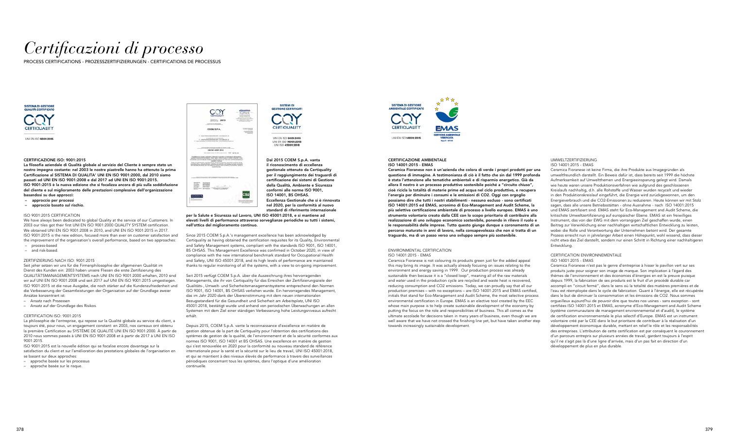# *Certificazioni di processo*

PROCESS CERTIFICATIONS - PROZESSZERTIFIZIERUNGEN - CERTIFICATIONS DE PROCESSUS

SISTEMA DI GESTIONE QUALITÀ CERTIFICATO

CERTIQUALITY

UNI EN ISO 9001:2015

**CERTIFICAZIONE ISO: 9001:2015**

**La filosofia aziendale di Qualità globale al servizio del Cliente è sempre stato un nostro impegno costante: nel 2003 le nostre piastrelle hanno ha ottenuto la prima Certificazione al SISTEMA DI QUALITA' UNI EN ISO 9001:2000, dal 2010 siamo passati ad UNI EN ISO 9001:2008 e dal 2017 ad UNI EN ISO 9001:2015. ISO 9001:2015 è la nuova edizione che si focalizza ancora di più sulla soddisfazione del cliente e sul miglioramento delle prestazioni complessive dell'organizzazione basandosi su due approcci:**

- **approccio per processi**
- **approccio basato sul rischio.**

ISO 9001:2015 CERTIFICATION

We have always been dedicated to global Quality at the service of our Customers. In 2003 our tiles got their first UNI EN ISO 9001:2000 QUALITY SYSTEM certification. We obtained UNI EN ISO 9001:2008 in 2010, and UNI EN ISO 9001:2015 in 2017. ISO 9001:2015 is the new edition, focused more than ever on customer satisfaction and the improvement of the organisation's overall performance, based on two approaches:

- process-based
- and risk-based.

ZERTIFIZIERUNG NACH ISO: 9001:2015

Seit jeher setzen wir uns für die Firmenphilosophie der allgemeinen Qualität im Dienst des Kunden ein: 2003 haben unsere Fliesen die erste Zertifizierung des QUALITÄTSMANAGEMENTSYSTEMS nach UNI EN ISO 9001:2000 erhalten, 2010 sind wir auf UNI EN ISO 9001:2008 und seit 2017 auf UNI EN ISO 9001:2015 umgestiegen. ISO 9001:2015 ist die neue Ausgabe, die noch stärker auf die Kundenzufriedenheit und die Verbesserung der Gesamtleistungen der Organisation auf der Grundlage zweier Ansätze konzentriert ist:

- Ansatz nach Prozessen
- Ansatz auf der Grundlage des Risikos.

CERTIFICATION ISO: 9001:2015

La philosophie de l'entreprise, qui repose sur la Qualité globale au service du client, a toujours été, pour nous, un engagement constant: en 2003, nos carreaux ont obtenu la première Certification au SYSTÈME DE QUALITÉ UNI EN ISO 9001:2000. À partir de 2010 nous sommes passés à UNI EN ISO 9001:2008 et à partir de 2017 à UNI EN ISO 9001:2015.

ISO 9001:2015 est la nouvelle édition qui se focalise encore davantage sur la satisfaction du client et sur l'amélioration des prestations globales de l'organisation en se basant sur deux approches:

- approche basée sur les processus
- approche basée sur le risque.

SISTEMI DI GESTIONE CERTIFICATI

CERTIQUALITY

UNI EN ISO 9001:2015
UNI EN ISO 14001:2015
UNI ISO 45001:2018

**Dal 2015 COEM S.p.A. vanta il riconoscimento di eccellenza gestionale ottenuto da Certiquality per il raggiungimento dei traguardi di certificazione dei sistemi di Gestione della Qualità, Ambiente e Sicurezza conformi alle norme ISO 9001, ISO 14001, BS OHSAS. Eccellenza Gestionale che si è rinnovata nel 2020, per la conformità al nuovo standard di riferimento internazionale per la Salute e Sicurezza sul Lavoro, UNI ISO 45001:2018, e si mantiene ad elevati livelli di performance attraverso sorveglianze periodiche su tutti i sistemi, nell'ottica del miglioramento continuo.**

Since 2015 COEM S.p.A.'s management excellence has been acknowledged by Certiquality as having obtained the certification requisites for its Quality, Environmental and Safety Management systems, compliant with the standards ISO 9001, ISO 14001, BS OHSAS. This Management Excellence was confirmed in October 2020, in view of compliance with the new international benchmark standard for Occupational Health and Safety, UNI ISO 45001:2018, and its high levels of performance are maintained thanks to regular monitoring of all the systems, with a view to on-going improvement.

Seit 2015 verfügt COEM S.p.A. über die Auszeichnung ihres hervorragenden Managements, die ihr von Certiquality für das Erreichen der Zertifizierungsziele der Qualitäts-, Umwelt- und Sicherheitsmanagementsysteme entsprechend den Normen ISO 9001, ISO 14001, BS OHSAS verliehen wurde. Ein hervorragendes Management, das im Jahr 2020 dank der Übereinstimmung mit dem neuen internationalen Bezugsstandard für die Gesundheit und Sicherheit am Arbeitsplatz, UNI ISO 45001:2018, bestätigt wurde und anhand von periodischen Überwachungen an allen Systemen mit dem Ziel einer ständigen Verbesserung hohe Leistungsniveaus aufrecht erhält.

Depuis 2015, COEM S.p.A. vante la reconnaissance d'excellence en matière de gestion obtenue de la part de Certiquality pour l'obtention des certifications des systèmes de gestion de la qualité, de l'environnement et de la sécurité conformes aux normes ISO 9001, ISO 14001 et BS OHSAS. Une excellence en matière de gestion qui s'est renouvelée en 2020 pour la conformité au nouveau standard de référence internationale pour la santé et la sécurité sur le lieu de travail, UNI ISO 45001:2018, et qui se maintient à des niveaux élevés de performance à travers des surveillances périodiques concernant tous les systèmes, dans l'optique d'une amélioration continuelle.

SISTEMA DI GESTIONE AMBIENTALE CERTIFICATO

CERTIQUALITY

UNI EN ISO 14001:2015

EMAS
GESTIONE AMBIENTALE VERIFICATA

**CERTIFICAZIONE AMBIENTALE**
**ISO 14001:2015 - EMAS**

**Ceramica Fioranese non è un'azienda che colora di verde i propri prodotti per una questione di immagine. A testimonianza di ciò è il fatto che sin dal 1999 profonda è stata l'attenzione alle tematiche ambientali e di risparmio energetico. Già da allora il nostro è un processo produttivo sostenibile poiché a "circuito chiuso", cioè ricicla la totalità di materie prime ed acqua nel ciclo produttivo, e recupera l'energia per diminuire i consumi e le emissioni di CO2. Oggi con orgoglio possiamo dire che tutti i nostri stabilimenti - nessuno escluso - sono certificati ISO 14001:2015 ed EMAS, acronimo di Eco-Management and Audit Scheme, la più selettiva certificazione ambientale di processo a livello europeo. EMAS è uno strumento volontario creato dalla CEE con lo scopo prioritario di contribuire alla realizzazione di uno sviluppo economico sostenibile, ponendo in rilievo il ruolo e le responsabilità delle imprese. Tutto questo giunge dunque a coronamento di un percorso maturato in anni di lavoro, nella consapevolezza che non si tratta di un traguardo, ma di un passo verso uno sviluppo sempre più sostenibile.**

ENVIRONMENTAL CERTIFICATION
ISO 14001:2015 - EMAS

Ceramica Fioranese is not colouring its products green just for the added appeal this may bring its image. It was actually already focusing on issues relating to the environment and energy saving in 1999. Our production process was already sustainable then because it is a "closed loop", meaning all of the raw materials and water used in the production cycle are recycled and waste heat is recovered, reducing consumption and CO2 emissions. Today, we can proudly say that all our production premises – with no exceptions – are ISO 14001:2015 and EMAS certified, initials that stand for Eco-Management and Audit Scheme, the most selective process environmental certification in Europe. EMAS is an elective tool created by the EEC whose main purpose is to help create sustainable development of the economy by putting the focus on the role and responsibilities of business. This all comes as the ultimate accolade for decisions taken in many years of business, even though we are well aware that we have not crossed the finishing line yet, but have taken another step towards increasingly sustainable development.

UMWELTZERTIFIZIERUNG
ISO 14001:2015 - EMAS

Ceramica Fioranese ist keine Firma, die ihre Produkte aus Imagegründen als umweltfreundlich darstellt. Ein Beweis dafür ist, dass bereits seit 1999 die höchste Aufmerksamkeit auf Umweltthemen und Energieeinsparung gelegt wird. Damals wie heute waren unsere Produktionsverfahren wie aufgrund des geschlossenen Kreislaufs nachhaltig, d.h. alle Rohstoffe und Wasser wurden recycelt und wieder in den Produktionskreislauf eingeführt, die Energie wird zurückgewonnen, um den Energieverbrauch und die CO2-Emissionen zu reduzieren. Heute können wir mit Stolz sagen, dass alle unsere Betriebsstätten - ohne Ausnahme - nach ISO 14001:2015 und EMAS zertifiziert sind. EMAS steht für Eco-Management and Audit Scheme, die kritischste Umweltzertifizierung auf europäischer Ebene. EMAS ist ein freiwilliges Instrument, das von der EWG mit dem vorrangigen Ziel geschaffen wurde, einen Beitrag zur Verwirklichung einer nachhaltigen wirtschaftlichen Entwicklung zu leisten, wobei die Rolle und Verantwortung der Unternehmen betont wird. Der gesamte Prozess erreicht nun in jahrelanger Arbeit einen Höhepunkt, wohl wissend, dass dieser nicht etwa das Ziel darstellt, sondern nur einen Schritt in Richtung einer nachhaltigeren Entwicklung.

CERTIFICATION ENVIRONNEMENTALE
ISO 14001:2015 - EMAS

Ceramica Fioranese n'est pas le genre d'entreprise à hisser le pavillon vert sur ses produits juste pour soigner son image de marque. Son implication à l'égard des thèmes de l'environnement et des économies d'énergies en est la preuve puisque depuis 1999, la fabrication de ses produits est le fruit d'un procédé durable car accompli en "circuit fermé", dans le sens où la totalité des matières premières et de l'eau est réemployée dans le cycle de fabrication. Quant à l'énergie, elle est récupérée dans le but de diminuer la consommation et les émissions de CO2. Nous sommes orgueilleux aujourd'hui de pouvoir dire que toutes nos usines - sans exception - sont certifiées ISO 14001:2015 et EMAS, acronyme d'Eco-Management and Audit Scheme (système communautaire de management environnemental et d'audit), le système de certification environnementale le plus sélectif d'Europe. EMAS est un instrument volontaire créé par la CEE dans le but prioritaire de contribuer à la réalisation d'un développement économique durable, mettant en relief le rôle et les responsabilités des entreprises. L'attribution de cette certification est par conséquent le couronnement d'un parcours entrepris sur plusieurs années de travail, gardant toujours à l'esprit qu'il ne s'agit pas là d'une ligne d'arrivée, mais d'un pas fait en direction d'un développement de plus en plus durable.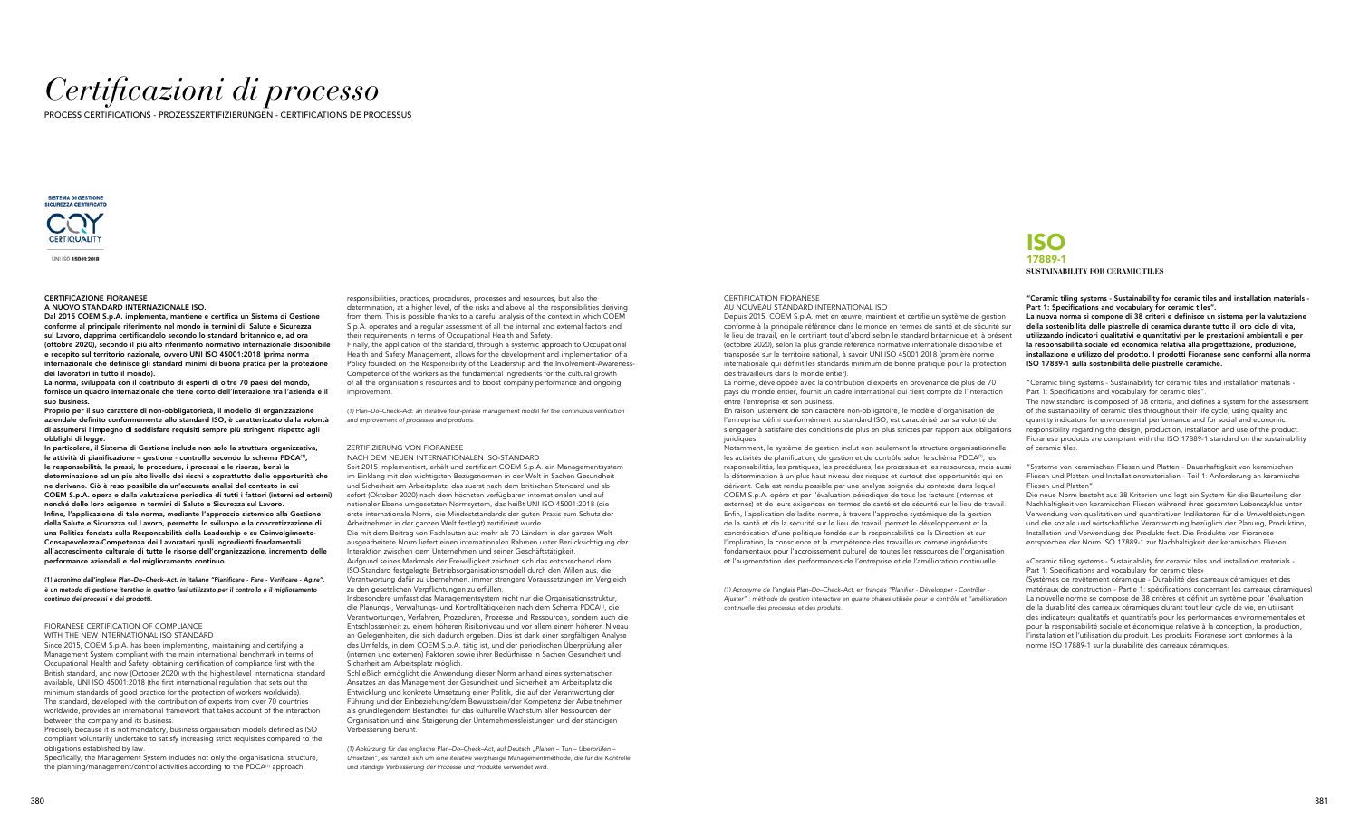# *Certificazioni di processo*

PROCESS CERTIFICATIONS - PROZESSZERTIFIZIERUNGEN - CERTIFICATIONS DE PROCESSUS

SISTEMA DI GESTIONE SICUREZZA CERTIFICATO

CERTIQUALITY

UNI ISO 45001:2018

**CERTIFICAZIONE FIORANESE**
**A NUOVO STANDARD INTERNAZIONALE ISO.**
**Dal 2015 COEM S.p.A. implementa, mantiene e certifica un Sistema di Gestione conforme al principale riferimento nel mondo in termini di Salute e Sicurezza sul Lavoro, dapprima certificandolo secondo lo standard britannico e, ad ora (ottobre 2020), secondo il più alto riferimento normativo internazionale disponibile e recepito sul territorio nazionale, ovvero UNI ISO 45001:2018 (prima norma internazionale che definisce gli standard minimi di buona pratica per la protezione dei lavoratori in tutto il mondo).**
**La norma, sviluppata con il contributo di esperti di oltre 70 paesi del mondo, fornisce un quadro internazionale che tiene conto dell'interazione tra l'azienda e il suo business.**
**Proprio per il suo carattere di non-obbligatorietà, il modello di organizzazione aziendale definito conformemente allo standard ISO, è caratterizzato dalla volontà di assumersi l'impegno di soddisfare requisiti sempre più stringenti rispetto agli obblighi di legge.**
**In particolare, il Sistema di Gestione include non solo la struttura organizzativa, le attività di pianificazione – gestione - controllo secondo lo schema PDCA[1], le responsabilità, le prassi, le procedure, i processi e le risorse, bensì la determinazione ad un più alto livello dei rischi e soprattutto delle opportunità che ne derivano. Ciò è reso possibile da un'accurata analisi del contesto in cui COEM S.p.A. opera e dalla valutazione periodica di tutti i fattori (interni ed esterni) nonché delle loro esigenze in termini di Salute e Sicurezza sul Lavoro.**
**Infine, l'applicazione di tale norma, mediante l'approccio sistemico alla Gestione della Salute e Sicurezza sul Lavoro, permette lo sviluppo e la concretizzazione di una Politica fondata sulla Responsabilità della Leadership e su Coinvolgimento-Consapevolezza-Competenza dei Lavoratori quali ingredienti fondamentali all'accrescimento culturale di tutte le risorse dell'organizzazione, incremento delle performance aziendali e del miglioramento continuo.**

***(1) acronimo dall'inglese Plan–Do–Check–Act, in italiano "Pianificare - Fare - Verificare - Agire", è un metodo di gestione iterativo in quattro fasi utilizzato per il controllo e il miglioramento continuo dei processi e dei prodotti.***

FIORANESE CERTIFICATION OF COMPLIANCE
WITH THE NEW INTERNATIONAL ISO STANDARD
Since 2015, COEM S.p.A. has been implementing, maintaining and certifying a Management System compliant with the main international benchmark in terms of Occupational Health and Safety, obtaining certification of compliance first with the British standard, and now (October 2020) with the highest-level international standard available, UNI ISO 45001:2018 (the first international regulation that sets out the minimum standards of good practice for the protection of workers worldwide).
The standard, developed with the contribution of experts from over 70 countries worldwide, provides an international framework that takes account of the interaction between the company and its business.
Precisely because it is not mandatory, business organisation models defined as ISO compliant voluntarily undertake to satisfy increasing strict requisites compared to the obligations established by law.
Specifically, the Management System includes not only the organisational structure, the planning/management/control activities according to the PDCA[1] approach, responsibilities, practices, procedures, processes and resources, but also the determination, at a higher level, of the risks and above all the responsibilities deriving from them. This is possible thanks to a careful analysis of the context in which COEM S.p.A. operates and a regular assessment of all the internal and external factors and their requirements in terms of Occupational Health and Safety.
Finally, the application of the standard, through a systemic approach to Occupational Health and Safety Management, allows for the development and implementation of a Policy founded on the Responsibility of the Leadership and the Involvement-Awareness-Competence of the workers as the fundamental ingredients for the cultural growth of all the organisation's resources and to boost company performance and ongoing improvement.

*(1) Plan–Do–Check–Act: an iterative four-phase management model for the continuous verification and improvement of processes and products.*

ZERTIFIZIERUNG VON FIORANESE
NACH DEM NEUEN INTERNATIONALEN ISO-STANDARD
Seit 2015 implementiert, erhält und zertifiziert COEM S.p.A. ein Managementsystem im Einklang mit den wichtigsten Bezugsnormen in der Welt in Sachen Gesundheit und Sicherheit am Arbeitsplatz, das zuerst nach dem britischen Standard und ab sofort (Oktober 2020) nach dem höchsten verfügbaren internationalen und auf nationaler Ebene umgesetzten Normsystem, das heißt UNI ISO 45001:2018 (die erste internationale Norm, die Mindeststandards der guten Praxis zum Schutz der Arbeitnehmer in der ganzen Welt festlegt) zertifiziert wurde.
Die mit dem Beitrag von Fachleuten aus mehr als 70 Ländern in der ganzen Welt ausgearbeitete Norm liefert einen internationalen Rahmen unter Berücksichtigung der Interaktion zwischen dem Unternehmen und seiner Geschäftstätigkeit.
Aufgrund seines Merkmals der Freiwilligkeit zeichnet sich das entsprechend dem ISO-Standard festgelegte Betriebsorganisationsmodell durch den Willen aus, die Verantwortung dafür zu übernehmen, immer strengere Voraussetzungen im Vergleich zu den gesetzlichen Verpflichtungen zu erfüllen.
Insbesondere umfasst das Managementsystem nicht nur die Organisationsstruktur, die Planungs-, Verwaltungs- und Kontrolltätigkeiten nach dem Schema PDCA[1], die Verantwortungen, Verfahren, Prozeduren, Prozesse und Ressourcen, sondern auch die Entschlossenheit zu einem höheren Risikoniveau und vor allem einem höheren Niveau an Gelegenheiten, die sich dadurch ergeben. Dies ist dank einer sorgfältigen Analyse des Umfelds, in dem COEM S.p.A. tätig ist, und der periodischen Überprüfung aller (internen und externen) Faktoren sowie ihrer Bedürfnisse in Sachen Gesundheit und Sicherheit am Arbeitsplatz möglich.
Schließlich ermöglicht die Anwendung dieser Norm anhand eines systematischen Ansatzes an das Management der Gesundheit und Sicherheit am Arbeitsplatz die Entwicklung und konkrete Umsetzung einer Politik, die auf der Verantwortung der Führung und der Einbeziehung/dem Bewusstsein/der Kompetenz der Arbeitnehmer als grundlegendem Bestandteil für das kulturelle Wachstum aller Ressourcen der Organisation und eine Steigerung der Unternehmensleistungen und der ständigen Verbesserung beruht.

*(1) Abkürzung für das englische Plan–Do–Check–Act, auf Deutsch „Planen – Tun – Überprüfen – Umsetzen", es handelt sich um eine iterative vierphasige Managementmethode, die für die Kontrolle und ständige Verbesserung der Prozesse und Produkte verwendet wird.*

CERTIFICATION FIORANESE
AU NOUVEAU STANDARD INTERNATIONAL ISO
Depuis 2015, COEM S.p.A. met en œuvre, maintient et certifie un système de gestion conforme à la principale référence dans le monde en termes de santé et de sécurité sur le lieu de travail, en le certifiant tout d'abord selon le standard britannique et, à présent (octobre 2020), selon la plus grande référence normative internationale disponible et transposée sur le territoire national, à savoir UNI ISO 45001:2018 (première norme internationale qui définit les standards minimum de bonne pratique pour la protection des travailleurs dans le monde entier).
La norme, développée avec la contribution d'experts en provenance de plus de 70 pays du monde entier, fournit un cadre international qui tient compte de l'interaction entre l'entreprise et son business.
En raison justement de son caractère non-obligatoire, le modèle d'organisation de l'entreprise défini conformément au standard ISO, est caractérisé par sa volonté de s'engager à satisfaire des conditions de plus en plus strictes par rapport aux obligations juridiques.
Notamment, le système de gestion inclut non seulement la structure organisationnelle, les activités de planification, de gestion et de contrôle selon le schéma PDCA[1], les responsabilités, les pratiques, les procédures, les processus et les ressources, mais aussi la détermination à un plus haut niveau des risques et surtout des opportunités qui en dérivent. Cela est rendu possible par une analyse soignée du contexte dans lequel COEM S.p.A. opère et par l'évaluation périodique de tous les facteurs (internes et externes) et de leurs exigences en termes de santé et de sécurité sur le lieu de travail.
Enfin, l'application de ladite norme, à travers l'approche systémique de la gestion de la santé et de la sécurité sur le lieu de travail, permet le développement et la concrétisation d'une politique fondée sur la responsabilité de la Direction et sur l'implication, la conscience et la compétence des travailleurs comme ingrédients fondamentaux pour l'accroissement culturel de toutes les ressources de l'organisation et l'augmentation des performances de l'entreprise et de l'amélioration continuelle.

*(1) Acronyme de l'anglais Plan–Do–Check–Act, en français "Planifier - Développer - Contrôler - Ajuster" : méthode de gestion interactive en quatre phases utilisée pour le contrôle et l'amélioration continuelle des processus et des produits.*

## ISO 17889-1
**SUSTAINABILITY FOR CERAMIC TILES**

**"Ceramic tiling systems - Sustainability for ceramic tiles and installation materials - Part 1: Specifications and vocabulary for ceramic tiles".**
**La nuova norma si compone di 38 criteri e definisce un sistema per la valutazione della sostenibilità delle piastrelle di ceramica durante tutto il loro ciclo di vita, utilizzando indicatori qualitativi e quantitativi per le prestazioni ambientali e per la responsabilità sociale ed economica relativa alla progettazione, produzione, installazione e utilizzo del prodotto. I prodotti Fioranese sono conformi alla norma ISO 17889-1 sulla sostenibilità delle piastrelle ceramiche.**

"Ceramic tiling systems - Sustainability for ceramic tiles and installation materials - Part 1: Specifications and vocabulary for ceramic tiles".
The new standard is composed of 38 criteria, and defines a system for the assessment of the sustainability of ceramic tiles throughout their life cycle, using quality and quantity indicators for environmental performance and for social and economic responsibility regarding the design, production, installation and use of the product. Fioranese products are compliant with the ISO 17889-1 standard on the sustainability of ceramic tiles.

"Systeme von keramischen Fliesen und Platten - Dauerhaftigkeit von keramischen Fliesen und Platten und Installationsmaterialien - Teil 1: Anforderung an keramische Fliesen und Platten".
Die neue Norm besteht aus 38 Kriterien und legt ein System für die Beurteilung der Nachhaltigkeit von keramischen Fliesen während ihres gesamten Lebenszyklus unter Verwendung von qualitativen und quantitativen Indikatoren für die Umweltleistungen und die soziale und wirtschaftliche Verantwortung bezüglich der Planung, Produktion, Installation und Verwendung des Produkts fest. Die Produkte von Fioranese entsprechen der Norm ISO 17889-1 zur Nachhaltigkeit der keramischen Fliesen.

«Ceramic tiling systems - Sustainability for ceramic tiles and installation materials - Part 1: Specifications and vocabulary for ceramic tiles»
(Systèmes de revêtement céramique - Durabilité des carreaux céramiques et des matériaux de construction - Partie 1: spécifications concernant les carreaux céramiques)
La nouvelle norme se compose de 38 critères et définit un système pour l'évaluation de la durabilité des carreaux céramiques durant tout leur cycle de vie, en utilisant des indicateurs qualitatifs et quantitatifs pour les performances environnementales et pour la responsabilité sociale et économique relative à la conception, la production, l'installation et l'utilisation du produit. Les produits Fioranese sont conformes à la norme ISO 17889-1 sur la durabilité des carreaux céramiques.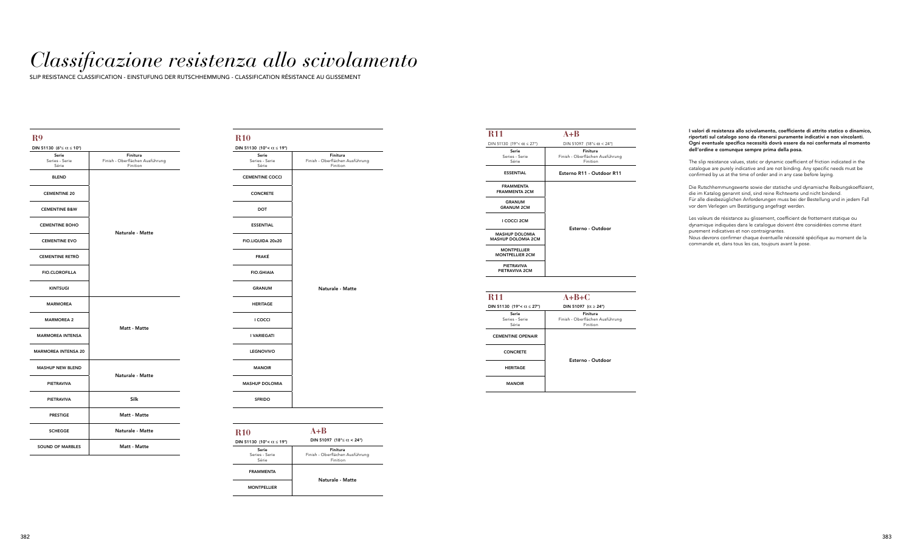# *Classificazione resistenza allo scivolamento*

SLIP RESISTANCE CLASSIFICATION - EINSTUFUNG DER RUTSCHHEMMUNG - CLASSIFICATION RÉSISTANCE AU GLISSEMENT

## R9

DIN 51130 (6°≤ α ≤ 10°)

| Serie<br>Series - Serie<br>Série | Finitura<br>Finish - Oberflächen Ausführung<br>Finition |
|---|---|
| BLEND | Naturale - Matte |
| CEMENTINE 20 | Naturale - Matte |
| CEMENTINE B&W | Naturale - Matte |
| CEMENTINE BOHO | Naturale - Matte |
| CEMENTINE EVO | Naturale - Matte |
| CEMENTINE RETRÒ | Naturale - Matte |
| FIO.CLOROFILLA | Naturale - Matte |
| KINTSUGI | Naturale - Matte |
| MARMOREA | Matt - Matte |
| MARMOREA 2 | Matt - Matte |
| MARMOREA INTENSA | Matt - Matte |
| MARMOREA INTENSA 20 | Matt - Matte |
| MASHUP NEW BLEND | Naturale - Matte |
| PIETRAVIVA | Naturale - Matte |
| PIETRAVIVA | Silk |
| PRESTIGE | Matt - Matte |
| SCHEGGE | Naturale - Matte |
| SOUND OF MARBLES | Matt - Matte |

## R10

DIN 51130 (10°< α ≤ 19°)

| Serie<br>Series - Serie<br>Série | Finitura<br>Finish - Oberflächen Ausführung<br>Finition |
|---|---|
| CEMENTINE COCCI | Naturale - Matte |
| CONCRETE | Naturale - Matte |
| DOT | Naturale - Matte |
| ESSENTIAL | Naturale - Matte |
| FIO.LIQUIDA 20x20 | Naturale - Matte |
| FRAKÉ | Naturale - Matte |
| FIO.GHIAIA | Naturale - Matte |
| GRANUM | Naturale - Matte |
| HERITAGE | Naturale - Matte |
| I COCCI | Naturale - Matte |
| I VARIEGATI | Naturale - Matte |
| LEGNOVIVO | Naturale - Matte |
| MANOIR | Naturale - Matte |
| MASHUP DOLOMIA | Naturale - Matte |
| SFRIDO | Naturale - Matte |

## R10 A+B

DIN 51130 (10°< α ≤ 19°) — DIN 51097 (18°≤ α < 24°)

| Serie<br>Series - Serie<br>Série | Finitura<br>Finish - Oberflächen Ausführung<br>Finition |
|---|---|
| FRAMMENTA | Naturale - Matte |
| MONTPELLIER | Naturale - Matte |

## R11 A+B

DIN 51130 (19°< α ≤ 27°) — DIN 51097 (18°≤ α < 24°)

| Serie<br>Series - Serie<br>Série | Finitura<br>Finish - Oberflächen Ausführung<br>Finition |
|---|---|
| ESSENTIAL | Esterno R11 - Outdoor R11 |
| FRAMMENTA<br>FRAMMENTA 2CM | Esterno - Outdoor |
| GRANUM<br>GRANUM 2CM | Esterno - Outdoor |
| I COCCI 2CM | Esterno - Outdoor |
| MASHUP DOLOMIA<br>MASHUP DOLOMIA 2CM | Esterno - Outdoor |
| MONTPELLIER<br>MONTPELLIER 2CM | Esterno - Outdoor |
| PIETRAVIVA<br>PIETRAVIVA 2CM | Esterno - Outdoor |

## R11 A+B+C

DIN 51130 (19°< α ≤ 27°) — DIN 51097 (α ≥ 24°)

| Serie<br>Series - Serie<br>Série | Finiture<br>Finish - Oberflächen Ausführung<br>Finition |
|---|---|
| CEMENTINE OPENAIR | Esterno - Outdoor |
| CONCRETE | Esterno - Outdoor |
| HERITAGE | Esterno - Outdoor |
| MANOIR | Esterno - Outdoor |

**I valori di resistenza allo scivolamento, coefficiente di attrito statico o dinamico, riportati sul catalogo sono da ritenersi puramente indicativi e non vincolanti. Ogni eventuale specifica necessità dovrà essere da noi confermata al momento dell'ordine e comunque sempre prima della posa.**

The slip resistance values, static or dynamic coefficient of friction indicated in the catalogue are purely indicative and are not binding. Any specific needs must be confirmed by us at the time of order and in any case before laying.

Die Rutschhemmungswerte sowie der statische und dynamische Reibungskoeffizient, die im Katalog genannt sind, sind reine Richtwerte und nicht bindend. Für alle diesbezüglichen Anforderungen muss bei der Bestellung und in jedem Fall vor dem Verlegen um Bestätigung angefragt werden.

Les valeurs de résistance au glissement, coefficient de frottement statique ou dynamique indiquées dans le catalogue doivent être considérées comme étant purement indicatives et non contraignantes.
Nous devrons confirmer chaque éventuelle nécessité spécifique au moment de la commande et, dans tous les cas, toujours avant la pose.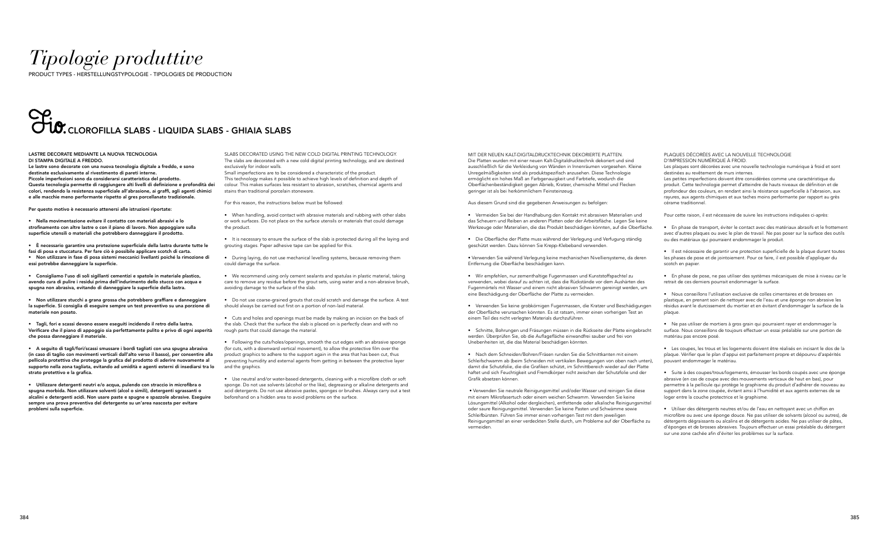# *Tipologie produttive*

PRODUCT TYPES - HERSTELLUNGSTYPOLOGIE - TIPOLOGIES DE PRODUCTION

## Fio. CLOROFILLA SLABS - LIQUIDA SLABS - GHIAIA SLABS

**LASTRE DECORATE MEDIANTE LA NUOVA TECNOLOGIA DI STAMPA DIGITALE A FREDDO.**
**Le lastre sono decorate con una nuova tecnologia digitale a freddo, e sono destinate esclusivamente al rivestimento di pareti interne.**
**Piccole imperfezioni sono da considerarsi caratteristica del prodotto.**
**Questa tecnologia permette di raggiungere alti livelli di definizione e profondità dei colori, rendendo la resistenza superficiale all'abrasione, ai graffi, agli agenti chimici e alle macchie meno performante rispetto al gres porcellanato tradizionale.**

**Per questo motivo è necessario attenersi alle istruzioni riportate:**

- **Nella movimentazione evitare il contatto con materiali abrasivi e lo strofinamento con altre lastre o con il piano di lavoro. Non appoggiare sulla superficie utensili o materiali che potrebbero danneggiare il prodotto.**

- **È necessario garantire una protezione superficiale della lastra durante tutte le fasi di posa e stuccatura. Per fare ciò è possibile applicare scotch di carta.**
- **Non utilizzare in fase di posa sistemi meccanici livellanti poiché la rimozione di essi potrebbe danneggiare la superficie.**

- **Consigliamo l'uso di soli sigillanti cementizi e spatole in materiale plastico, avendo cura di pulire i residui prima dell'indurimento dello stucco con acqua e spugna non abrasiva, evitando di danneggiare la superficie della lastra.**

- **Non utilizzare stucchi a grana grossa che potrebbero graffiare e danneggiare la superficie. Si consiglia di eseguire sempre un test preventivo su una porzione di materiale non posato.**

- **Tagli, fori e scassi devono essere eseguiti incidendo il retro della lastra. Verificare che il piano di appoggio sia perfettamente pulito e privo di ogni asperità che possa danneggiare il materiale.**

- **A seguito di tagli/fori/scassi smussare i bordi tagliati con una spugna abrasiva (in caso di taglio con movimenti verticali dall'alto verso il basso), per consentire alla pellicola protettiva che protegge la grafica del prodotto di aderire nuovamente al supporto nella zona tagliata, evitando ad umidità e agenti esterni di insediarsi tra lo strato protettivo e la grafica.**

- **Utilizzare detergenti neutri e/o acqua, pulendo con straccio in microfibra o spugna morbida. Non utilizzare solventi (alcol o simili), detergenti sgrassanti o alcalini e detergenti acidi. Non usare paste e spugne e spazzole abrasive. Eseguire sempre una prova preventiva del detergente su un'area nascosta per evitare problemi sulla superficie.**

SLABS DECORATED USING THE NEW COLD DIGITAL PRINTING TECHNOLOGY.
The slabs are decorated with a new cold digital printing technology, and are destined exclusively for indoor walls.
Small imperfections are to be considered a characteristic of the product.
This technology makes it possible to achieve high levels of definition and depth of colour. This makes surfaces less resistant to abrasion, scratches, chemical agents and stains than traditional porcelain stoneware.

For this reason, the instructions below must be followed:

- When handling, avoid contact with abrasive materials and rubbing with other slabs or work surfaces. Do not place on the surface utensils or materials that could damage the product.

- It is necessary to ensure the surface of the slab is protected during all the laying and grouting stages. Paper adhesive tape can be applied for this.

- During laying, do not use mechanical levelling systems, because removing them could damage the surface.

- We recommend using only cement sealants and spatulas in plastic material, taking care to remove any residue before the grout sets, using water and a non-abrasive brush, avoiding damage to the surface of the slab.

- Do not use coarse-grained grouts that could scratch and damage the surface. A test should always be carried out first on a portion of non-laid material.

- Cuts and holes and openings must be made by making an incision on the back of the slab. Check that the surface the slab is placed on is perfectly clean and with no rough parts that could damage the material.

- Following the cuts/holes/openings, smooth the cut edges with an abrasive sponge (for cuts, with a downward vertical movement), to allow the protective film over the product graphics to adhere to the support again in the area that has been cut, thus preventing humidity and external agents from getting in between the protective layer and the graphics.

- Use neutral and/or water-based detergents, cleaning with a microfibre cloth or soft sponge. Do not use solvents (alcohol or the like), degreasing or alkaline detergents and acid detergents. Do not use abrasive pastes, sponges or brushes. Always carry out a test beforehand on a hidden area to avoid problems on the surface.

MIT DER NEUEN KALT-DIGITALDRUCKTECHNIK DEKORIERTE PLATTEN.
Die Platten wurden mit einer neuen Kalt-Digitaldrucktechnik dekoriert und sind ausschließlich für die Verkleidung von Wänden in Innenräumen vorgesehen. Kleine Unregelmäßigkeiten sind als produktspezifisch anzusehen. Diese Technologie ermöglicht ein hohes Maß an Farbgenauigkeit und Farbtiefe, wodurch die Oberflächenbeständigkeit gegen Abrieb, Kratzer, chemische Mittel und Flecken geringer ist als bei herkömmlichem Feinsteinzeug.

Aus diesem Grund sind die gegebenen Anweisungen zu befolgen:

- Vermeiden Sie bei der Handhabung den Kontakt mit abrasiven Materialien und das Scheuern und Reiben an anderen Platten oder der Arbeitsfläche. Legen Sie keine Werkzeuge oder Materialien, die das Produkt beschädigen könnten, auf die Oberfläche.

- Die Oberfläche der Platte muss während der Verlegung und Verfugung ständig geschützt werden. Dazu können Sie Krepp-Klebeband verwenden.

- Verwenden Sie während Verlegung keine mechanischen Nivelliersysteme, da deren Entfernung die Oberfläche beschädigen kann.

- Wir empfehlen, nur zementhaltige Fugenmassen und Kunststoffspachtel zu verwenden, wobei darauf zu achten ist, dass die Rückstände vor dem Aushärten des Fugenmörtels mit Wasser und einem nicht abrasiven Schwamm gereinigt werden, um eine Beschädigung der Oberfläche der Platte zu vermeiden.

- Verwenden Sie keine grobkörnigen Fugenmassen, die Kratzer und Beschädigungen der Oberfläche verursachen könnten. Es ist ratsam, immer einen vorherigen Test an einem Teil des nicht verlegten Materials durchzuführen.

- Schnitte, Bohrungen und Fräsungen müssen in die Rückseite der Platte eingebracht werden. Überprüfen Sie, ob die Auflagefläche einwandfrei sauber und frei von Unebenheiten ist, die das Material beschädigen könnten.

- Nach dem Schneiden/Bohren/Fräsen runden Sie die Schnittkanten mit einem Schleifschwamm ab (beim Schneiden mit vertikalen Bewegungen von oben nach unten), damit die Schutzfolie, die die Grafiken schützt, im Schnittbereich wieder auf der Platte haftet und sich Feuchtigkeit und Fremdkörper nicht zwischen der Schutzfolie und der Grafik absetzen können.

- Verwenden Sie neutrale Reinigungsmittel und/oder Wasser und reinigen Sie diese mit einem Mikrofasertuch oder einem weichen Schwamm. Verwenden Sie keine Lösungsmittel (Alkohol oder dergleichen), entfettende oder alkalische Reinigungsmittel oder saure Reinigungsmittel. Verwenden Sie keine Pasten und Schwämme sowie Schleifbürsten. Führen Sie immer einen vorherigen Test mit dem jeweiligen Reinigungsmittel an einer verdeckten Stelle durch, um Probleme auf der Oberfläche zu vermeiden.

PLAQUES DÉCORÉES AVEC LA NOUVELLE TECHNOLOGIE D'IMPRESSION NUMÉRIQUE À FROID.
Les plaques sont décorées avec une nouvelle technologie numérique à froid et sont destinées au revêtement de murs internes.
Les petites imperfections doivent être considérées comme une caractéristique du produit. Cette technologie permet d'atteindre de hauts niveaux de définition et de profondeur des couleurs, en rendant ainsi la résistance superficielle à l'abrasion, aux rayures, aux agents chimiques et aux taches moins performante par rapport au grès cérame traditionnel.

Pour cette raison, il est nécessaire de suivre les instructions indiquées ci-après:

- En phase de transport, éviter le contact avec des matériaux abrasifs et le frottement avec d'autres plaques ou avec le plan de travail. Ne pas poser sur la surface des outils ou des matériaux qui pourraient endommager le produit.

- Il est nécessaire de garantir une protection superficielle de la plaque durant toutes les phases de pose et de jointoiement. Pour ce faire, il est possible d'appliquer du scotch en papier.

- En phase de pose, ne pas utiliser des systèmes mécaniques de mise à niveau car le retrait de ces derniers pourrait endommager la surface.

- Nous conseillons l'utilisation exclusive de colles cimentaires et de brosses en plastique, en prenant soin de nettoyer avec de l'eau et une éponge non abrasive les résidus avant le durcissement du mortier et en évitant d'endommager la surface de la plaque.

- Ne pas utiliser de mortiers à gros grain qui pourraient rayer et endommager la surface. Nous conseillons de toujours effectuer un essai préalable sur une portion de matériau pas encore posé.

- Les coupes, les trous et les logements doivent être réalisés en incisant le dos de la plaque. Vérifier que le plan d'appui est parfaitement propre et dépourvu d'aspérités pouvant endommager le matériau.

- Suite à des coupes/trous/logements, émousser les bords coupés avec une éponge abrasive (en cas de coupe avec des mouvements verticaux de haut en bas), pour permettre à la pellicule qui protège le graphisme du produit d'adhérer de nouveau au support dans la zone coupée, évitant ainsi à l'humidité et aux agents externes de se loger entre la couche protectrice et le graphisme.

- Utiliser des détergents neutres et/ou de l'eau en nettoyant avec un chiffon en microfibre ou avec une éponge douce. Ne pas utiliser de solvants (alcool ou autres), de détergents dégraissants ou alcalins et de détergents acides. Ne pas utiliser de pâtes, d'éponges et de brosses abrasives. Toujours effectuer un essai préalable du détergent sur une zone cachée afin d'éviter les problèmes sur la surface.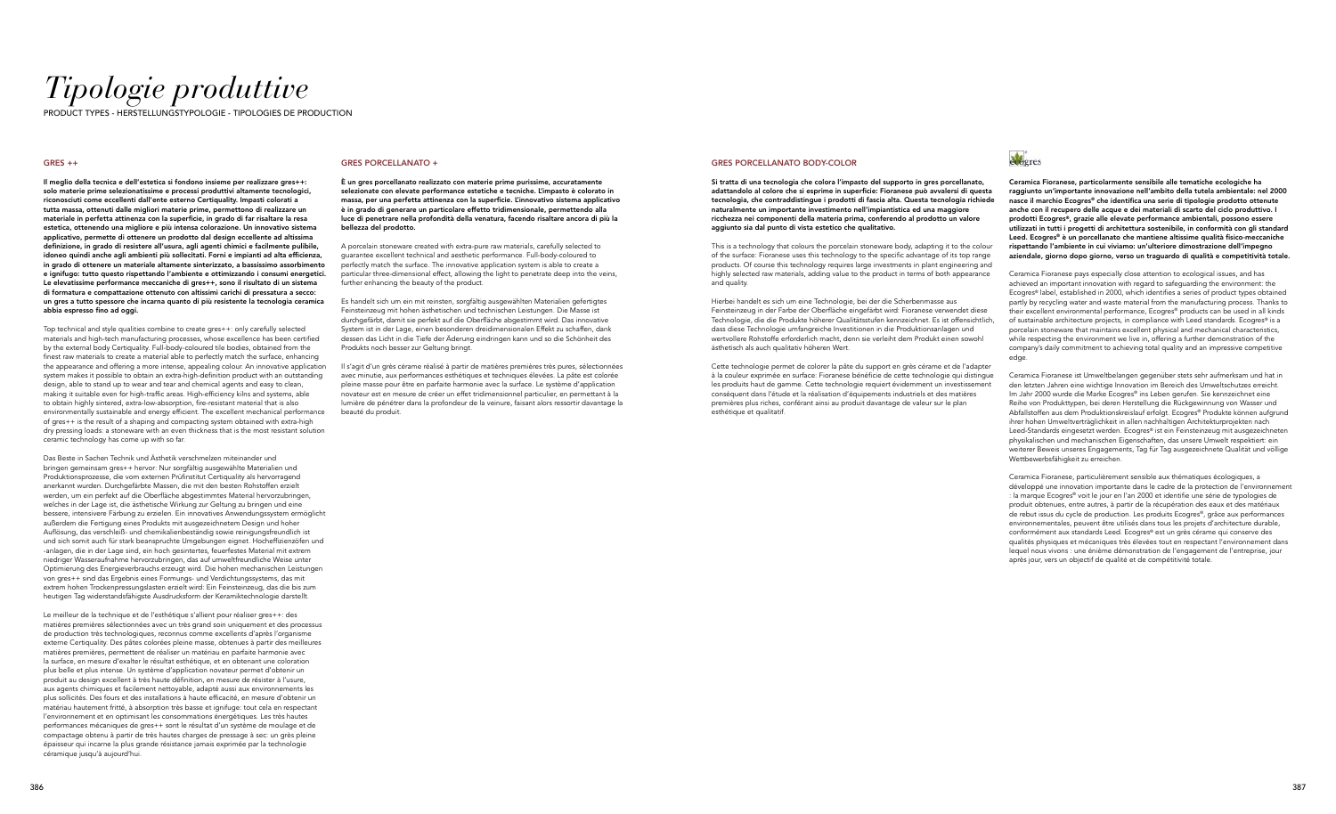# *Tipologie produttive*

PRODUCT TYPES - HERSTELLUNGSTYPOLOGIE - TIPOLOGIES DE PRODUCTION

## GRES ++

**Il meglio della tecnica e dell'estetica si fondono insieme per realizzare gres++: solo materie prime selezionatissime e processi produttivi altamente tecnologici, riconosciuti come eccellenti dall'ente esterno Certiquality. Impasti colorati a tutta massa, ottenuti dalle migliori materie prime, permettono di realizzare un materiale in perfetta attinenza con la superficie, in grado di far risaltare la resa estetica, ottenendo una migliore e più intensa colorazione. Un innovativo sistema applicativo, permette di ottenere un prodotto dal design eccellente ad altissima definizione, in grado di resistere all'usura, agli agenti chimici e facilmente pulibile, idoneo quindi anche agli ambienti più sollecitati. Forni e impianti ad alta efficienza, in grado di ottenere un materiale altamente sinterizzato, a bassissimo assorbimento e ignifugo: tutto questo rispettando l'ambiente e ottimizzando i consumi energetici. Le elevatissime performance meccaniche di gres++, sono il risultato di un sistema di formatura e compattazione ottenuto con altissimi carichi di pressatura a secco: un gres a tutto spessore che incarna quanto di più resistente la tecnologia ceramica abbia espresso fino ad oggi.**

Top technical and style qualities combine to create gres++: only carefully selected materials and high-tech manufacturing processes, whose excellence has been certified by the external body Certiquality. Full-body-coloured tile bodies, obtained from the finest raw materials to create a material able to perfectly match the surface, enhancing the appearance and offering a more intense, appealing colour. An innovative application system makes it possible to obtain an extra-high-definition product with an outstanding design, able to stand up to wear and tear and chemical agents and easy to clean, making it suitable even for high-traffic areas. High-efficiency kilns and systems, able to obtain highly sintered, extra-low-absorption, fire-resistant material that is also environmentally sustainable and energy efficient. The excellent mechanical performance of gres++ is the result of a shaping and compacting system obtained with extra-high dry pressing loads: a stoneware with an even thickness that is the most resistant solution ceramic technology has come up with so far.

Das Beste in Sachen Technik und Ästhetik verschmelzen miteinander und bringen gemeinsam gres++ hervor: Nur sorgfältig ausgewählte Materialien und Produktionsprozesse, die vom externen Prüfinstitut Certiquality als hervorragend anerkannt wurden. Durchgefärbte Massen, die mit den besten Rohstoffen erzielt werden, um ein perfekt auf die Oberfläche abgestimmtes Material hervorzubringen, welches in der Lage ist, die ästhetische Wirkung zur Geltung zu bringen und eine bessere, intensivere Färbung zu erzielen. Ein innovatives Anwendungssystem ermöglicht außerdem die Fertigung eines Produkts mit ausgezeichnetem Design und hoher Auflösung, das verschleiß- und chemikalienbeständig sowie reinigungsfreundlich ist und sich somit auch für stark beanspruchte Umgebungen eignet. Hocheffizienzöfen und -anlagen, die in der Lage sind, ein hoch gesintertes, feuerfestes Material mit extrem niedriger Wasseraufnahme hervorzubringen, das auf umweltfreundliche Weise unter Optimierung des Energieverbrauchs erzeugt wird. Die hohen mechanischen Leistungen von gres++ sind das Ergebnis eines Formungs- und Verdichtungssystems, das mit extrem hohen Trockenpressungslasten erzielt wird: Ein Feinsteinzeug, das die bis zum heutigen Tag widerstandsfähigste Ausdrucksform der Keramiktechnologie darstellt.

Le meilleur de la technique et de l'esthétique s'allient pour réaliser gres++: des matières premières sélectionnées avec un très grand soin uniquement et des processus de production très technologiques, reconnus comme excellents d'après l'organisme externe Certiquality. Des pâtes colorées pleine masse, obtenues à partir des meilleures matières premières, permettent de réaliser un matériau en parfaite harmonie avec la surface, en mesure d'exalter le résultat esthétique, et en obtenant une coloration plus belle et plus intense. Un système d'application novateur permet d'obtenir un produit au design excellent à très haute définition, en mesure de résister à l'usure, aux agents chimiques et facilement nettoyable, adapté aussi aux environnements les plus sollicités. Des fours et des installations à haute efficacité, en mesure d'obtenir un matériau hautement fritté, à absorption très basse et ignifuge: tout cela en respectant l'environnement et en optimisant les consommations énergétiques. Les très hautes performances mécaniques de gres++ sont le résultat d'un système de moulage et de compactage obtenu à partir de très hautes charges de pressage à sec: un grès pleine épaisseur qui incarne la plus grande résistance jamais exprimée par la technologie céramique jusqu'à aujourd'hui.

## GRES PORCELLANATO +

**È un gres porcellanato realizzato con materie prime purissime, accuratamente selezionate con elevate performance estetiche e tecniche. L'impasto è colorato in massa, per una perfetta attinenza con la superficie. L'innovativo sistema applicativo è in grado di generare un particolare effetto tridimensionale, permettendo alla luce di penetrare nella profondità della venatura, facendo risaltare ancora di più la bellezza del prodotto.**

A porcelain stoneware created with extra-pure raw materials, carefully selected to guarantee excellent technical and aesthetic performance. Full-body-coloured to perfectly match the surface. The innovative application system is able to create a particular three-dimensional effect, allowing the light to penetrate deep into the veins, further enhancing the beauty of the product.

Es handelt sich um ein mit reinsten, sorgfältig ausgewählten Materialien gefertigtes Feinsteinzeug mit hohen ästhetischen und technischen Leistungen. Die Masse ist durchgefärbt, damit sie perfekt auf die Oberfläche abgestimmt wird. Das innovative System ist in der Lage, einen besonderen dreidimensionalen Effekt zu schaffen, dank dessen das Licht in die Tiefe der Äderung eindringen kann und so die Schönheit des Produkts noch besser zur Geltung bringt.

Il s'agit d'un grès cérame réalisé à partir de matières premières très pures, sélectionnées avec minutie, aux performances esthétiques et techniques élevées. La pâte est colorée pleine masse pour être en parfaite harmonie avec la surface. Le système d'application novateur est en mesure de créer un effet tridimensionnel particulier, en permettant à la lumière de pénétrer dans la profondeur de la veinure, faisant alors ressortir davantage la beauté du produit.

## GRES PORCELLANATO BODY-COLOR

**Si tratta di una tecnologia che colora l'impasto del supporto in gres porcellanato, adattandolo al colore che si esprime in superficie: Fioranese può avvalersi di questa tecnologia, che contraddistingue i prodotti di fascia alta. Questa tecnologia richiede naturalmente un importante investimento nell'impiantistica ed una maggiore ricchezza nei componenti della materia prima, conferendo al prodotto un valore aggiunto sia dal punto di vista estetico che qualitativo.**

This is a technology that colours the porcelain stoneware body, adapting it to the colour of the surface: Fioranese uses this technology to the specific advantage of its top range products. Of course this technology requires large investments in plant engineering and highly selected raw materials, adding value to the product in terms of both appearance and quality.

Hierbei handelt es sich um eine Technologie, bei der die Scherbenmasse aus Feinsteinzeug in der Farbe der Oberfläche eingefärbt wird: Fioranese verwendet diese Technologie, die die Produkte höherer Qualitätsstufen kennzeichnet. Es ist offensichtlich, dass diese Technologie umfangreiche Investitionen in die Produktionsanlagen und wertvollere Rohstoffe erforderlich macht, denn sie verleiht dem Produkt einen sowohl ästhetisch als auch qualitativ höheren Wert.

Cette technologie permet de colorer la pâte du support en grès cérame et de l'adapter à la couleur exprimée en surface: Fioranese bénéficie de cette technologie qui distingue les produits haut de gamme. Cette technologie requiert évidemment un investissement conséquent dans l'étude et la réalisation d'équipements industriels et des matières premières plus riches, conférant ainsi au produit davantage de valeur sur le plan esthétique et qualitatif.

## ecogres

**Ceramica Fioranese, particolarmente sensibile alle tematiche ecologiche ha raggiunto un'importante innovazione nell'ambito della tutela ambientale: nel 2000 nasce il marchio Ecogres® che identifica una serie di tipologie prodotto ottenute anche con il recupero delle acque e dei materiali di scarto del ciclo produttivo. I prodotti Ecogres®, grazie alle elevate performance ambientali, possono essere utilizzati in tutti i progetti di architettura sostenibile, in conformità con gli standard Leed. Ecogres® è un porcellanato che mantiene altissime qualità fisico-meccaniche rispettando l'ambiente in cui viviamo: un'ulteriore dimostrazione dell'impegno aziendale, giorno dopo giorno, verso un traguardo di qualità e competitività totale.**

Ceramica Fioranese pays especially close attention to ecological issues, and has achieved an important innovation with regard to safeguarding the environment: the Ecogres® label, established in 2000, which identifies a series of product types obtained partly by recycling water and waste material from the manufacturing process. Thanks to their excellent environmental performance, Ecogres® products can be used in all kinds of sustainable architecture projects, in compliance with Leed standards. Ecogres® is a porcelain stoneware that maintains excellent physical and mechanical characteristics, while respecting the environment we live in, offering a further demonstration of the company's daily commitment to achieving total quality and an impressive competitive edge.

Ceramica Fioranese ist Umweltbelangen gegenüber stets sehr aufmerksam und hat in den letzten Jahren eine wichtige Innovation im Bereich des Umweltschutzes erreicht. Im Jahr 2000 wurde die Marke Ecogres® ins Leben gerufen. Sie kennzeichnet eine Reihe von Produkttypen, bei deren Herstellung die Rückgewinnung von Wasser und Abfallstoffen aus dem Produktionskreislauf erfolgt. Ecogres® Produkte können aufgrund ihrer hohen Umweltverträglichkeit in allen nachhaltigen Architekturprojekten nach Leed-Standards eingesetzt werden. Ecogres® ist ein Feinsteinzeug mit ausgezeichneten physikalischen und mechanischen Eigenschaften, das unsere Umwelt respektiert: ein weiterer Beweis unseres Engagements, Tag für Tag ausgezeichnete Qualität und völlige Wettbewerbsfähigkeit zu erreichen.

Ceramica Fioranese, particulièrement sensible aux thématiques écologiques, a développé une innovation importante dans le cadre de la protection de l'environnement : la marque Ecogres® voit le jour en l'an 2000 et identifie une série de typologies de produit obtenues, entre autres, à partir de la récupération des eaux et des matériaux de rebut issus du cycle de production. Les produits Ecogres®, grâce aux performances environnementales, peuvent être utilisés dans tous les projets d'architecture durable, conformément aux standards Leed. Ecogres® est un grès cérame qui conserve des qualités physiques et mécaniques très élevées tout en respectant l'environnement dans lequel nous vivons : une énième démonstration de l'engagement de l'entreprise, jour après jour, vers un objectif de qualité et de compétitivité totale.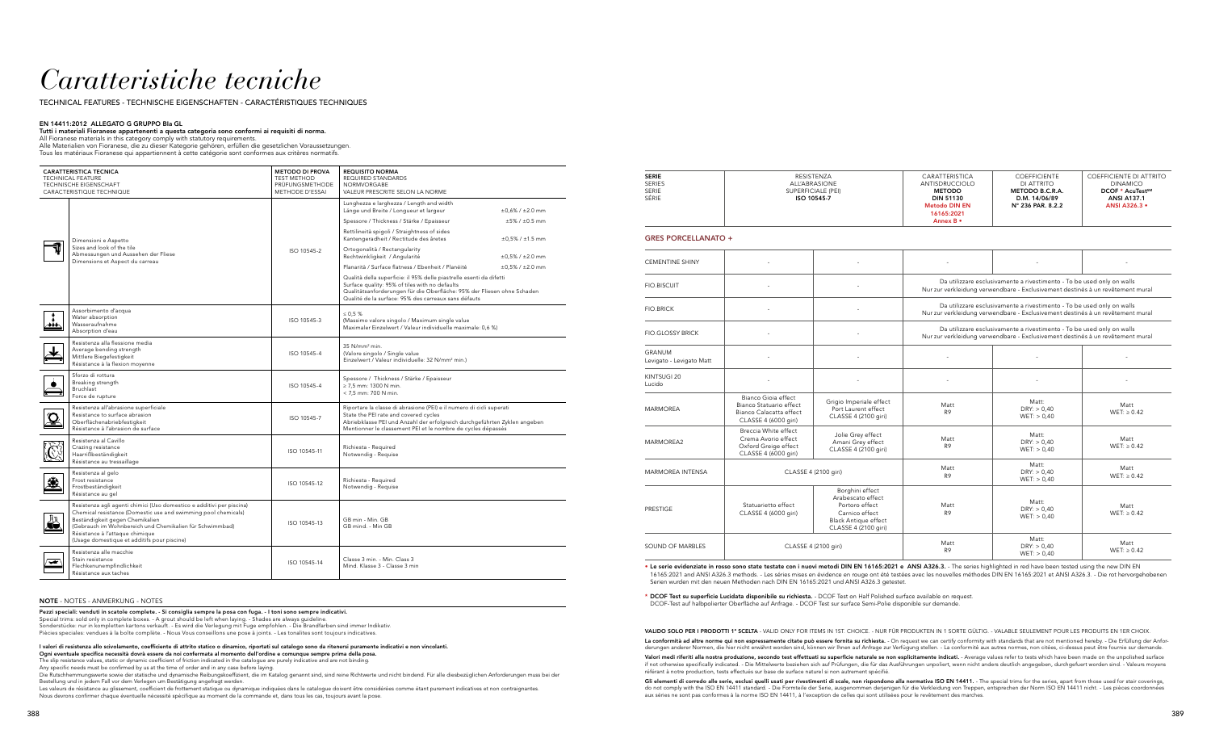# *Caratteristiche tecniche*

TECHNICAL FEATURES - TECHNISCHE EIGENSCHAFTEN - CARACTÉRISTIQUES TECHNIQUES

**EN 14411:2012 ALLEGATO G GRUPPO BIa GL**

**Tutti i materiali Fioranese appartenenti a questa categoria sono conformi ai requisiti di norma.**
All Fioranese materials in this category comply with statutory requirements.
Alle Materialien von Fioranese, die zu dieser Kategorie gehören, erfüllen die gesetzlichen Voraussetzungen.
Tous les matériaux Fioranese qui appartiennent à cette catégorie sont conformes aux critères normatifs.

| CARATTERISTICA TECNICA<br>TECHNICAL FEATURE<br>TECHNISCHE EIGENSCHAFT<br>CARACTERISTIQUE TECHNIQUE | METODO DI PROVA<br>TEST METHOD<br>PRÜFUNGSMETHODE<br>METHODE D'ESSAI | REQUISITO NORMA<br>REQUIRED STANDARDS<br>NORMVORGABE<br>VALEUR PRESCRITE SELON LA NORME | |
|---|---|---|---|
| Dimensioni e Aspetto<br>Sizes and look of the tile<br>Abmessungen und Aussehen der Fliese<br>Dimensions et Aspect du carreau | ISO 10545-2 | Lunghezza e larghezza / Length and width<br>Länge und Breite / Longueur et largeur | ±0,6% / ±2.0 mm |
| | | Spessore / Thickness / Stärke / Epaisseur | ±5% / ±0.5 mm |
| | | Rettilineità spigoli / Straightness of sides<br>Kantengeradheit / Rectitude des âretes | ±0,5% / ±1.5 mm |
| | | Ortogonalità / Rectangularity<br>Rechtwinkligkeit / Angularité | ±0,5% / ±2.0 mm |
| | | Planarità / Surface flatness / Ebenheit / Planéité | ±0,5% / ±2.0 mm |
| | | Qualità della superficie: il 95% delle piastrelle esenti da difetti<br>Surface quality: 95% of tiles with no defaults<br>Qualitätsanforderungen für die Oberfläche: 95% der Fliesen ohne Schaden<br>Qualité de la surface: 95% des carreaux sans défauts | |
| Assorbimento d'acqua<br>Water absorption<br>Wasseraufnahme<br>Absorption d'eau | ISO 10545-3 | ≤ 0,5 %<br>(Massimo valore singolo / Maximum single value<br>Maximaler Einzelwert / Valeur individuelle maximale: 0,6 %) | |
| Resistenza alla flessione media<br>Average bending strength<br>Mittlere Biegefestigkeit<br>Résistance à la flexion moyenne | ISO 10545-4 | 35 N/mm² min.<br>(Valore singolo / Single value<br>Einzelwert / Valeur individuelle: 32 N/mm² min.) | |
| Sforzo di rottura<br>Breaking strength<br>Bruchlast<br>Force de rupture | ISO 10545-4 | Spessore / Thickness / Stärke / Epaisseur<br>≥ 7,5 mm: 1300 N min.<br>< 7,5 mm: 700 N min. | |
| Resistenza all'abrasione superficiale<br>Resistance to surface abrasion<br>Oberflächenabriebfestigkeit<br>Résistance à l'abrasion de surface | ISO 10545-7 | Riportare la classe di abrasione (PEI) e il numero di cicli superati<br>State the PEI rate and covered cycles<br>Abriebklasse PEI und Anzahl der erfolgreich durchgeführten Zyklen angeben<br>Mentionner le classement PEI et le nombre de cycles dépassés | |
| Resistenza al Cavillo<br>Crazing resistance<br>Haarrißbeständigkeit<br>Résistance au tressaillage | ISO 10545-11 | Richiesta - Required<br>Notwendig - Requise | |
| Resistenza al gelo<br>Frost resistance<br>Frostbeständigkeit<br>Résistance au gel | ISO 10545-12 | Richiesta - Required<br>Notwendig - Requise | |
| Resistenza agli agenti chimici (Uso domestico e additivi per piscina)<br>Chemical resistance (Domestic use and swimming pool chemicals)<br>Beständigkeit gegen Chemikalien<br>(Gebrauch im Wohnbereich und Chemikalien für Schwimmbad)<br>Résistance à l'attaque chimique<br>(Usage domestique et additifs pour piscine) | ISO 10545-13 | GB min - Min. GB<br>GB mind. - Min GB | |
| Resistenza alle macchie<br>Stain resistance<br>Fleckenunempfindlichkeit<br>Résistance aux taches | ISO 10545-14 | Classe 3 min. - Min. Class 3<br>Mind. Klasse 3 - Classe 3 min | |

**NOTE** - NOTES - ANMERKUNG - NOTES

**Pezzi speciali: venduti in scatole complete. - Si consiglia sempre la posa con fuga. - I toni sono sempre indicativi.**
Special trims: sold only in complete boxes. - A grout should be left when laying. - Shades are always guideline.
Sonderstücke: nur in kompletten kartons verkauft. - Es wird die Verlegung mit Fuge empfohlen. - Die Brandfarben sind immer Indikativ.
Pièces speciales: vendues à la boîte complète. - Nous Vous conseillons une pose à joints. - Les tonalites sont toujours indicatives.

**I valori di resistenza allo scivolamento, coefficiente di attrito statico o dinamico, riportati sul catalogo sono da ritenersi puramente indicativi e non vincolanti.**
**Ogni eventuale specifica necessità dovrà essere da noi confermata al momento dell'ordine e comunque sempre prima della posa.**
The slip resistance values, static or dynamic coefficient of friction indicated in the catalogue are purely indicative and are not binding.
Any specific needs must be confirmed by us at the time of order and in any case before laying.
Die Rutschhemmungswerte sowie der statische und dynamische Reibungskoeffizient, die im Katalog genannt sind, sind reine Richtwerte und nicht bindend. Für alle diesbezüglichen Anforderungen muss bei der Bestellung und in jedem Fall vor dem Verlegen um Bestätigung angefragt werden.
Les valeurs de résistance au glissement, coefficient de frottement statique ou dynamique indiquées dans le catalogue doivent être considérées comme étant purement indicatives et non contraignantes.
Nous devrons confirmer chaque éventuelle nécessité spécifique au moment de la commande et, dans tous les cas, toujours avant la pose.

| SERIE<br>SERIES<br>SERIE<br>SÉRIE | RESISTENZA ALL'ABRASIONE SUPERFICIALE (PEI)<br>ISO 10545-7 | | CARATTERISTICA ANTISDRUCCIOLO<br>METODO<br>DIN 51130<br>Metodo DIN EN 16165:2021 Annex B * | COEFFICIENTE DI ATTRITO<br>METODO B.C.R.A.<br>D.M. 14/06/89<br>N° 236 PAR. 8.2.2 | COEFFICIENTE DI ATTRITO DINAMICO<br>DCOF * AcuTest℠<br>ANSI A137.1<br>ANSI A326.3 * |
|---|---|---|---|---|---|
| **GRES PORCELLANATO +** | | | | | |
| CEMENTINE SHINY | - | - | - | - | - |
| FIO.BISCUIT | - | - | Da utilizzare esclusivamente a rivestimento - To be used only on walls<br>Nur zur verkleidung verwendbare - Exclusivement destinés à un revêtement mural | | |
| FIO.BRICK | - | - | Da utilizzare esclusivamente a rivestimento - To be used only on walls<br>Nur zur verkleidung verwendbare - Exclusivement destinés à un revêtement mural | | |
| FIO.GLOSSY BRICK | - | - | Da utilizzare esclusivamente a rivestimento - To be used only on walls<br>Nur zur verkleidung verwendbare - Exclusivement destinés à un revêtement mural | | |
| GRANUM<br>Levigato - Levigato Matt | - | - | - | - | - |
| KINTSUGI 20<br>Lucido | - | - | - | - | - |
| MARMOREA | Bianco Gioia effect<br>Bianco Statuario effect<br>Bianco Calacatta effect<br>CLASSE 4 (6000 giri) | Grigio Imperiale effect<br>Port Laurent effect<br>CLASSE 4 (2100 giri) | Matt<br>R9 | Matt:<br>DRY: > 0,40<br>WET: > 0,40 | Matt<br>WET: ≥ 0.42 |
| MARMOREA2 | Breccia White effect<br>Crema Avorio effect<br>Oxford Greige effect<br>CLASSE 4 (6000 giri) | Jolie Grey effect<br>Amani Grey effect<br>CLASSE 4 (2100 giri) | Matt<br>R9 | Matt:<br>DRY: > 0,40<br>WET: > 0,40 | Matt<br>WET: ≥ 0.42 |
| MARMOREA INTENSA | CLASSE 4 (2100 giri) | | Matt<br>R9 | Matt:<br>DRY: > 0,40<br>WET: > 0,40 | Matt<br>WET: ≥ 0.42 |
| PRESTIGE | Statuarietto effect<br>CLASSE 4 (6000 giri) | Borghini effect<br>Arabescato effect<br>Portoro effect<br>Carnico effect<br>Black Antique effect<br>CLASSE 4 (2100 giri) | Matt<br>R9 | Matt:<br>DRY: > 0,40<br>WET: > 0,40 | Matt<br>WET: ≥ 0.42 |
| SOUND OF MARBLES | CLASSE 4 (2100 giri) | | Matt<br>R9 | Matt:<br>DRY: > 0,40<br>WET: > 0,40 | Matt<br>WET: ≥ 0.42 |

**\* Le serie evidenziate in rosso sono state testate con i nuovi metodi DIN EN 16165:2021 e ANSI A326.3.** - The series highlighted in red have been tested using the new DIN EN 16165:2021 and ANSI A326.3 methods. - Les séries mises en évidence en rouge ont été testées avec les nouvelles méthodes DIN EN 16165:2021 et ANSI A326.3. - Die rot hervorgehobenen Serien wurden mit den neuen Methoden nach DIN EN 16165:2021 und ANSI A326.3 getestet.

**\* DCOF Test su superficie Lucidata disponibile su richiesta.** - DCOF Test on Half Polished surface available on request.
DCOF-Test auf halbpolierter Oberfläche auf Anfrage. - DCOF Test sur surface Semi-Polie disponible sur demande.

**VALIDO SOLO PER I PRODOTTI 1° SCELTA** - VALID ONLY FOR ITEMS IN 1ST. CHOICE. - NUR FÜR PRODUKTEN IN 1 SORTE GÜLTIG. - VALABLE SEULEMENT POUR LES PRODUITS EN 1ER CHOIX.

**La conformità ad altre norme qui non espressamente citate può essere fornita su richiesta.** - On request we can certify conformity with standards that are not mentioned hereby. - Die Erfüllung der Anforderungen anderer Normen, die hier nicht erwähnt worden sind, können wir Ihnen auf Anfrage zur Verfügung stellen. - La conformité aux autres normes, non citées, ci-dessus peut être fournie sur demande.

**Valori medi riferiti alla nostra produzione, secondo test effettuati su superficie naturale se non esplicitamente indicati.** - Average values refer to tests which have been made on the unpolished surface if not otherwise specifically indicated. - Die Mittelwerte beziehen sich auf Prüfungen, die für das Ausführungen unpoliert, wenn nicht anders deutlich angegeben, durchgefuert worden sind. - Valeurs moyens référant à notre production, tests effectués sur base de surface naturel si non autrement spécifié.

**Gli elementi di corredo alle serie, esclusi quelli usati per rivestimenti di scale, non rispondono alla normativa ISO EN 14411.** - The special trims for the series, apart from those used for stair coverings, do not comply with the ISO EN 14411 standard. - Die Formteile der Serie, ausgenommen derjenigen für die Verkleidung von Treppen, entsprechen der Norm ISO EN 14411 nicht. - Les pièces coordonnées aux séries ne sont pas conformes à la norme ISO EN 14411, à l'exception de celles qui sont utilisées pour le revêtement des marches.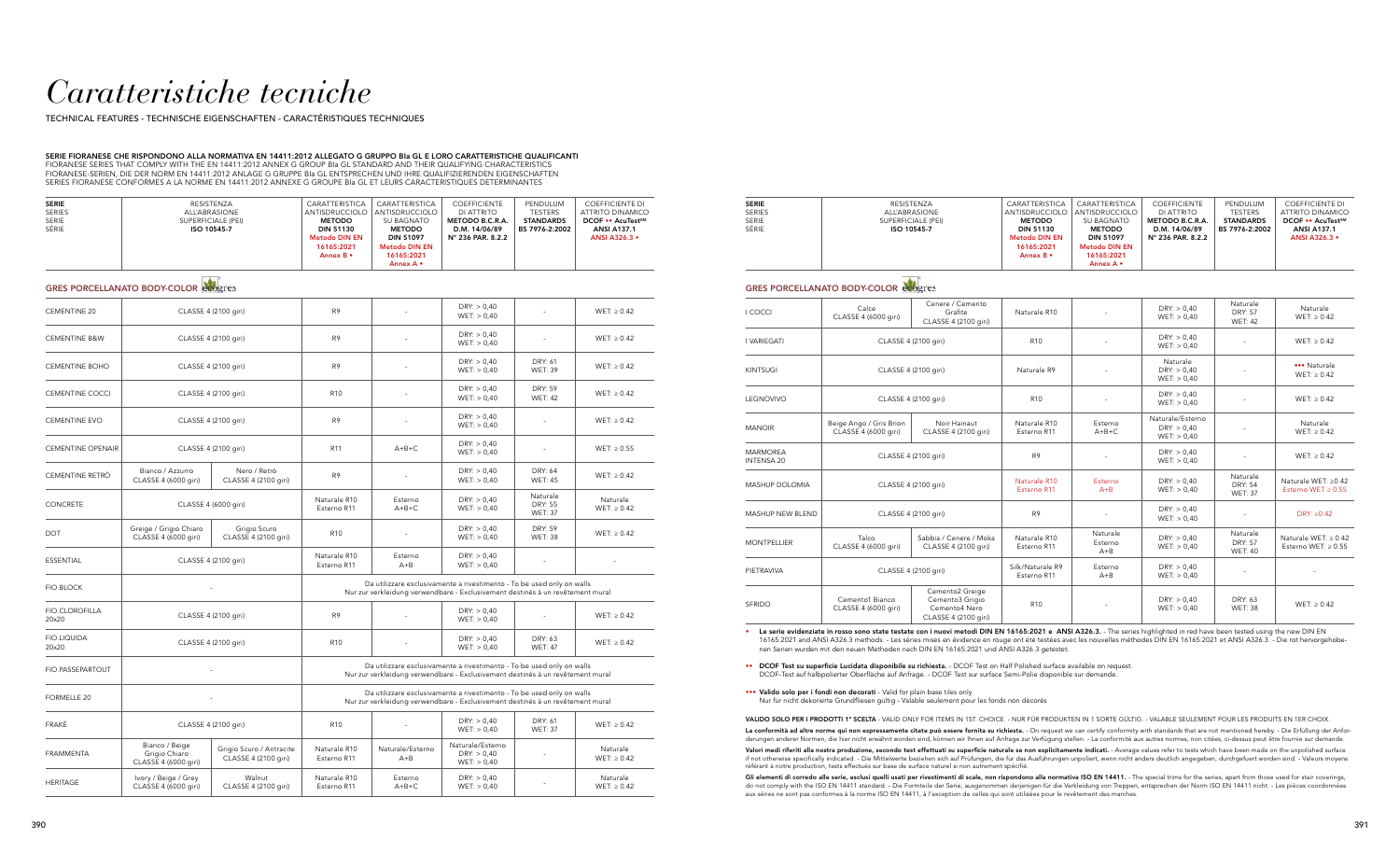# *Caratteristiche tecniche*

TECHNICAL FEATURES - TECHNISCHE EIGENSCHAFTEN - CARACTÉRISTIQUES TECHNIQUES

**SERIE FIORANESE CHE RISPONDONO ALLA NORMATIVA EN 14411:2012 ALLEGATO G GRUPPO BIa GL E LORO CARATTERISTICHE QUALIFICANTI**
FIORANESE SERIES THAT COMPLY WITH THE EN 14411:2012 ANNEX G GROUP BIa GL STANDARD AND THEIR QUALIFYING CHARACTERISTICS
FIORANESE-SERIEN, DIE DER NORM EN 14411:2012 ANLAGE G GRUPPE BIa GL ENTSPRECHEN UND IHRE QUALIFIZIERENDEN EIGENSCHAFTEN
SERIES FIORANESE CONFORMES A LA NORME EN 14411:2012 ANNEXE G GROUPE BIa GL ET LEURS CARACTERISTIQUES DETERMINANTES

## GRES PORCELLANATO BODY-COLOR

| SERIE / SERIES / SERIE / SÉRIE | RESISTENZA ALL'ABRASIONE SUPERFICIALE (PEI) ISO 10545-7 | | CARATTERISTICA ANTISDRUCCIOLO METODO DIN 51130 Metodo DIN EN 16165:2021 Annex B • | CARATTERISTICA ANTISDRUCCIOLO SU BAGNATO METODO DIN 51097 Metodo DIN EN 16165:2021 Annex A • | COEFFICIENTE DI ATTRITO METODO B.C.R.A. D.M. 14/06/89 N° 236 PAR. 8.2.2 | PENDULUM TESTERS STANDARDS BS 7976-2:2002 | COEFFICIENTE DI ATTRITO DINAMICO DCOF •• AcuTest™ ANSI A137.1 ANSI A326.3 • |
|---|---|---|---|---|---|---|---|
| CEMENTINE 20 | CLASSE 4 (2100 giri) | | R9 | - | DRY: > 0,40 WET: > 0,40 | - | WET: ≥ 0.42 |
| CEMENTINE B&W | CLASSE 4 (2100 giri) | | R9 | - | DRY: > 0,40 WET: > 0,40 | - | WET: ≥ 0.42 |
| CEMENTINE BOHO | CLASSE 4 (2100 giri) | | R9 | - | DRY: > 0,40 WET: > 0,40 | DRY: 61 WET: 39 | WET: ≥ 0.42 |
| CEMENTINE COCCI | CLASSE 4 (2100 giri) | | R10 | - | DRY: > 0,40 WET: > 0,40 | DRY: 59 WET: 42 | WET: ≥ 0.42 |
| CEMENTINE EVO | CLASSE 4 (2100 giri) | | R9 | - | DRY: > 0,40 WET: > 0,40 | - | WET: ≥ 0.42 |
| CEMENTINE OPENAIR | CLASSE 4 (2100 giri) | | R11 | A+B+C | DRY: > 0,40 WET: > 0,40 | - | WET: ≥ 0.55 |
| CEMENTINE RETRÒ | Bianco / Azzurro CLASSE 4 (6000 giri) | Nero / Retrò CLASSE 4 (2100 giri) | R9 | - | DRY: > 0,40 WET: > 0,40 | DRY: 64 WET: 45 | WET: ≥ 0.42 |
| CONCRETE | CLASSE 4 (6000 giri) | | Naturale R10 Esterno R11 | Esterno A+B+C | DRY: > 0,40 WET: > 0,40 | Naturale DRY: 55 WET: 37 | Naturale WET: ≥ 0.42 |
| DOT | Greige / Grigio Chiaro CLASSE 4 (6000 giri) | Grigio Scuro CLASSE 4 (2100 giri) | R10 | - | DRY: > 0,40 WET: > 0,40 | DRY: 59 WET: 38 | WET: ≥ 0.42 |
| ESSENTIAL | CLASSE 4 (2100 giri) | | Naturale R10 Esterno R11 | Esterno A+B | DRY: > 0,40 WET: > 0,40 | - | - |
| FIO.BLOCK | - | | Da utilizzare esclusivamente a rivestimento - To be used only on walls Nur zur verkleidung verwendbare - Exclusivement destinés à un revêtement mural | | | | |
| FIO.CLOROFILLA 20x20 | CLASSE 4 (2100 giri) | | R9 | - | DRY: > 0,40 WET: > 0,40 | - | WET: ≥ 0.42 |
| FIO.LIQUIDA 20x20 | CLASSE 4 (2100 giri) | | R10 | - | DRY: > 0,40 WET: > 0,40 | DRY: 63 WET: 47 | WET: ≥ 0.42 |
| FIO.PASSEPARTOUT | - | | Da utilizzare esclusivamente a rivestimento - To be used only on walls Nur zur verkleidung verwendbare - Exclusivement destinés à un revêtement mural | | | | |
| FORMELLE 20 | - | | Da utilizzare esclusivamente a rivestimento - To be used only on walls Nur zur verkleidung verwendbare - Exclusivement destinés à un revêtement mural | | | | |
| FRAKÈ | CLASSE 4 (2100 giri) | | R10 | - | DRY: > 0,40 WET: > 0,40 | DRY: 61 WET: 37 | WET: ≥ 0.42 |
| FRAMMENTA | Bianco / Beige Grigio Chiaro CLASSE 4 (6000 giri) | Grigio Scuro / Antracite CLASSE 4 (2100 giri) | Naturale R10 Esterno R11 | Naturale/Esterno A+B | Naturale/Esterno DRY: > 0,40 WET: > 0,40 | - | Naturale WET: ≥ 0.42 |
| HERITAGE | Ivory / Beige / Grey CLASSE 4 (6000 giri) | Walnut CLASSE 4 (2100 giri) | Naturale R10 Esterno R11 | Esterno A+B+C | DRY: > 0,40 WET: > 0,40 | - | Naturale WET: ≥ 0.42 |

## GRES PORCELLANATO BODY-COLOR

| SERIE / SERIES / SERIE / SÉRIE | RESISTENZA ALL'ABRASIONE SUPERFICIALE (PEI) ISO 10545-7 | | CARATTERISTICA ANTISDRUCCIOLO METODO DIN 51130 Metodo DIN EN 16165:2021 Annex B • | CARATTERISTICA ANTISDRUCCIOLO SU BAGNATO METODO DIN 51097 Metodo DIN EN 16165:2021 Annex A • | COEFFICIENTE DI ATTRITO METODO B.C.R.A. D.M. 14/06/89 N° 236 PAR. 8.2.2 | PENDULUM TESTERS STANDARDS BS 7976-2:2002 | COEFFICIENTE DI ATTRITO DINAMICO DCOF •• AcuTest™ ANSI A137.1 ANSI A326.3 • |
|---|---|---|---|---|---|---|---|
| I COCCI | Calce CLASSE 4 (6000 giri) | Cenere / Cemento Grafite CLASSE 4 (2100 giri) | Naturale R10 | - | DRY: > 0,40 WET: > 0,40 | Naturale DRY: 57 WET: 42 | Naturale WET: ≥ 0.42 |
| I VARIEGATI | CLASSE 4 (2100 giri) | | R10 | - | DRY: > 0,40 WET: > 0,40 | - | WET: ≥ 0.42 |
| KINTSUGI | CLASSE 4 (2100 giri) | | Naturale R9 | - | Naturale DRY: > 0,40 WET: > 0,40 | - | ••• Naturale WET: ≥ 0.42 |
| LEGNOVIVO | CLASSE 4 (2100 giri) | | R10 | - | DRY: > 0,40 WET: > 0,40 | - | WET: ≥ 0.42 |
| MANOIR | Beige Ango / Gris Brion CLASSE 4 (6000 giri) | Noir Hainaut CLASSE 4 (2100 giri) | Naturale R10 Esterno R11 | Esterno A+B+C | Naturale/Esterno DRY: > 0,40 WET: > 0,40 | - | Naturale WET: ≥ 0.42 |
| MARMOREA INTENSA 20 | CLASSE 4 (2100 giri) | | R9 | - | DRY: > 0,40 WET: > 0,40 | - | WET: ≥ 0.42 |
| MASHUP DOLOMIA | CLASSE 4 (2100 giri) | | Naturale R10 Esterno R11 | Esterno A+B | DRY: > 0,40 WET: > 0,40 | Naturale DRY: 54 WET: 37 | Naturale WET: ≥0.42 Esterno WET ≥ 0.55 |
| MASHUP NEW BLEND | CLASSE 4 (2100 giri) | | R9 | - | DRY: > 0,40 WET: > 0,40 | - | DRY: ≥0.42 |
| MONTPELLIER | Talco CLASSE 4 (6000 giri) | Sabbia / Cenere / Moka CLASSE 4 (2100 giri) | Naturale R10 Esterno R11 | Naturale Esterno A+B | DRY: > 0,40 WET: > 0,40 | Naturale DRY: 57 WET: 40 | Naturale WET: ≥ 0.42 Esterno WET: ≥ 0.55 |
| PIETRAVIVA | CLASSE 4 (2100 giri) | | Silk/Naturale R9 Esterno R11 | Esterno A+B | DRY: > 0,40 WET: > 0,40 | - | - |
| SFRIDO | Cemento1 Bianco CLASSE 4 (6000 giri) | Cemento2 Greige Cemento3 Grigio Cemento4 Nero CLASSE 4 (2100 giri) | R10 | - | DRY: > 0,40 WET: > 0,40 | DRY: 63 WET: 38 | WET: ≥ 0.42 |

• **Le serie evidenziate in rosso sono state testate con i nuovi metodi DIN EN 16165:2021 e ANSI A326.3.** - The series highlighted in red have been tested using the new DIN EN 16165:2021 and ANSI A326.3 methods. - Les séries mises en évidence en rouge ont été testées avec les nouvelles méthodes DIN EN 16165:2021 et ANSI A326.3. - Die rot hervorgehobenen Serien wurden mit den neuen Methoden nach DIN EN 16165:2021 und ANSI A326.3 getestet.

•• **DCOF Test su superficie Lucidata disponibile su richiesta.** - DCOF Test on Half Polished surface available on request. DCOF-Test auf halbpolierter Oberfläche auf Anfrage. - DCOF Test sur surface Semi-Polie disponible sur demande.

••• **Valido solo per i fondi non decorati** - Valid for plain base tiles only
Nur für nicht dekorierte Grundfliesen gültig - Valable seulement pour les fonds non décorés

**VALIDO SOLO PER I PRODOTTI 1° SCELTA** - VALID ONLY FOR ITEMS IN 1ST. CHOICE. - NUR FÜR PRODUKTEN IN 1 SORTE GÜLTIG. - VALABLE SEULEMENT POUR LES PRODUITS EN 1ER CHOIX.

**La conformità ad altre norme qui non espressamente citate può essere fornita su richiesta.** - On request we can certify conformity with standards that are not mentioned hereby. - Die Erfüllung der Anforderungen anderer Normen, die hier nicht erwähnt worden sind, können wir Ihnen auf Anfrage zur Verfügung stellen. - La conformité aux autres normes, non citées, ci-dessus peut être fournie sur demande.

**Valori medi riferiti alla nostra produzione, secondo test effettuati su superficie naturale se non esplicitamente indicati.** - Average values refer to tests which have been made on the unpolished surface if not otherwise specifically indicated. - Die Mittelwerte beziehen sich auf Prüfungen, die für das Ausführungen unpoliert, wenn nicht anders deutlich angegeben, durchgefuert worden sind. - Valeurs moyens référant à notre production, tests effectués sur base de surface naturel si non autrement spécifié.

**Gli elementi di corredo alle serie, esclusi quelli usati per rivestimenti di scale, non rispondono alla normativa ISO EN 14411.** - The special trims for the series, apart from those used for stair coverings, do not comply with the ISO EN 14411 standard. - Die Formteile der Serie, ausgenommen derjenigen für die Verkleidung von Treppen, entsprechen der Norm ISO EN 14411 nicht. - Les pièces coordonnées aux séries ne sont pas conformes à la norme ISO EN 14411, à l'exception de celles qui sont utilisées pour le revêtement des marches.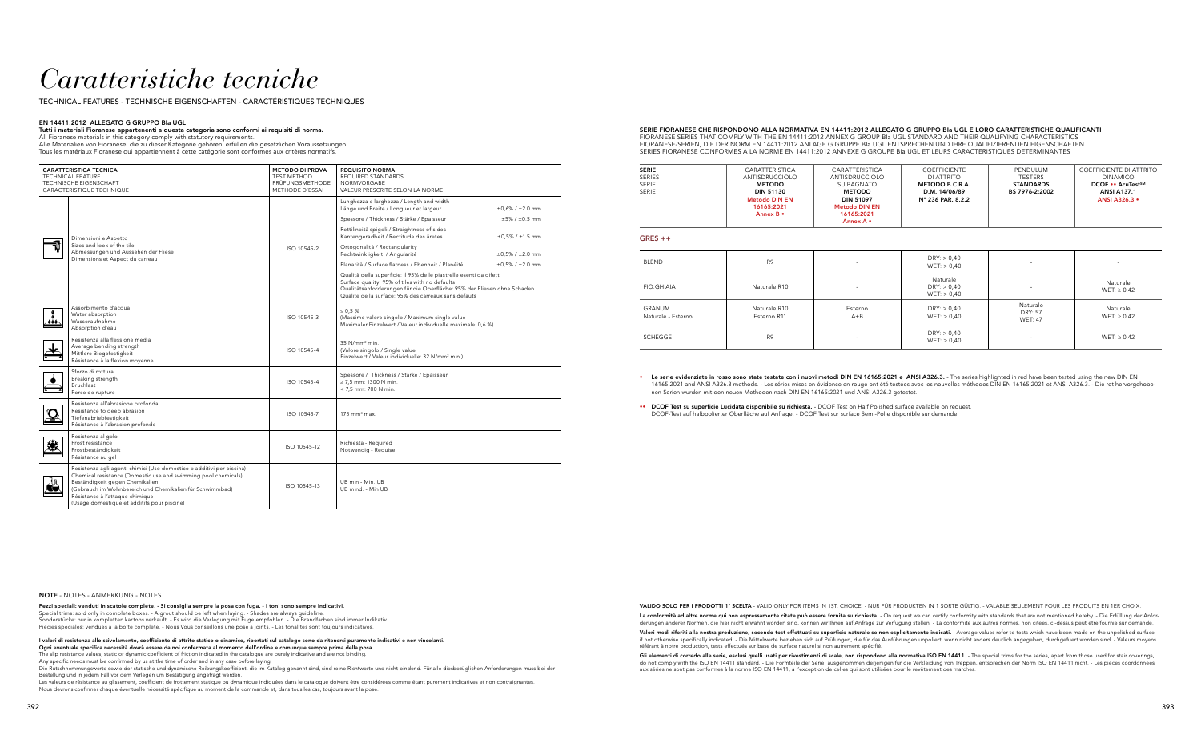# *Caratteristiche tecniche*

TECHNICAL FEATURES - TECHNISCHE EIGENSCHAFTEN - CARACTÉRISTIQUES TECHNIQUES

### EN 14411:2012 ALLEGATO G GRUPPO BIa UGL

**Tutti i materiali Fioranese appartenenti a questa categoria sono conformi ai requisiti di norma.**
All Fioranese materials in this category comply with statutory requirements.
Alle Materialen von Fioranese, die zu dieser Kategorie gehören, erfüllen die gesetzlichen Voraussetzungen.
Tous les matériaux Fioranese qui appartiennent à cette catégorie sont conformes aux critères normatifs.

| CARATTERISTICA TECNICA<br>TECHNICAL FEATURE<br>TECHNISCHE EIGENSCHAFT<br>CARACTÉRISTIQUE TECHNIQUE | METODO DI PROVA<br>TEST METHOD<br>PRÜFUNGSMETHODE<br>METHODE D'ESSAI | REQUISITO NORMA<br>REQUIRED STANDARDS<br>NORMVORGABE<br>VALEUR PRESCRITE SELON LA NORME | |
|---|---|---|---|
| Dimensioni e Aspetto<br>Sizes and look of the tile<br>Abmessungen und Aussehen der Fliese<br>Dimensions et Aspect du carreau | ISO 10545-2 | Lunghezza e larghezza / Length and width<br>Länge und Breite / Longueur et largeur | ±0,6% / ±2.0 mm |
| | | Spessore / Thickness / Stärke / Epaisseur | ±5% / ±0.5 mm |
| | | Rettilineità spigoli / Straightness of sides<br>Kantengeradheit / Rectitude des áretes | ±0,5% / ±1.5 mm |
| | | Ortogonalità / Rectangularity<br>Rechtwinkligkeit / Angularité | ±0,5% / ±2.0 mm |
| | | Planarità / Surface flatness / Ebenheit / Planéité | ±0,5% / ±2.0 mm |
| | | Qualità della superficie: il 95% delle piastrelle esenti da difetti<br>Surface quality: 95% of tiles with no defaults<br>Qualitätsanforderungen für die Oberfläche: 95% der Fliesen ohne Schaden<br>Qualité de la surface: 95% des carreaux sans défauts | |
| Assorbimento d'acqua<br>Water absorption<br>Wasseraufnahme<br>Absorption d'eau | ISO 10545-3 | ≤ 0,5 %<br>(Massimo valore singolo / Maximum single value<br>Maximaler Einzelwert / Valeur individuelle maximale: 0,6 %) | |
| Resistenza alla flessione media<br>Average bending strength<br>Mittlere Biegefestigkeit<br>Résistance à la flexion moyenne | ISO 10545-4 | 35 N/mm² min.<br>(Valore singolo / Single value<br>Einzelwert / Valeur individuelle: 32 N/mm² min.) | |
| Sforzo di rottura<br>Breaking strength<br>Bruchlast<br>Force de rupture | ISO 10545-4 | Spessore / Thickness / Stärke / Epaisseur<br>≥ 7,5 mm: 1300 N min.<br>< 7,5 mm: 700 N min. | |
| Resistenza all'abrasione profonda<br>Resistance to deep abrasion<br>Tiefenabriebfestigkeit<br>Résistance à l'abrasion profonde | ISO 10545-7 | 175 mm³ max. | |
| Resistenza al gelo<br>Frost resistance<br>Frostbeständigkeit<br>Résistance au gel | ISO 10545-12 | Richiesta - Required<br>Notwendig - Requise | |
| Resistenza agli agenti chimici (Uso domestico e additivi per piscina)<br>Chemical resistance (Domestic use and swimming pool chemicals)<br>Beständigkeit gegen Chemikalien<br>(Gebrauch im Wohnbereich und Chemikalien für Schwimmbad)<br>Résistance à l'attaque chimique<br>(Usage domestique et additifs pour piscine) | ISO 10545-13 | UB min - Min. UB<br>UB mind. - Min UB | |

### SERIE FIORANESE CHE RISPONDONO ALLA NORMATIVA EN 14411:2012 ALLEGATO G GRUPPO BIa UGL E LORO CARATTERISTICHE QUALIFICANTI

FIORANESE SERIES THAT COMPLY WITH THE EN 14411:2012 ANNEX G GROUP BIa UGL STANDARD AND THEIR QUALIFYING CHARACTERISTICS
FIORANESE-SERIEN, DIE DER NORM EN 14411:2012 ANLAGE G GRUPPE BIa UGL ENTSPRECHEN UND IHRE QUALIFIZIERENDEN EIGENSCHAFTEN
SERIES FIORANESE CONFORMES A LA NORME EN 14411:2012 ANNEXE G GROUPE BIa UGL ET LEURS CARACTERISTIQUES DETERMINANTES

| SERIE<br>SERIES<br>SERIE<br>SÉRIE | CARATTERISTICA ANTISDRUCCIOLO **METODO DIN 51130** **Metodo DIN EN 16165:2021 Annex B •** | CARATTERISTICA ANTISDRUCCIOLO SU BAGNATO **METODO DIN 51097** **Metodo DIN EN 16165:2021 Annex A •** | COEFFICIENTE DI ATTRITO **METODO B.C.R.A. D.M. 14/06/89 N° 236 PAR. 8.2.2** | PENDULUM TESTERS **STANDARDS BS 7976-2:2002** | COEFFICIENTE DI ATTRITO DINAMICO **DCOF •• AcuTest℠ ANSI A137.1** **ANSI A326.3 •** |
|---|---|---|---|---|---|
| **GRES ++** | | | | | |
| BLEND | R9 | - | DRY: > 0,40<br>WET: > 0,40 | - | - |
| FIO.GHIAIA | Naturale R10 | - | Naturale<br>DRY: > 0,40<br>WET: > 0,40 | - | Naturale<br>WET: ≥ 0.42 |
| GRANUM<br>Naturale - Esterno | Naturale R10<br>Esterno R11 | Esterno<br>A+B | DRY: > 0,40<br>WET: > 0,40 | Naturale<br>DRY: 57<br>WET: 47 | Naturale<br>WET: ≥ 0.42 |
| SCHEGGE | R9 | - | DRY: > 0,40<br>WET: > 0,40 | - | WET: ≥ 0.42 |

• **Le serie evidenziate in rosso sono state testate con i nuovi metodi DIN EN 16165:2021 e ANSI A326.3.** - The series highlighted in red have been tested using the new DIN EN 16165:2021 and ANSI A326.3 methods. - Les séries mises en évidence en rouge ont été testées avec les nouvelles méthodes DIN EN 16165:2021 et ANSI A326.3. - Die rot hervorgehobenen Serien wurden mit den neuen Methoden nach DIN EN 16165:2021 und ANSI A326.3 getestet.

•• **DCOF Test su superficie Lucidata disponibile su richiesta.** - DCOF Test on Half Polished surface available on request. DCOF-Test auf halbpolierter Oberfläche auf Anfrage. - DCOF Test sur surface Semi-Polie disponible sur demande.

### NOTE - NOTES - ANMERKUNG - NOTES

**Pezzi speciali: venduti in scatole complete. - Si consiglia sempre la posa con fuga. - I toni sono sempre indicativi.**
Special trims: sold only in complete boxes. - A grout should be left when laying. - Shades are always guideline.
Sonderstücke: nur in kompletten Kartons verkauft. - Es wird die Verlegung mit Fuge empfohlen. - Die Brandfarben sind immer Indikativ.
Pièces speciales: vendues à la boîte complète. - Nous Vous conseillons une pose à joints. - Les tonalités sont toujours indicatives.

**I valori di resistenza allo scivolamento, coefficiente di attrito statico o dinamico, riportati sul catalogo sono da ritenersi puramente indicativi e non vincolanti.**
**Ogni eventuale specifica necessità dovrà essere da noi confermata al momento dell'ordine e comunque sempre prima della posa.**
The slip resistance values, static or dynamic coefficient of friction indicated in the catalogue are purely indicative and are not binding.
Any specific needs must be confirmed by us at the time of order and in any case before laying.
Die Rutschhemmungswerte sowie der statische und dynamische Reibungskoeffizient, die im Katalog genannt sind, sind reine Richtwerte und nicht bindend. Für alle diesbezüglichen Anforderungen muss bei der Bestellung und in jedem Fall vor dem Verlegen um Bestätigung angefragt werden.
Les valeurs de résistance au glissement, coefficient de frottement statique ou dynamique indiquées dans le catalogue doivent être considérées comme étant purement indicatives et non contraignantes.
Nous devrons confirmer chaque éventuelle nécessité spécifique au moment de la commande et, dans tous les cas, toujours avant la pose.

**VALIDO SOLO PER I PRODOTTI 1° SCELTA** - VALID ONLY FOR ITEMS IN 1ST. CHOICE. - NUR FÜR PRODUKTEN IN 1 SORTE GÜLTIG. - VALABLE SEULEMENT POUR LES PRODUITS EN 1ER CHOIX.

**La conformità ad altre norme qui non espressamente citate può essere fornita su richiesta.** - On request we can certify conformity with standards that are not mentioned hereby. - Die Erfüllung der Anforderungen anderer Normen, die hier nicht erwähnt worden sind, können wir Ihnen auf Anfrage zur Verfügung stellen. - La conformité aux autres normes, non citées, ci-dessus peut être fournie sur demande.

**Valori medi riferiti alla nostra produzione, secondo test effettuati su superficie naturale se non esplicitamente indicati.** - Average values refer to tests which have been made on the unpolished surface if not otherwise specifically indicated. - Die Mittelwerte beziehen sich auf Prüfungen, die für das Ausführungen unpoliert, wenn nicht anders deutlich angegeben, durchgefuert worden sind. - Valeurs moyens référant à notre production, tests effectués sur base de surface naturel si non autrement spécifié.

**Gli elementi di corredo alle serie, esclusi quelli usati per rivestimenti di scale, non rispondono alla normativa ISO EN 14411.** - The special trims for the series, apart from those used for stair coverings, do not comply with the ISO EN 14411 standard. - Die Formteile der Serie, ausgenommen derjenigen für die Verkleidung von Treppen, entsprechen der Norm ISO EN 14411 nicht. - Les pièces coordonnées aux séries ne sont pas conformes à la norme ISO EN 14411, à l'exception de celles qui sont utilisées pour le revêtement des marches.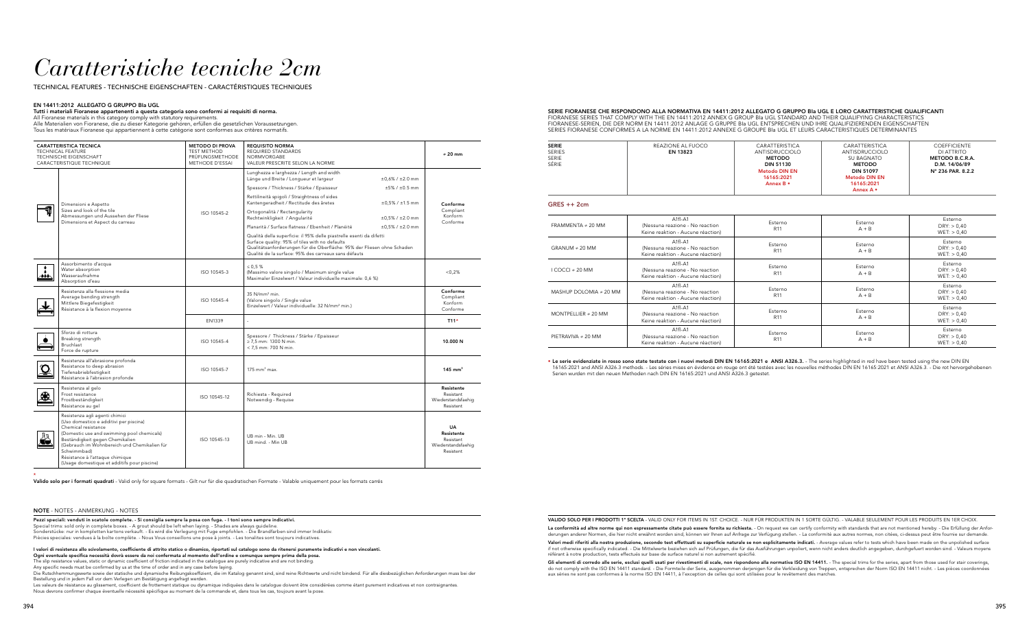# *Caratteristiche tecniche 2cm*

TECHNICAL FEATURES - TECHNISCHE EIGENSCHAFTEN - CARACTÉRISTIQUES TECHNIQUES

**EN 14411:2012 ALLEGATO G GRUPPO BIa UGL**

**Tutti i materiali Fioranese appartenenti a questa categoria sono conformi ai requisiti di norma.**
All Fioranese materials in this category comply with statutory requirements.
Alle Materialen von Fioranese, die zu dieser Kategorie gehören, erfüllen die gesetzlichen Voraussetzungen.
Tous les matériaux Fioranese qui appartiennent à cette catégorie sont conformes aux critères normatifs.

| CARATTERISTICA TECNICA<br>TECHNICAL FEATURE<br>TECHNISCHE EIGENSCHAFT<br>CARACTERISTIQUE TECHNIQUE | METODO DI PROVA<br>TEST METHOD<br>PRÜFUNGSMETHODE<br>METHODE D'ESSAI | REQUISITO NORMA<br>REQUIRED STANDARDS<br>NORMVORGABE<br>VALEUR PRESCRITE SELON LA NORME | | ⌀ 20 mm |
|---|---|---|---|---|
| Dimensioni e Aspetto<br>Sizes and look of the tile<br>Abmessungen und Aussehen der Fliese<br>Dimensions et Aspect du carreau | ISO 10545-2 | Lunghezza e larghezza / Length and width<br>Länge und Breite / Longueur et largeur | ±0,6% / ±2.0 mm | Conforme<br>Compliant<br>Konform<br>Conforme |
| | | Spessore / Thickness / Stärke / Epaisseur | ±5% / ±0.5 mm | |
| | | Rettilineità spigoli / Straightness of sides<br>Kantengeradheit / Rectitude des arêtes | ±0,5% / ±1.5 mm | |
| | | Ortogonalità / Rectangularity<br>Rechtwinkligkeit / Angularité | ±0,5% / ±2.0 mm | |
| | | Planarità / Surface flatness / Ebenheit / Planéité | ±0,5% / ±2.0 mm | |
| | | Qualità della superficie: il 95% delle piastrelle esenti da difetti<br>Surface quality: 95% of tiles with no defaults<br>Qualitätsanforderungen für die Oberfläche: 95% der Fliesen ohne Schaden<br>Qualité de la surface: 95% des carreaux sans défauts | | |
| Assorbimento d'acqua<br>Water absorption<br>Wasseraufnahme<br>Absorption d'eau | ISO 10545-3 | ≤ 0,5 %<br>(Massimo valore singolo / Maximum single value<br>Maximaler Einzelwert / Valeur individuelle maximale: 0,6 %) | | <0,2% |
| Resistenza alla flessione media<br>Average bending strength<br>Mittlere Biegefestigkeit<br>Résistance à la flexion moyenne | ISO 10545-4 | 35 N/mm² min.<br>(Valore singolo / Single value<br>Einzelwert / Valeur individuelle: 32 N/mm² min.) | | Conforme<br>Compliant<br>Konform<br>Conforme |
| | EN1339 | - | | T11* |
| Sforzo di rottura<br>Breaking strength<br>Bruchlast<br>Force de rupture | ISO 10545-4 | Spessore / Thickness / Stärke / Epaisseur<br>≥ 7,5 mm: 1300 N min.<br>< 7,5 mm: 700 N min. | | 10.000 N |
| Resistenza all'abrasione profonda<br>Resistance to deep abrasion<br>Tiefenabriebfestigkeit<br>Résistance à l'abrasion profonde | ISO 10545-7 | 175 mm³ max. | | 145 mm³ |
| Resistenza al gelo<br>Frost resistance<br>Frostbeständigkeit<br>Résistance au gel | ISO 10545-12 | Richiesta - Required<br>Notwendig - Requise | | Resistente<br>Resistant<br>Wiederstandsfaehig<br>Resistent |
| Resistenza agli agenti chimici<br>(Uso domestico e additivi per piscina)<br>Chemical resistance<br>(Domestic use and swimming pool chemicals)<br>Beständigkeit gegen Chemikalien<br>(Gebrauch im Wohnbereich und Chemikalien für Schwimmbad)<br>Resistance à l'attaque chimique<br>(Usage domestique et additifs pour piscine) | ISO 10545-13 | UB min - Min. UB<br>UB mind. - Min UB | | UA<br>Resistente<br>Resistant<br>Wiederstandsfaehig<br>Resistent |

\*
**Valido solo per i formati quadrati** - Valid only for square formats - Gilt nur für die quadratischen Formate - Valable uniquement pour les formats carrés

**NOTE** - NOTES - ANMERKUNG - NOTES

**Pezzi speciali: venduti in scatole complete. - Si consiglia sempre la posa con fuga. - I toni sono sempre indicativi.**
Special trims: sold only in complete boxes. - A grout should be left when laying. - Shades are always guideline.
Sonderstücke: nur in kompletten Kartons verkauft. - Es wird die Verlegung mit Fuge empfohlen. - Die Brandfarben sind immer Indikativ.
Pièces speciales: vendues à la boîte complète. - Nous Vous conseillons une pose à joints. - Les tonalites sont toujours indicatives.

**I valori di resistenza allo scivolamento, coefficiente di attrito statico o dinamico, riportati sul catalogo sono da ritenersi puramente indicativi e non vincolanti.**
**Ogni eventuale specifica necessità dovrà essere da noi confermata al momento dell'ordine e comunque sempre prima della posa.**
The slip resistance values, static or dynamic coefficient of friction indicated in the catalogue are purely indicative and are not binding.
Any specific needs must be confirmed by us at the time of order and in any case before laying.
Die Rutschhemmungswerte sowie der statische und dynamische Reibungskoeffizient, die im Katalog genannt sind, sind reine Richtwerte und nicht bindend. Für alle diesbezüglichen Anforderungen muss bei der Bestellung und in jedem Fall vor dem Verlegen um Bestätigung angefragt werden.
Les valeurs de résistance au glissement, coefficient de frottement statique ou dynamique indiquées dans le catalogue doivent être considérées comme étant purement indicatives et non contraignantes.
Nous devrons confirmer chaque éventuelle nécessité spécifique au moment de la commande et, dans tous les cas, toujours avant la pose.

**SERIE FIORANESE CHE RISPONDONO ALLA NORMATIVA EN 14411:2012 ALLEGATO G GRUPPO BIa UGL E LORO CARATTERISTICHE QUALIFICANTI**
FIORANESE SERIES THAT COMPLY WITH THE EN 14411:2012 ANNEX G GROUP BIa UGL STANDARD AND THEIR QUALIFYING CHARACTERISTICS
FIORANESE-SERIEN, DIE DER NORM EN 14411:2012 ANLAGE G GRUPPE BIa UGL ENTSPRECHEN UND IHRE QUALIFIZIERENDEN EIGENSCHAFTEN
SERIES FIORANESE CONFORMES A LA NORME EN 14411:2012 ANNEXE G GROUPE BIa UGL ET LEURS CARACTERISTIQUES DETERMINANTES

| SERIE<br>SERIES<br>SERIE<br>SÉRIE | REAZIONE AL FUOCO<br>**EN 13823** | CARATTERISTICA<br>ANTISDRUCCIOLO<br>**METODO**<br>**DIN 51130**<br>**Metodo DIN EN 16165:2021 Annex B** • | CARATTERISTICA<br>ANTISDRUCCIOLO<br>SU BAGNATO<br>**METODO**<br>**DIN 51097**<br>**Metodo DIN EN 16165:2021 Annex A** • | COEFFICIENTE<br>DI ATTRITO<br>**METODO B.C.R.A.**<br>**D.M. 14/06/89**<br>**N° 236 PAR. 8.2.2** |
|---|---|---|---|---|
| **GRES ⌀ 2cm** | | | | |
| FRAMMENTA ⌀ 20 MM | A1fl-A1<br>(Nessuna reazione - No reaction<br>Keine reaktion - Aucune réaction) | Esterno<br>R11 | Esterno<br>A + B | Esterno<br>DRY: > 0,40<br>WET: > 0,40 |
| GRANUM ⌀ 20 MM | A1fl-A1<br>(Nessuna reazione - No reaction<br>Keine reaktion - Aucune réaction) | Esterno<br>R11 | Esterno<br>A + B | Esterno<br>DRY: > 0,40<br>WET: > 0,40 |
| I COCCI ⌀ 20 MM | A1fl-A1<br>(Nessuna reazione - No reaction<br>Keine reaktion - Aucune réaction) | Esterno<br>R11 | Esterno<br>A + B | Esterno<br>DRY: > 0,40<br>WET: > 0,40 |
| MASHUP DOLOMIA ⌀ 20 MM | A1fl-A1<br>(Nessuna reazione - No reaction<br>Keine reaktion - Aucune réaction) | Esterno<br>R11 | Esterno<br>A + B | Esterno<br>DRY: > 0,40<br>WET: > 0,40 |
| MONTPELLIER ⌀ 20 MM | A1fl-A1<br>(Nessuna reazione - No reaction<br>Keine reaktion - Aucune réaction) | Esterno<br>R11 | Esterno<br>A + B | Esterno<br>DRY: > 0,40<br>WET: > 0,40 |
| PIETRAVIVA ⌀ 20 MM | A1fl-A1<br>(Nessuna reazione - No reaction<br>Keine reaktion - Aucune réaction) | Esterno<br>R11 | Esterno<br>A + B | Esterno<br>DRY: > 0,40<br>WET: > 0,40 |

• **Le serie evidenziate in rosso sono state testate con i nuovi metodi DIN EN 16165:2021 e ANSI A326.3.** - The series highlighted in red have been tested using the new DIN EN 16165:2021 and ANSI A326.3 methods. - Les séries mises en évidence en rouge ont été testées avec les nouvelles méthodes DIN EN 16165:2021 et ANSI A326.3. - Die rot hervorgehobenen Serien wurden mit den neuen Methoden nach DIN EN 16165:2021 und ANSI A326.3 getestet.

**VALIDO SOLO PER I PRODOTTI 1° SCELTA** - VALID ONLY FOR ITEMS IN 1ST. CHOICE. - NUR FÜR PRODUKTEN IN 1 SORTE GÜLTIG. - VALABLE SEULEMENT POUR LES PRODUITS EN 1ER CHOIX.

**La conformità ad altre norme qui non espressamente citate può essere fornita su richiesta.** - On request we can certify conformity with standards that are not mentioned hereby. - Die Erfüllung der Anforderungen anderer Normen, die hier nicht erwähnt worden sind, können wir Ihnen auf Anfrage zur Verfügung stellen. - La conformité aux autres normes, non citées, ci-dessus peut être fournie sur demande.

**Valori medi riferiti alla nostra produzione, secondo test effettuati su superficie naturale se non esplicitamente indicati.** - Average values refer to tests which have been made on the unpolished surface if not otherwise specifically indicated. - Die Mittelwerte beziehen sich auf Prüfungen, die für das Ausführungen unpoliert, wenn nicht anders deutlich angegeben, durchgefuert worden sind. - Valeurs moyens référant à notre production, tests effectués sur base de surface naturel si non autrement spécifié.

**Gli elementi di corredo alle serie, esclusi quelli usati per rivestimenti di scale, non rispondono alla normativa ISO EN 14411.** - The special trims for the series, apart from those used for stair coverings, do not comply with the ISO EN 14411 standard. - Die Formteile der Serie, ausgenommen derjenigen für die Verkleidung von Treppen, entsprechen der Norm ISO EN 14411 nicht. - Les pièces coordonnées aux séries ne sont pas conformes à la norme ISO EN 14411, à l'exception de celles qui sont utilisées pour le revêtement des marches.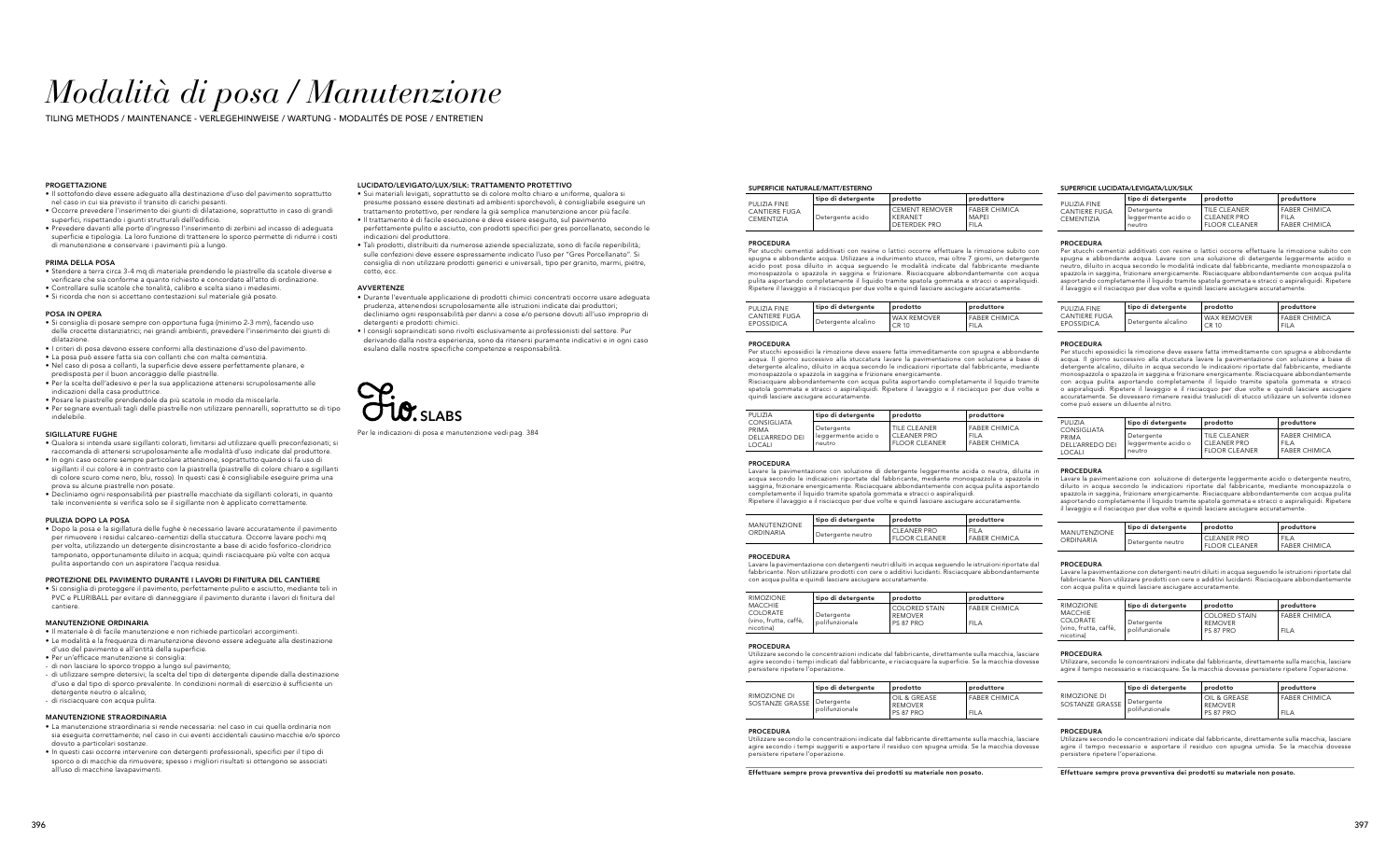# *Modalità di posa / Manutenzione*

TILING METHODS / MAINTENANCE - VERLEGEHINWEISE / WARTUNG - MODALITÉS DE POSE / ENTRETIEN

### PROGETTAZIONE

- Il sottofondo deve essere adeguato alla destinazione d'uso del pavimento soprattutto nel caso in cui sia previsto il transito di carichi pesanti.
- Occorre prevedere l'inserimento dei giunti di dilatazione, soprattutto in caso di grandi superfici, rispettando i giunti strutturali dell'edificio.
- Prevedere davanti alle porte d'ingresso l'inserimento di zerbini ad incasso di adeguata superficie e tipologia. La loro funzione di trattenere lo sporco permette di ridurre i costi di manutenzione e conservare i pavimenti più a lungo.

### PRIMA DELLA POSA

- Stendere a terra circa 3-4 mq di materiale prendendo le piastrelle da scatole diverse e verificare che sia conforme a quanto richiesto e concordato all'atto di ordinazione.
- Controllare sulle scatole che tonalità, calibro e scelta siano i medesimi.
- Si ricorda che non si accettano contestazioni sul materiale già posato.

### POSA IN OPERA

- Si consiglia di posare sempre con opportuna fuga (minimo 2-3 mm), facendo uso delle crocette distanziatrici; nei grandi ambienti, prevedere l'inserimento dei giunti di dilatazione.
- I criteri di posa devono essere conformi alla destinazione d'uso del pavimento.
- La posa può essere fatta sia con collanti che con malta cementizia.
- Nel caso di posa a collanti, la superficie deve essere perfettamente planare, e predisposta per il buon ancoraggio delle piastrelle.
- Per la scelta dell'adesivo e per la sua applicazione attenersi scrupolosamente alle indicazioni della casa produttrice.
- Posare le piastrelle prendendole da più scatole in modo da miscelarle.
- Per segnare eventuali tagli delle piastrelle non utilizzare pennarelli, soprattutto se di tipo indelebile.

### SIGILLATURE FUGHE

- Qualora si intenda usare sigillanti colorati, limitarsi ad utilizzare quelli preconfezionati; si raccomanda di attenersi scrupolosamente alle modalità d'uso indicate dal produttore.
- In ogni caso occorre sempre particolare attenzione, soprattutto quando si fa uso di sigillanti il cui colore è in contrasto con la piastrella (piastrelle di colore chiaro e sigillanti di colore scuro come nero, blu, rosso). In questi casi è consigliabile eseguire prima una prova su alcune piastrelle non posate.
- Decliniamo ogni responsabilità per piastrelle macchiate da sigillanti colorati, in quanto tale inconveniente si verifica solo se il sigillante non è applicato correttamente.

### PULIZIA DOPO LA POSA

- Dopo la posa e la sigillatura delle fughe è necessario lavare accuratamente il pavimento per rimuovere i residui calcareo-cementizi della stuccatura. Occorre lavare pochi mq per volta, utilizzando un detergente disincrostante a base di acido fosforico-cloridrico tamponato, opportunamente diluito in acqua; quindi risciacquare più volte con acqua pulita asportando con un aspiratore l'acqua residua.

### PROTEZIONE DEL PAVIMENTO DURANTE I LAVORI DI FINITURA DEL CANTIERE

- Si consiglia di proteggere il pavimento, perfettamente pulito e asciutto, mediante teli in PVC e PLURIBALL per evitare di danneggiare il pavimento durante i lavori di finitura del cantiere.

### MANUTENZIONE ORDINARIA

- Il materiale è di facile manutenzione e non richiede particolari accorgimenti.
- Le modalità e la frequenza di manutenzione devono essere adeguate alla destinazione d'uso del pavimento e all'entità della superficie.
- Per un'efficace manutenzione si consiglia:
- di non lasciare lo sporco troppo a lungo sul pavimento;
- di utilizzare sempre detersivi; la scelta del tipo di detergente dipende dalla destinazione d'uso e dal tipo di sporco prevalente. In condizioni normali di esercizio è sufficiente un detergente neutro o alcalino;
- di risciacquare con acqua pulita.

### MANUTENZIONE STRAORDINARIA

- La manutenzione straordinaria si rende necessaria: nel caso in cui quella ordinaria non sia eseguita correttamente; nel caso in cui eventi accidentali causino macchie e/o sporco dovuto a particolari sostanze.
- In questi casi occorre intervenire con detergenti professionali, specifici per il tipo di sporco o di macchie da rimuovere; spesso i migliori risultati si ottengono se associati all'uso di macchine lavapavimenti.

### LUCIDATO/LEVIGATO/LUX/SILK: TRATTAMENTO PROTETTIVO

- Sui materiali levigati, soprattutto se di colore molto chiaro e uniforme, qualora si presume possano essere destinati ad ambienti sporchevoli, è consigliabile eseguire un trattamento protettivo, per rendere la già semplice manutenzione ancor più facile.
- Il trattamento è di facile esecuzione e deve essere eseguito, sul pavimento perfettamente pulito e asciutto, con prodotti specifici per gres porcellanato, secondo le indicazioni del produttore.
- Tali prodotti, distribuiti da numerose aziende specializzate, sono di facile reperibilità; sulle confezioni deve essere espressamente indicato l'uso per "Gres Porcellanato". Si consiglia di non utilizzare prodotti generici e universali, tipo per granito, marmi, pietre, cotto, ecc.

### AVVERTENZE

- Durante l'eventuale applicazione di prodotti chimici concentrati occorre usare adeguata prudenza, attenendosi scrupolosamente alle istruzioni indicate dai produttori; decliniamo ogni responsabilità per danni a cose e/o persone dovuti all'uso improprio di detergenti e prodotti chimici.
- I consigli sopraindicati sono rivolti esclusivamente ai professionisti del settore. Pur derivando dalla nostra esperienza, sono da ritenersi puramente indicativi e in ogni caso esulano dalle nostre specifiche competenze e responsabilità.

Fio. SLABS

Per le indicazioni di posa e manutenzione vedi pag. 384

## SUPERFICIE NATURALE/MATT/ESTERNO

| | tipo di detergente | prodotto | produttore |
|---|---|---|---|
| PULIZIA FINE CANTIERE FUGA CEMENTIZIA | Detergente acido | CEMENT REMOVER<br>KERANET<br>DETERDEK PRO | FABER CHIMICA<br>MAPEI<br>FILA |

**PROCEDURA**

Per stucchi cementizi additivati con resine o lattici occorre effettuare la rimozione subito con spugna e abbondante acqua. Utilizzare a indurimento stucco, mai oltre 7 giorni, un detergente acido post posa diluito in acqua seguendo le modalità indicate dal fabbricante mediante monospazzola o spazzola in saggina e frizionare. Risciacquare abbondantemente con acqua pulita asportando completamente il liquido tramite spatola gommata e stracci o aspiraliquidi. Ripetere il lavaggio e il risciacquo per due volte e quindi lasciare asciugare accuratamente.

| | tipo di detergente | prodotto | produttore |
|---|---|---|---|
| PULIZIA FINE CANTIERE FUGA EPOSSIDICA | Detergente alcalino | WAX REMOVER<br>CR 10 | FABER CHIMICA<br>FILA |

**PROCEDURA**

Per stucchi epossidici la rimozione deve essere fatta immediatamente con spugna e abbondante acqua. Il giorno successivo alla stuccatura lavare la pavimentazione con soluzione a base di detergente alcalino, diluito in acqua secondo le indicazioni riportate dal fabbricante, mediante monospazzola o spazzola in saggina e frizionare energicamente.
Risciacquare abbondantemente con acqua pulita asportando completamente il liquido tramite spatola gommata e stracci o aspiraliquidi. Ripetere il lavaggio e il risciacquo per due volte e quindi lasciare asciugare accuratamente.

| | tipo di detergente | prodotto | produttore |
|---|---|---|---|
| PULIZIA CONSIGLIATA PRIMA DELL'ARREDO DEI LOCALI | Detergente leggermente acido o neutro | TILE CLEANER<br>CLEANER PRO<br>FLOOR CLEANER | FABER CHIMICA<br>FILA<br>FABER CHIMICA |

**PROCEDURA**

Lavare la pavimentazione con soluzione di detergente leggermente acida o neutra, diluita in acqua secondo le indicazioni riportate dal fabbricante, mediante monospazzola o spazzola in saggina, frizionare energicamente. Risciacquare abbondantemente con acqua pulita asportando completamente il liquido tramite spatola gommata e stracci o aspiraliquidi.
Ripetere il lavaggio e il risciacquo per due volte e quindi lasciare asciugare accuratamente.

| | tipo di detergente | prodotto | produttore |
|---|---|---|---|
| MANUTENZIONE ORDINARIA | Detergente neutro | CLEANER PRO<br>FLOOR CLEANER | FILA<br>FABER CHIMICA |

**PROCEDURA**

Lavare la pavimentazione con detergenti neutri diluiti in acqua seguendo le istruzioni riportate dal fabbricante. Non utilizzare prodotti con cere o additivi lucidanti. Risciacquare abbondantemente con acqua pulita e quindi lasciare asciugare accuratamente.

| | tipo di detergente | prodotto | produttore |
|---|---|---|---|
| RIMOZIONE MACCHIE COLORATE (vino, frutta, caffè, nicotina) | Detergente polifunzionale | COLORED STAIN REMOVER<br>PS 87 PRO | FABER CHIMICA<br>FILA |

**PROCEDURA**

Utilizzare secondo le concentrazioni indicate dal fabbricante, direttamente sulla macchia, lasciare agire secondo i tempi indicati dal fabbricante, e risciacquare la superficie. Se la macchia dovesse persistere ripetere l'operazione.

| | tipo di detergente | prodotto | produttore |
|---|---|---|---|
| RIMOZIONE DI SOSTANZE GRASSE | Detergente polifunzionale | OIL & GREASE REMOVER<br>PS 87 PRO | FABER CHIMICA<br>FILA |

**PROCEDURA**

Utilizzare secondo le concentrazioni indicate dal fabbricante direttamente sulla macchia, lasciare agire secondo i tempi suggeriti e asportare il residuo con spugna umida. Se la macchia dovesse persistere ripetere l'operazione.

**Effettuare sempre prova preventiva dei prodotti su materiale non posato.**

## SUPERFICIE LUCIDATA/LEVIGATA/LUX/SILK

| | tipo di detergente | prodotto | produttore |
|---|---|---|---|
| PULIZIA FINE CANTIERE FUGA CEMENTIZIA | Detergente leggermente acido o neutro | TILE CLEANER<br>CLEANER PRO<br>FLOOR CLEANER | FABER CHIMICA<br>FILA<br>FABER CHIMICA |

**PROCEDURA**

Per stucchi cementizi additivati con resine o lattici occorre effettuare la rimozione subito con spugna e abbondante acqua. Lavare con una soluzione di detergente leggermente acido o neutro, diluito in acqua secondo le modalità indicate dal fabbricante, mediante monospazzola o spazzola in saggina, frizionare energicamente. Risciacquare abbondantemente con acqua pulita asportando completamente il liquido tramite spatola gommata e stracci o aspiraliquidi. Ripetere il lavaggio e il risciacquo per due volte e quindi lasciare asciugare accuratamente.

| | tipo di detergente | prodotto | produttore |
|---|---|---|---|
| PULIZIA FINE CANTIERE FUGA EPOSSIDICA | Detergente alcalino | WAX REMOVER<br>CR 10 | FABER CHIMICA<br>FILA |

**PROCEDURA**

Per stucchi epossidici la rimozione deve essere fatta immediatamente con spugna e abbondante acqua. Il giorno successivo alla stuccatura lavare la pavimentazione con soluzione a base di detergente alcalino, diluito in acqua secondo le indicazioni riportate dal fabbricante, mediante monospazzola o spazzola in saggina e frizionare energicamente. Risciacquare abbondantemente con acqua pulita asportando completamente il liquido tramite spatola gommata e stracci o aspiraliquidi. Ripetere il lavaggio e il risciacquo per due volte e quindi lasciare asciugare accuratamente. Se dovessero rimanere residui traslucidi di stucco utilizzare un solvente idoneo come può essere un diluente al nitro.

| | tipo di detergente | prodotto | produttore |
|---|---|---|---|
| PULIZIA CONSIGLIATA PRIMA DELL'ARREDO DEI LOCALI | Detergente leggermente acido o neutro | TILE CLEANER<br>CLEANER PRO<br>FLOOR CLEANER | FABER CHIMICA<br>FILA<br>FABER CHIMICA |

**PROCEDURA**

Lavare la pavimentazione con soluzione di detergente leggermente acido o detergente neutro, diluito in acqua secondo le indicazioni riportate dal fabbricante, mediante monospazzola o spazzola in saggina, frizionare energicamente. Risciacquare abbondantemente con acqua pulita asportando completamente il liquido tramite spatola gommata e stracci o aspiraliquidi. Ripetere il lavaggio e il risciacquo per due volte e quindi lasciare asciugare accuratamente.

| | tipo di detergente | prodotto | produttore |
|---|---|---|---|
| MANUTENZIONE ORDINARIA | Detergente neutro | CLEANER PRO<br>FLOOR CLEANER | FILA<br>FABER CHIMICA |

**PROCEDURA**

Lavare la pavimentazione con detergenti neutri diluiti in acqua seguendo le istruzioni riportate dal fabbricante. Non utilizzare prodotti con cere o additivi lucidanti. Risciacquare abbondantemente con acqua pulita e quindi lasciare asciugare accuratamente.

| | tipo di detergente | prodotto | produttore |
|---|---|---|---|
| RIMOZIONE MACCHIE COLORATE (vino, frutta, caffè, nicotina) | Detergente polifunzionale | COLORED STAIN REMOVER<br>PS 87 PRO | FABER CHIMICA<br>FILA |

**PROCEDURA**

Utilizzare, secondo le concentrazioni indicate dal fabbricante, direttamente sulla macchia, lasciare agire il tempo necessario e risciacquare. Se la macchia dovesse persistere ripetere l'operazione.

| | tipo di detergente | prodotto | produttore |
|---|---|---|---|
| RIMOZIONE DI SOSTANZE GRASSE | Detergente polifunzionale | OIL & GREASE REMOVER<br>PS 87 PRO | FABER CHIMICA<br>FILA |

**PROCEDURA**

Utilizzare secondo le concentrazioni indicate dal fabbricante, direttamente sulla macchia, lasciare agire il tempo necessario e asportare il residuo con spugna umida. Se la macchia dovesse persistere ripetere l'operazione.

**Effettuare sempre prova preventiva dei prodotti su materiale non posato.**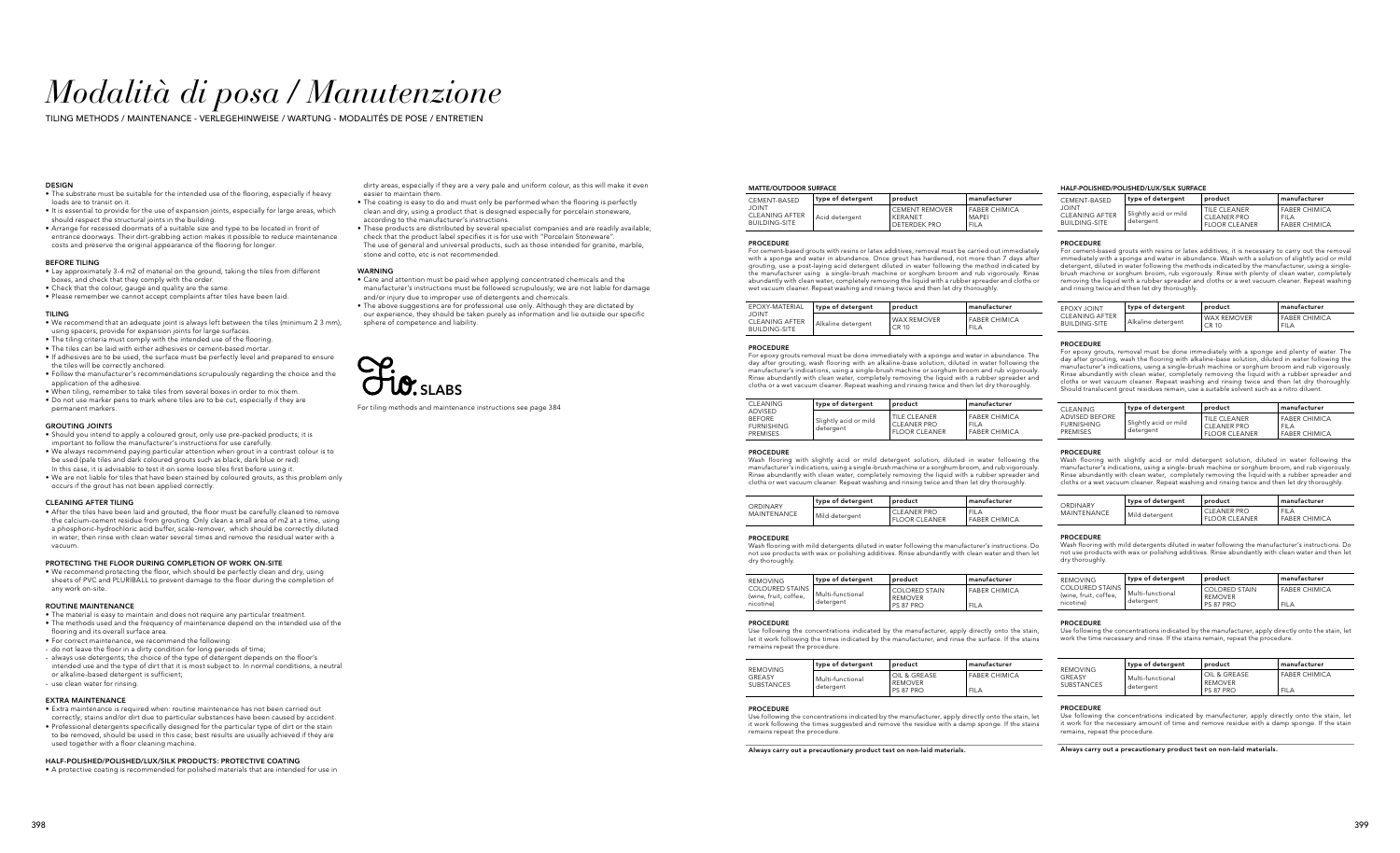# *Modalità di posa / Manutenzione*

TILING METHODS / MAINTENANCE - VERLEGEHINWEISE / WARTUNG - MODALITÉS DE POSE / ENTRETIEN

### DESIGN

- The substrate must be suitable for the intended use of the flooring, especially if heavy loads are to transit on it.
- It is essential to provide for the use of expansion joints, especially for large areas, which should respect the structural joints in the building.
- Arrange for recessed doormats of a suitable size and type to be located in front of entrance doorways. Their dirt-grabbing action makes it possible to reduce maintenance costs and preserve the original appearance of the flooring for longer.

### BEFORE TILING

- Lay approximately 3-4 m2 of material on the ground, taking the tiles from different boxes, and check that they comply with the order.
- Check that the colour, gauge and quality are the same.
- Please remember we cannot accept complaints after tiles have been laid.

### TILING

- We recommend that an adequate joint is always left between the tiles (minimum 2 3 mm), using spacers; provide for expansion joints for large surfaces.
- The tiling criteria must comply with the intended use of the flooring.
- The tiles can be laid with either adhesives or cement-based mortar.
- If adhesives are to be used, the surface must be perfectly level and prepared to ensure the tiles will be correctly anchored.
- Follow the manufacturer's recommendations scrupulously regarding the choice and the application of the adhesive.
- When tiling, remember to take tiles from several boxes in order to mix them.
- Do not use marker pens to mark where tiles are to be cut, especially if they are permanent markers.

### GROUTING JOINTS

- Should you intend to apply a coloured grout, only use pre-packed products; it is important to follow the manufacturer's instructions for use carefully.
- We always recommend paying particular attention when grout in a contrast colour is to be used (pale tiles and dark coloured grouts such as black, dark blue or red). In this case, it is advisable to test it on some loose tiles first before using it.
- We are not liable for tiles that have been stained by coloured grouts, as this problem only occurs if the grout has not been applied correctly.

### CLEANING AFTER TILING

- After the tiles have been laid and grouted, the floor must be carefully cleaned to remove the calcium-cement residue from grouting. Only clean a small area of m2 at a time, using a phosphoric-hydrochloric acid buffer, scale-remover, which should be correctly diluted in water; then rinse with clean water several times and remove the residual water with a vacuum.

### PROTECTING THE FLOOR DURING COMPLETION OF WORK ON-SITE

- We recommend protecting the floor, which should be perfectly clean and dry, using sheets of PVC and PLURIBALL to prevent damage to the floor during the completion of any work on-site.

### ROUTINE MAINTENANCE

- The material is easy to maintain and does not require any particular treatment.
- The methods used and the frequency of maintenance depend on the intended use of the flooring and its overall surface area.
- For correct maintenance, we recommend the following:
- do not leave the floor in a dirty condition for long periods of time;
- always use detergents; the choice of the type of detergent depends on the floor's intended use and the type of dirt that it is most subject to. In normal conditions, a neutral or alkaline-based detergent is sufficient;
- use clean water for rinsing.

### EXTRA MAINTENANCE

- Extra maintenance is required when: routine maintenance has not been carried out correctly; stains and/or dirt due to particular substances have been caused by accident.
- Professional detergents specifically designed for the particular type of dirt or the stain to be removed, should be used in this case; best results are usually achieved if they are used together with a floor cleaning machine.

### HALF-POLISHED/POLISHED/LUX/SILK PRODUCTS: PROTECTIVE COATING

- A protective coating is recommended for polished materials that are intended for use in dirty areas, especially if they are a very pale and uniform colour, as this will make it even easier to maintain them.
- The coating is easy to do and must only be performed when the flooring is perfectly clean and dry, using a product that is designed especially for porcelain stoneware, according to the manufacturer's instructions.
- These products are distributed by several specialist companies and are readily available; check that the product label specifies it is for use with "Porcelain Stoneware". The use of general and universal products, such as those intended for granite, marble, stone and cotto, etc is not recommended.

### WARNING

- Care and attention must be paid when applying concentrated chemicals and the manufacturer's instructions must be followed scrupulously; we are not liable for damage and/or injury due to improper use of detergents and chemicals.
- The above suggestions are for professional use only. Although they are dictated by our experience, they should be taken purely as information and lie outside our specific sphere of competence and liability.

**Fio. SLABS**

For tiling methods and maintenance instructions see page 384

### MATTE/OUTDOOR SURFACE

| CEMENT-BASED JOINT CLEANING AFTER BUILDING-SITE | type of detergent | product | manufacturer |
|---|---|---|---|
| | Acid detergent | CEMENT REMOVER<br>KERANET<br>DETERDEK PRO | FABER CHIMICA<br>MAPEI<br>FILA |

**PROCEDURE**

For cement-based grouts with resins or latex additives, removal must be carried out immediately with a sponge and water in abundance. Once grout has hardened, not more than 7 days after grouting, use a post-laying acid detergent diluted in water following the method indicated by the manufacturer using a single-brush machine or sorghum broom and rub vigorously. Rinse abundantly with clean water, completely removing the liquid with a rubber spreader and cloths or wet vacuum cleaner. Repeat washing and rinsing twice and then let dry thoroughly.

| EPOXY-MATERIAL JOINT CLEANING AFTER BUILDING-SITE | type of detergent | product | manufacturer |
|---|---|---|---|
| | Alkaline detergent | WAX REMOVER CR 10 | FABER CHIMICA FILA |

**PROCEDURE**

For epoxy grouts removal must be done immediately with a sponge and water in abundance. The day after grouting, wash flooring with an alkaline-base solution, diluted in water following the manufacturer's indications, using a single-brush machine or sorghum broom and rub vigorously. Rinse abundantly with clean water, completely removing the liquid with a rubber spreader and cloths or a wet vacuum cleaner. Repeat washing and rinsing twice and then let dry thoroughly.

| CLEANING ADVISED BEFORE FURNISHING PREMISES | type of detergent | product | manufacturer |
|---|---|---|---|
| | Slightly acid or mild detergent | TILE CLEANER<br>CLEANER PRO<br>FLOOR CLEANER | FABER CHIMICA<br>FILA<br>FABER CHIMICA |

**PROCEDURE**

Wash flooring with slightly acid or mild detergent solution, diluted in water following the manufacturer's indications, using a single-brush machine or a sorghum broom, and rub vigorously. Rinse abundantly with clean water, completely removing the liquid with a rubber spreader and cloths or wet vacuum cleaner. Repeat washing and rinsing twice and then let dry thoroughly.

| ORDINARY MAINTENANCE | type of detergent | product | manufacturer |
|---|---|---|---|
| | Mild detergent | CLEANER PRO<br>FLOOR CLEANER | FILA<br>FABER CHIMICA |

**PROCEDURE**

Wash flooring with mild detergents diluted in water following the manufacturer's instructions. Do not use products with wax or polishing additives. Rinse abundantly with clean water and then let dry thoroughly.

| REMOVING COLOURED STAINS (wine, fruit, coffee, nicotine) | type of detergent | product | manufacturer |
|---|---|---|---|
| | Multi-functional detergent | COLORED STAIN REMOVER<br>PS 87 PRO | FABER CHIMICA<br>FILA |

**PROCEDURE**

Use following the concentrations indicated by the manufacturer, apply directly onto the stain, let it work following the times indicated by the manufacturer, and rinse the surface. If the stains remains repeat the procedure.

| REMOVING GREASY SUBSTANCES | type of detergent | product | manufacturer |
|---|---|---|---|
| | Multi-functional detergent | OIL & GREASE REMOVER<br>PS 87 PRO | FABER CHIMICA<br>FILA |

**PROCEDURE**

Use following the concentrations indicated by the manufacturer, apply directly onto the stain, let it work following the times suggested and remove the residue with a damp sponge. If the stains remains repeat the procedure.

**Always carry out a precautionary product test on non-laid materials.**

### HALF-POLISHED/POLISHED/LUX/SILK SURFACE

| CEMENT-BASED JOINT CLEANING AFTER BUILDING-SITE | type of detergent | product | manufacturer |
|---|---|---|---|
| | Slightly acid or mild detergent | TILE CLEANER<br>CLEANER PRO<br>FLOOR CLEANER | FABER CHIMICA<br>FILA<br>FABER CHIMICA |

**PROCEDURE**

For cement-based grouts with resins or latex additives, it is necessary to carry out the removal immediately with a sponge and water in abundance. Wash with a solution of slightly acid or mild detergent, diluted in water following the methods indicated by the manufacturer, using a single-brush machine or sorghum broom, rub vigorously. Rinse with plenty of clean water, completely removing the liquid with a rubber spreader and cloths or a wet vacuum cleaner. Repeat washing and rinsing twice and then let dry thoroughly.

| EPOXY JOINT CLEANING AFTER BUILDING-SITE | type of detergent | product | manufacturer |
|---|---|---|---|
| | Alkaline detergent | WAX REMOVER CR 10 | FABER CHIMICA FILA |

**PROCEDURE**

For epoxy grouts, removal must be done immediately with a sponge and plenty of water. The day after grouting, wash the flooring with alkaline-base solution, diluted in water following the manufacturer's indications, using a single-brush machine or sorghum broom and rub vigorously. Rinse abundantly with clean water, completely removing the liquid with a rubber spreader and cloths or wet vacuum cleaner. Repeat washing and rinsing twice and then let dry thoroughly. Should translucent grout residues remain, use a suitable solvent such as a nitro diluent.

| CLEANING ADVISED BEFORE FURNISHING PREMISES | type of detergent | product | manufacturer |
|---|---|---|---|
| | Slightly acid or mild detergent | TILE CLEANER<br>CLEANER PRO<br>FLOOR CLEANER | FABER CHIMICA<br>FILA<br>FABER CHIMICA |

**PROCEDURE**

Wash flooring with slightly acid or mild detergent solution, diluted in water following the manufacturer's indications, using a single-brush machine or a sorghum broom, and rub vigorously. Rinse abundantly with clean water, completely removing the liquid with a rubber spreader and cloths or a wet vacuum cleaner. Repeat washing and rinsing twice and then let dry thoroughly.

| ORDINARY MAINTENANCE | type of detergent | product | manufacturer |
|---|---|---|---|
| | Mild detergent | CLEANER PRO<br>FLOOR CLEANER | FILA<br>FABER CHIMICA |

**PROCEDURE**

Wash flooring with mild detergents diluted in water following the manufacturer's instructions. Do not use products with wax or polishing additives. Rinse abundantly with clean water and then let dry thoroughly.

| REMOVING COLOURED STAINS (wine, fruit, coffee, nicotine) | type of detergent | product | manufacturer |
|---|---|---|---|
| | Multi-functional detergent | COLORED STAIN REMOVER<br>PS 87 PRO | FABER CHIMICA<br>FILA |

**PROCEDURE**

Use following the concentrations indicated by the manufacturer, apply directly onto the stain, let work the time necessary and rinse. If the stains remain, repeat the procedure.

| REMOVING GREASY SUBSTANCES | type of detergent | product | manufacturer |
|---|---|---|---|
| | Multi-functional detergent | OIL & GREASE REMOVER<br>PS 87 PRO | FABER CHIMICA<br>FILA |

**PROCEDURE**

Use following the concentrations indicated by manufacturer, apply directly onto the stain, let it work for the necessary amount of time and remove residue with a damp sponge. If the stain remains, repeat the procedure.

**Always carry out a precautionary product test on non-laid materials.**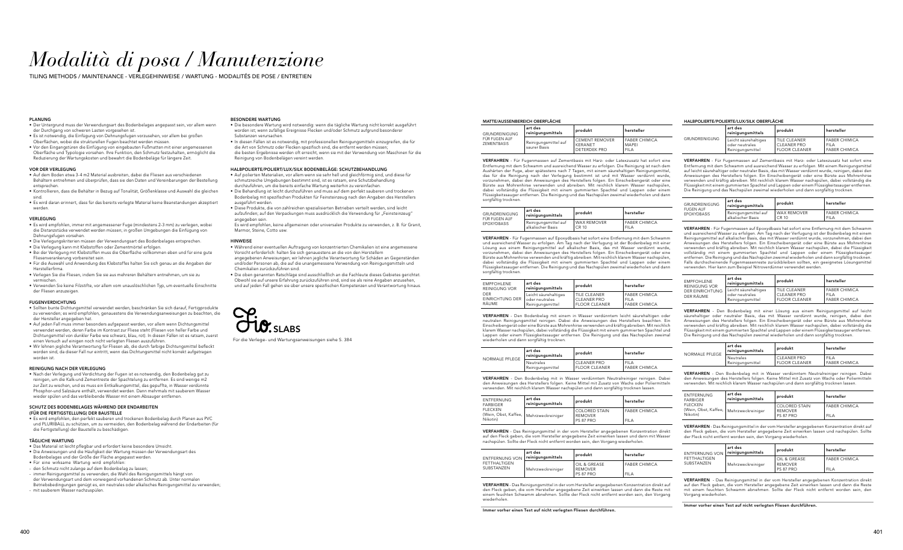# *Modalità di posa / Manutenzione*

TILING METHODS / MAINTENANCE - VERLEGEHINWEISE / WARTUNG - MODALITÉS DE POSE / ENTRETIEN

#### PLANUNG

- Der Untergrund muss der Verwendungsart des Bodenbelages angepasst sein, vor allem wenn der Durchgang von schweren Lasten vorgesehen ist.
- Es ist notwendig, die Einfügung von Dehnungsfugen vorzusehen, vor allem bei großen Oberflächen, wobei die strukturellen Fugen beachtet werden müssen.
- Vor den Eingangstüren die Einfügung von eingebauten Fußmatten mit einer angemessenen Oberfläche und Typologie vorsehen. Ihre Funktion, den Schmutz festzuhalten, ermöglicht die Reduzierung der Wartungskosten und bewahrt die Bodenbeläge für längere Zeit.

#### VOR DER VERLEGUNG

- Auf dem Boden etwa 3-4 m2 Material ausbreiten, dabei die Fliesen aus verschiedenen Behältern entnehmen und überprüfen, dass sie den Daten und Vereinbarungen der Bestellung entsprechen.
- Kontrollieren, dass die Behälter in Bezug auf Tonalität, Größenklasse und Auswahl die gleichen sind.
- Es wird daran erinnert, dass für das bereits verlegte Material keine Beanstandungen akzeptiert werden.

#### VERLEGUNG

- Es wird empfohlen, immer mit angemessener Fuge (mindestens 2-3 mm) zu verlegen, wobei die Distanzstücke verwendet werden müssen; in großen Umgebungen die Einfügung von Dehnungsfugen vorsehen.
- Die Verlegungskriterien müssen der Verwendungsart des Bodenbelages entsprechen.
- Die Verlegung kann mit Klebstoffen oder Zementmörtel erfolgen.
- Bei der Verlegung mit Klebstoffen muss die Oberfläche vollkommen eben und für eine gute Fliesenverankerung vorbereitet sein.
- Für die Auswahl und Anwendung des Klebstoffes halten Sie sich genau an die Angaben der Herstellerfirma.
- Verlegen Sie die Fliesen, indem Sie sie aus mehreren Behältern entnehmen, um sie zu vermischen.
- Verwenden Sie keine Filzstifte, vor allem vom unauslöschlichen Typ, um eventuelle Einschnitte der Fliesen anzuzeigen.

#### FUGENVERDICHTUNG

- Sollten bunte Dichtungsmittel verwendet werden, beschränken Sie sich darauf, Fertigprodukte zu verwenden; es wird empfohlen, genauestens die Verwendungsanweisungen zu beachten, die der Hersteller angegeben hat.
- Auf jeden Fall muss immer besonders aufgepasst werden, vor allem wenn Dichtungsmittel verwendet werden, deren Farbe im Kontrast zur Fliese steht (Fliesen von heller Farbe und Dichtungsmittel von dunkler Farbe wie schwarz, blau, rot). In diesen Fällen ist es ratsam, zuerst einen Versuch auf einigen noch nicht verlegten Fliesen auszuführen.
- Wir lehnen jegliche Verantwortung für Fliesen ab, die durch farbige Dichtungsmittel befleckt worden sind, da dieser Fall nur eintritt, wenn das Dichtungsmittel nicht korrekt aufgetragen worden ist.

#### REINIGUNG NACH DER VERLEGUNG

- Nach der Verlegung und Verdichtung der Fugen ist es notwendig, den Bodenbelag gut zu reinigen, um die Kalk-und Zementreste der Spachtelung zu entfernen. Es sind wenige m2 zur Zeit zu wischen, und es muss ein Entkalkungsmittel, das gepuffte, in Wasser verdünnte Phosphor-und Salzsäure enthält, verwendet werden. Dann mehrmals mit sauberem Wasser wieder spülen und das verbleibende Wasser mit einem Absauger entfernen.

#### SCHUTZ DES BODENBELAGES WÄHREND DER ENDARBEITEN (FÜR DIE FERTIGSTELLUNG) DER BAUSTELLE

- Es wird empfohlen, den perfekt sauberen und trockenen Bodenbelag durch Planen aus PVC und PLURIBALL zu schützen, um zu vermeiden, den Bodenbelag während der Endarbeiten (für die Fertigstellung) der Baustelle zu beschädigen.

#### TÄGLICHE WARTUNG

- Das Material ist leicht pflegbar und erfordert keine besondere Umsicht.
- Die Anweisungen und die Häufigkeit der Wartung müssen der Verwendungsart des Bodenbelages und der Größe der Fläche angepasst werden.
- Für eine wirksame Wartung wird empfohlen:
- den Schmutz nicht zulange auf dem Bodenbelag zu lassen;
- immer Reinigungsmittel zu verwenden; die Wahl des Reinigungsmittels hängt von der Verwendungsart und dem vorwiegend vorhandenen Schmutz ab. Unter normalen Betriebsbedingungen genügt es, ein neutrales oder alkalisches Reinigungsmittel zu verwenden;
- mit sauberem Wasser nachzuspülen.

#### BESONDERE WARTUNG

- Die besondere Wartung wird notwendig: wenn die tägliche Wartung nicht korrekt ausgeführt worden ist; wenn zufällige Ereignisse Flecken und/oder Schmutz aufgrund besonderer Substanzen verursachen.
- In diesen Fällen ist es notwendig, mit professionellen Reinigungsmitteln einzugreifen, die für die Art von Schmutz oder Flecken spezifisch sind, die entfernt werden müssen; die besten Ergebnisse werden oft erreicht, wenn sie mit der Verwendung von Maschinen für die Reinigung von Bodenbelägen vereint werden.

#### HALBPOLIERTE/POLIERT/LUX/SILK BODENBELÄGE: SCHUTZBEHANDLUNG

- Auf polierten Materialien, vor allem wenn sie sehr hell und gleichförmig sind, und diese für schmutzreiche Umgebungen bestimmt sind, ist es ratsam, eine Schutzbehandlung durchzuführen, um die bereits einfache Wartung weiterhin zu vereinfachen.
- Die Behandlung ist leicht durchzuführen und muss auf dem perfekt sauberen und trockenen Bodenbelag mit spezifischen Produkten für Feinsteinzeug nach den Angaben des Herstellers ausgeführt werden.
- Diese Produkte, die von zahlreichen spezialisierten Betrieben verteilt werden, sind leicht aufzufinden; auf den Verpackungen muss ausdrücklich die Verwendung für „Feinsteinzeug" angegeben sein.
  Es wird empfohlen, keine allgemeinen oder universalen Produkte zu verwenden, z. B. für Granit, Marmor, Steine, Cotto usw.

#### HINWEISE

- Während einer eventuellen Auftragung von konzentrierten Chemikalien ist eine angemessene Vorsicht erforderlich: halten Sie sich genauestens an die von den Herstellern angegebenen Anweisungen; wir lehnen jegliche Verantwortung für Schäden an Gegenständen und/oder Personen ab, die auf die unangemessene Verwendung von Reinigungsmitteln und Chemikalien zurückzuführen sind.
- Die oben genannten Ratschläge sind ausschließlich an die Fachleute dieses Gebietes gerichtet. Obwohl sie auf unsere Erfahrung zurückzuführen sind, sind sie als reine Angaben anzusehen, und auf jeden Fall gehen sie über unsere spezifischen Kompetenzen und Verantwortung hinaus.

Fio. SLABS

Für die Verlege- und Wartungsanweisungen siehe S. 384

#### MATTE/AUSSENBEREICH OBERFLÄCHE

| GRUNDREINIGUNG FÜR FUGEN AUF ZEMENTBASIS | art des reinigungsmittels | produkt | hersteller |
|---|---|---|---|
| | Reinigungsmittel auf saurer Basis | CEMENT REMOVER<br>KERANET<br>DETERDEK PRO | FABER CHIMICA<br>MAPEI<br>FILA |

**VERFAHREN** - Für Fugenmassen auf Zementbasis mit Harz- oder Latexzusatz hat sofort eine Entfernung mit dem Schwamm und ausreichend Wasser zu erfolgen. Die Reinigung ist nach dem Aushärten der Fuge, aber spätestens nach 7 Tagen, mit einem säurehaltigen Reinigungsmittel, das für die Reinigung nach der Verlegung bestimmt ist und mit Wasser verdünnt wurde, vorzunehmen, dabei den Anweisungen des Herstellers folgen. Ein Einscheibengerät oder eine Bürste aus Mohrenhirse verwenden und abreiben. Mit reichlich klarem Wasser nachspülen, dabei vollständig die Flüssigkeit mit einem gummierten Spachtel und Lappen oder einem Flüssigkeitssauger entfernen. Die Reinigung und das Nachspülen zweimal wiederholen und dann sorgfältig trocknen.

| GRUNDREINIGUNG FÜR FUGEN AUF EPOXYDBASIS | art des reinigungsmittels | produkt | hersteller |
|---|---|---|---|
| | Reinigungsmittel auf alkalischer Basis | WAX REMOVER<br>CR 10 | FABER CHIMICA<br>FILA |

**VERFAHREN** - Für Fugenmassen auf Epoxydbasis hat sofort eine Entfernung mit dem Schwamm und ausreichend Wasser zu erfolgen. Am Tag nach der Verfugung ist der Bodenbelag mit einer Lösung aus einem Reinigungsmittel auf alkalischer Basis, das mit Wasser verdünnt wurde, vorzunehmen, dabei den Anweisungen des Herstellers folgen. Ein Einscheibengerät oder eine Bürste aus Mohrenhirse verwenden und kräftig abreiben. Mit reichlich klarem Wasser nachspülen, dabei vollständig die Flüssigkeit mit einem gummierten Spachtel und Lappen oder einem Flüssigkeitssauger entfernen. Die Reinigung und das Nachspülen zweimal wiederholen und dann sorgfältig trocknen.

| EMPFOHLENE REINIGUNG VOR DER EINRICHTUNG DER RÄUME | art des reinigungsmittels | produkt | hersteller |
|---|---|---|---|
| | Leicht säurehaltiges oder neutrales Reinigungsmittel | TILE CLEANER<br>CLEANER PRO<br>FLOOR CLEANER | FABER CHIMICA<br>FILA<br>FABER CHIMICA |

**VERFAHREN** - Den Bodenbelag mit einem in Wasser verdünntem leicht säurehaltigen oder neutralen Reinigungsmittel reinigen. Dabei die Anweisungen des Herstellers beachten. Ein Einscheibengerät oder eine Bürste aus Mohrenhirse verwenden und kräftig abreiben. Mit reichlich klarem Wasser nachspülen, dabei vollständig die Flüssigkeit mit einem gummierten Spachtel und Lappen oder einem Flüssigkeitssauger entfernen. Die Reinigung und das Nachspülen zweimal wiederholen und dann sorgfältig trocknen.

| NORMALE PFLEGE | art des reinigungsmittels | produkt | hersteller |
|---|---|---|---|
| | Neutrales Reinigungsmittel | CLEANER PRO<br>FLOOR CLEANER | FILA<br>FABER CHIMICA |

**VERFAHREN** - Den Bodenbelag mit in Wasser verdünntem Neutralreiniger reinigen. Dabei den Anweisungen des Herstellers folgen. Keine Mittel mit Zusatz von Wachs oder Poliermitteln verwenden. Mit reichlich klarem Wasser nachspülen und dann sorgfältig trocknen lassen.

| ENTFERNUNG FARBIGER FLECKEN (Wein, Obst, Kaffee, Nikotin) | art des reinigungsmittels | produkt | hersteller |
|---|---|---|---|
| | Mehrzweckreiniger | COLORED STAIN REMOVER<br>PS 87 PRO | FABER CHIMICA<br>FILA |

**VERFAHREN** - Das Reinigungsmittel in der vom Hersteller angegebenen Konzentration direkt auf den Fleck geben, die vom Hersteller angegebene Zeit einwirken lassen und dann mit Wasser nachspülen. Sollte der Fleck nicht entfernt worden sein, den Vorgang wiederholen.

| ENTFERNUNG VON FETTHALTIGEN SUBSTANZEN | art des reinigungsmittels | produkt | hersteller |
|---|---|---|---|
| | Mehrzweckreiniger | OIL & GREASE REMOVER<br>PS 87 PRO | FABER CHIMICA<br>FILA |

**VERFAHREN** - Das Reinigungsmittel in der vom Hersteller angegebenen Konzentration direkt auf den Fleck geben; die vom Hersteller angegebene Zeit einwirken lassen und dann die Reste mit einem feuchten Schwamm abnehmen. Sollte der Fleck nicht entfernt worden sein, den Vorgang wiederholen.

**Immer vorher einen Test auf nicht verlegten Fliesen durchführen.**

#### HALBPOLIERTE/POLIERTE/LUX/SILK OBERFLÄCHE

| GRUNDREINIGUNG | art des reinigungsmittels | produkt | hersteller |
|---|---|---|---|
| | Leicht säurehaltiges oder neutrales Reinigungsmittel | TILE CLEANER<br>CLEANER PRO<br>FLOOR CLEANER | FABER CHIMICA<br>FILA<br>FABER CHIMICA |

**VERFAHREN** - Für Fugenmassen auf Zementbasis mit Harz- oder Latexzusatz hat sofort eine Entfernung mit dem Schwamm und ausreichend Wasser zu erfolgen. Am Tag nach der Verfugung ist der Bodenbelag mit einem Reinigungsmittel auf leicht säurehaltiger oder neutraler Basis, das mit Wasser verdünnt wurde, reinigen, dabei den Anweisungen des Herstellers folgen. Ein Einscheibengerät oder eine Bürste aus Mohrenhirse verwenden und kräftig abreiben. Mit reichlich klarem Wasser nachspülen, dabei vollständig die Flüssigkeit mit einem gummierten Spachtel und Lappen oder einem Flüssigkeitssauger entfernen. Die Reinigung und das Nachspülen zweimal wiederholen und dann sorgfältig trocknen.

| GRUNDREINIGUNG FUGEN AUF EPOXYDBASIS | art des reinigungsmittels | produkt | hersteller |
|---|---|---|---|
| | Reinigungsmittel auf alkalischer Basis | WAX REMOVER<br>CR 10 | FABER CHIMICA<br>FILA |

**VERFAHREN** - Für Fugenmassen auf Epoxydbasis hat sofort eine Entfernung mit dem Schwamm und ausreichend Wasser zu erfolgen. Am Tag nach der Verfugung ist der Bodenbelag mit einem Reinigungsmittel auf alkalischer Basis, das mit Wasser verdünnt wurde, vorzunehmen, dabei den Anweisungen des Herstellers folgen. Ein Einscheibengerät oder eine Bürste aus Mohrenhirse verwenden und kräftig abreiben. Mit reichlich klarem Wasser nachspülen, dabei die Flüssigkeit vollständig mit einem gummierten Spachtel und Lappen oder einem Flüssigkeitssauger entfernen. Die Reinigung und das Nachspülen zweimal wiederholen und dann sorgfältig trocknen. Falls durchscheinende Fugenmassenreste zurückbleiben sollten, ein geeignetes Lösungsmittel verwenden. Hier kann zum Beispiel Nitroverdünner verwendet werden.

| EMPFOHLENE REINIGUNG VOR DER EINRICHTUNG DER RÄUME | art des reinigungsmittels | produkt | hersteller |
|---|---|---|---|
| | Leicht säurehaltiges oder neutrales Reinigungsmittel | TILE CLEANER<br>CLEANER PRO<br>FLOOR CLEANER | FABER CHIMICA<br>FILA<br>FABER CHIMICA |

**VERFAHREN** - Den Bodenbelag mit einer Lösung aus einem Reinigungsmittel auf leicht säurehaltiger oder neutraler Basis, das mit Wasser verdünnt wurde, reinigen, dabei den Anweisungen des Herstellers folgen. Ein Einscheibengerät oder eine Bürste aus Mohrenhirse verwenden und kräftig abreiben. Mit reichlich klarem Wasser nachspülen, dabei vollständig die Flüssigkeit mit einem gummierten Spachtel und Lappen oder einem Flüssigkeitssauger entfernen. Die Reinigung und das Nachspülen zweimal wiederholen und dann sorgfältig trocknen.

| NORMALE PFLEGE | art des reinigungsmittels | produkt | hersteller |
|---|---|---|---|
| | Neutrales Reinigungsmittel | CLEANER PRO<br>FLOOR CLEANER | FILA<br>FABER CHIMICA |

**VERFAHREN** - Den Bodenbelag mit in Wasser verdünntem Neutralreiniger reinigen. Dabei den Anweisungen des Herstellers folgen. Keine Mittel mit Zusatz von Wachs oder Poliermitteln verwenden. Mit reichlich klarem Wasser nachspülen und dann sorgfältig trocknen lassen.

| ENTFERNUNG FARBIGER FLECKEN (Wein, Obst, Kaffee, Nikotin) | art des reinigungsmittels | produkt | hersteller |
|---|---|---|---|
| | Mehrzweckreiniger | COLORED STAIN REMOVER<br>PS 87 PRO | FABER CHIMICA<br>FILA |

**VERFAHREN** - Das Reinigungsmittel in der vom Hersteller angegebenen Konzentration direkt auf den Fleck geben, die vom Hersteller angegebene Zeit einwirken lassen und nachspülen. Sollte der Fleck nicht entfernt worden sein, den Vorgang wiederholen.

| ENTFERNUNG VON FETTHALTIGEN SUBSTANZEN | art des reinigungsmittels | produkt | hersteller |
|---|---|---|---|
| | Mehrzweckreiniger | OIL & GREASE REMOVER<br>PS 87 PRO | FABER CHIMICA<br>FILA |

**VERFAHREN** - Das Reinigungsmittel in der vom Hersteller angegebenen Konzentration direkt auf den Fleck geben, die vom Hersteller angegebene Zeit einwirken lassen und dann die Reste mit einem feuchten Schwamm abnehmen. Sollte der Fleck nicht entfernt worden sein, den Vorgang wiederholen.

**Immer vorher einen Test auf nicht verlegten Fliesen durchführen.**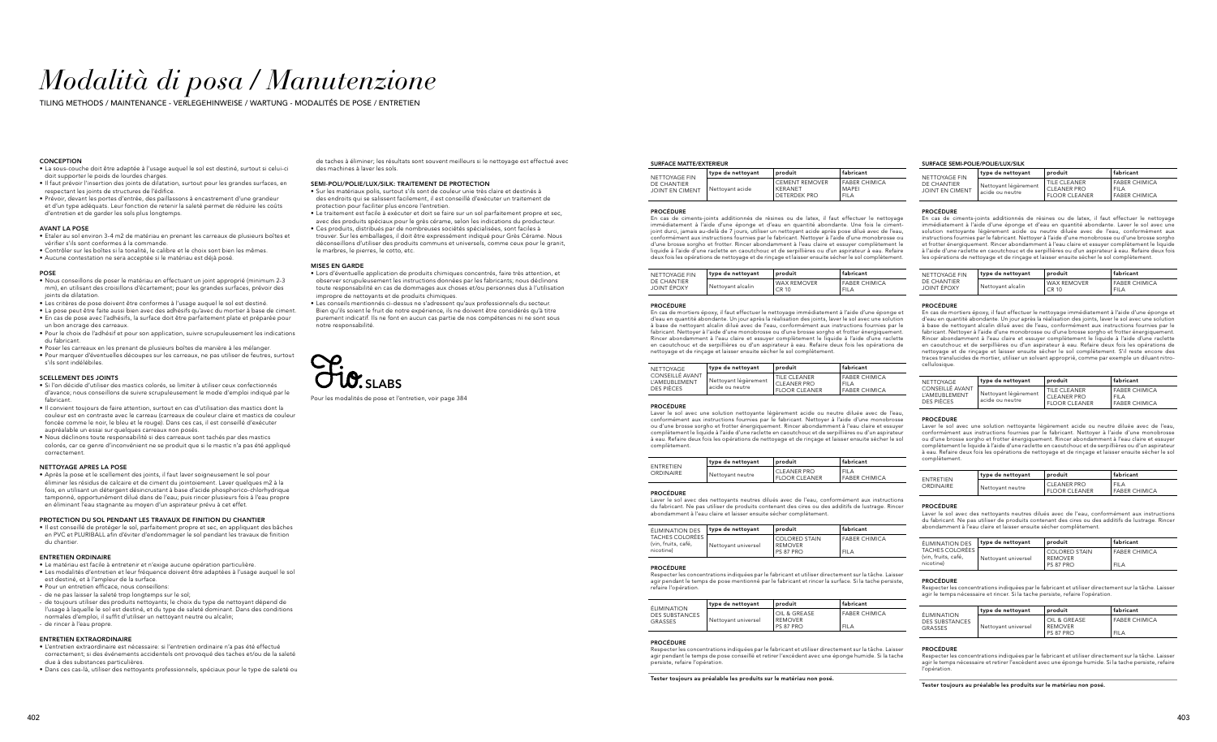# *Modalità di posa / Manutenzione*

TILING METHODS / MAINTENANCE - VERLEGEHINWEISE / WARTUNG - MODALITÉS DE POSE / ENTRETIEN

### CONCEPTION

- La sous-couche doit être adaptée à l'usage auquel le sol est destiné, surtout si celui-ci doit supporter le poids de lourdes charges.
- Il faut prévoir l'insertion des joints de dilatation, surtout pour les grandes surfaces, en respectant les joints de structures de l'édifice.
- Prévoir, devant les portes d'entrée, des paillassons à encastrement d'une grandeur et d'un type adéquats. Leur fonction de retenir la saleté permet de réduire les coûts d'entretien et de garder les sols plus longtemps.

### AVANT LA POSE

- Etaler au sol environ 3-4 m2 de matériau en prenant les carreaux de plusieurs boîtes et vérifier s'ils sont conformes à la commande.
- Contrôler sur les boîtes si la tonalité, le calibre et le choix sont bien les mêmes.
- Aucune contestation ne sera acceptée si le matériau est déjà posé.

### POSE

- Nous conseillons de poser le matériau en effectuant un joint approprié (minimum 2-3 mm), en utilisant des croisillons d'écartement; pour les grandes surfaces, prévoir des joints de dilatation.
- Les critères de pose doivent être conformes à l'usage auquel le sol est destiné.
- La pose peut être faite aussi bien avec des adhésifs qu'avec du mortier à base de ciment.
- En cas de pose avec l'adhésifs, la surface doit être parfaitement plate et préparée pour un bon ancrage des carreaux.
- Pour le choix de l'adhésif et pour son application, suivre scrupuleusement les indications du fabricant.
- Poser les carreaux en les prenant de plusieurs boîtes de manière à les mélanger.
- Pour marquer d'éventuelles découpes sur les carreaux, ne pas utiliser de feutres, surtout s'ils sont indélébiles.

### SCELLEMENT DES JOINTS

- Si l'on décide d'utiliser des mastics colorés, se limiter à utiliser ceux confectionnés d'avance; nous conseillons de suivre scrupuleusement le mode d'emploi indiqué par le fabricant.
- Il convient toujours de faire attention, surtout en cas d'utilisation des mastics dont la couleur est en contraste avec le carreau (carreaux de couleur claire et mastics de couleur foncée comme le noir, le bleu et le rouge). Dans ces cas, il est conseillé d'exécuter auprèalable un essai sur quelques carreaux non posés.
- Nous déclinons toute responsabilité si des carreaux sont tachés par des mastics colorés, car ce genre d'inconvénient ne se produit que si le mastic n'a pas été appliqué correctement.

### NETTOYAGE APRES LA POSE

- Après la pose et le scellement des joints, il faut laver soigneusement le sol pour éliminer les résidus de calcaire et de ciment du jointoiement. Laver quelques m2 à la fois, en utilisant un détergent désincrustant à base d'acide phosphorico-chlorhydrique tamponné, opportunément dilué dans de l'eau; puis rincer plusieurs fois à l'eau propre en éliminant l'eau stagnante au moyen d'un aspirateur prévu à cet effet.

### PROTECTION DU SOL PENDANT LES TRAVAUX DE FINITION DU CHANTIER

- Il est conseillé de protéger le sol, parfaitement propre et sec, en appliquant des bâches en PVC et PLURIBALL afin d'éviter d'endommager le sol pendant les travaux de finition du chantier.

### ENTRETIEN ORDINAIRE

- Le matériau est facile à entretenir et n'exige aucune opération particulière.
- Les modalités d'entretien et leur fréquence doivent être adaptées à l'usage auquel le sol est destiné, et à l'ampleur de la surface.
- Pour un entretien efficace, nous conseillons:
- de ne pas laisser la saleté trop longtemps sur le sol;
- de toujours utiliser des produits nettoyants; le choix du type de nettoyant dépend de l'usage à laquelle le sol est destiné, et du type de saleté dominant. Dans des conditions normales d'emploi, il suffit d'utiliser un nettoyant neutre ou alcalin;
- de rincer à l'eau propre.

### ENTRETIEN EXTRAORDINAIRE

- L'entretien extraordinaire est nécessaire: si l'entretien ordinaire n'a pas été effectué correctement; si des événements accidentels ont provoqué des taches et/ou de la saleté due à des substances particulières.
- Dans ces cas-là, utiliser des nettoyants professionnels, spéciaux pour le type de saleté ou de taches à éliminer; les résultats sont souvent meilleurs si le nettoyage est effectué avec des machines à laver les sols.

### SEMI-POLI/POLIE/LUX/SILK: TRAITEMENT DE PROTECTION

- Sur les matériaux polis, surtout s'ils sont de couleur unie très claire et destinés à des endroits qui se salissent facilement, il est conseillé d'exécuter un traitement de protection pour faciliter plus encore l'entretien.
- Le traitement est facile à exécuter et doit se faire sur un sol parfaitement propre et sec, avec des produits spéciaux pour le grès cérame, selon les indications du producteur.
- Ces produits, distribués par de nombreuses sociétés spécialisées, sont faciles à trouver. Sur les emballages, il doit être expressément indiqué pour Grès Cérame. Nous déconseillons d'utiliser des produits communs et universels, comme ceux pour le granit, le marbres, le pierres, le cotto, etc.

### MISES EN GARDE

- Lors d'éventuelle application de produits chimiques concentrés, faire très attention, et observer scrupuleusement les instructions données par les fabricants; nous déclinons toute responsabilité en cas de dommages aux choses et/ou personnes dus à l'utilisation impropre de nettoyants et de produits chimiques.
- Les conseils mentionnés ci-dessus ne s'adressent qu'aux professionnels du secteur. Bien qu'ils soient le fruit de notre expérience, ils ne doivent être considérés qu'à titre purement indicatif. Ils ne font en aucun cas partie de nos compétences ni ne sont sous notre responsabilité.

Fio. SLABS

Pour les modalités de pose et l'entretien, voir page 384

### SURFACE MATTE/EXTERIEUR

| | type de nettoyant | produit | fabricant |
|---|---|---|---|
| NETTOYAGE FIN DE CHANTIER JOINT EN CIMENT | Nettoyant acide | CEMENT REMOVER<br>KERANET<br>DETERDEK PRO | FABER CHIMICA<br>MAPEI<br>FILA |

**PROCÉDURE**
En cas de ciments-joints additionnés de résines ou de latex, il faut effectuer le nettoyage immédiatement à l'aide d'une éponge et d'eau en quantité abondante. Une fois le ciment-joint durci, jamais au-delà de 7 jours, utiliser un nettoyant acide après pose dilué avec de l'eau, conformément aux instructions fournies par le fabricant. Nettoyer à l'aide d'une monobrosse ou d'une brosse sorgho et frotter. Rincer abondamment à l'eau claire et essuyer complètement le liquide à l'aide d'une raclette en caoutchouc et de serpillières ou d'un aspirateur à eau. Refaire deux fois les opérations de nettoyage et de rinçage et laisser ensuite sécher le sol complètement.

| | type de nettoyant | produit | fabricant |
|---|---|---|---|
| NETTOYAGE FIN DE CHANTIER JOINT ÉPOXY | Nettoyant alcalin | WAX REMOVER<br>CR 10 | FABER CHIMICA<br>FILA |

**PROCÉDURE**
En cas de mortiers époxy, il faut effectuer le nettoyage immédiatement à l'aide d'une éponge et d'eau en quantité abondante. Un jour après la réalisation des joints, laver le sol avec une solution à base de nettoyant alcalin dilué avec de l'eau, conformément aux instructions fournies par le fabricant. Nettoyer à l'aide d'une monobrosse ou d'une brosse sorgho et frotter énergiquement. Rincer abondamment à l'eau claire et essuyer complètement le liquide à l'aide d'une raclette en caoutchouc et de serpillières ou d'un aspirateur à eau. Refaire deux fois les opérations de nettoyage et de rinçage et laisser ensuite sécher le sol complètement.

| | type de nettoyant | produit | fabricant |
|---|---|---|---|
| NETTOYAGE CONSEILLÉ AVANT L'AMEUBLEMENT DES PIÈCES | Nettoyant légèrement acide ou neutre | TILE CLEANER<br>CLEANER PRO<br>FLOOR CLEANER | FABER CHIMICA<br>FILA<br>FABER CHIMICA |

**PROCÉDURE**
Laver le sol avec une solution nettoyante légèrement acide ou neutre diluée avec de l'eau, conformément aux instructions fournies par le fabricant. Nettoyer à l'aide d'une monobrosse ou d'une brosse sorgho et frotter énergiquement. Rincer abondamment à l'eau claire et essuyer complètement le liquide à l'aide d'une raclette en caoutchouc et de serpillières ou d'un aspirateur à eau. Refaire deux fois les opérations de nettoyage et de rinçage et laisser ensuite sécher le sol complètement.

| | type de nettoyant | produit | fabricant |
|---|---|---|---|
| ENTRETIEN ORDINAIRE | Nettoyant neutre | CLEANER PRO<br>FLOOR CLEANER | FILA<br>FABER CHIMICA |

**PROCÉDURE**
Laver le sol avec des nettoyants neutres dilués avec de l'eau, conformément aux instructions du fabricant. Ne pas utiliser de produits contenant des cires ou des additifs de lustrage. Rincer abondamment à l'eau claire et laisser ensuite sécher complètement.

| | type de nettoyant | produit | fabricant |
|---|---|---|---|
| ÉLIMINATION DES TACHES COLORÉES (vin, fruits, café, nicotine) | Nettoyant universel | COLORED STAIN REMOVER<br>PS 87 PRO | FABER CHIMICA<br>FILA |

**PROCÉDURE**
Respecter les concentrations indiquées par le fabricant et utiliser directement sur la tâche. Laisser agir pendant le temps de pose mentionné par le fabricant et rincer la surface. Si la tache persiste, refaire l'opération.

| | type de nettoyant | produit | fabricant |
|---|---|---|---|
| ÉLIMINATION DES SUBSTANCES GRASSES | Nettoyant universel | OIL & GREASE REMOVER<br>PS 87 PRO | FABER CHIMICA<br>FILA |

**PROCÉDURE**
Respecter les concentrations indiquées par le fabricant et utiliser directement sur la tâche. Laisser agir pendant le temps de pose conseillé et retirer l'excédent avec une éponge humide. Si la tache persiste, refaire l'opération.

**Tester toujours au préalable les produits sur le matériau non posé.**

### SURFACE SEMI-POLIE/POLIE/LUX/SILK

| | type de nettoyant | produit | fabricant |
|---|---|---|---|
| NETTOYAGE FIN DE CHANTIER JOINT EN CIMENT | Nettoyant légèrement acide ou neutre | TILE CLEANER<br>CLEANER PRO<br>FLOOR CLEANER | FABER CHIMICA<br>FILA<br>FABER CHIMICA |

**PROCÉDURE**
En cas de ciments-joints additionnés de résines ou de latex, il faut effectuer le nettoyage immédiatement à l'aide d'une éponge et d'eau en quantité abondante. Laver le sol avec une solution nettoyante légèrement acide ou neutre diluée avec de l'eau, conformément aux instructions fournies par le fabricant. Nettoyer à l'aide d'une monobrosse ou d'une brosse sorgho et frotter énergiquement. Rincer abondamment à l'eau claire et essuyer complètement le liquide à l'aide d'une raclette en caoutchouc et de serpillières ou d'un aspirateur à eau. Refaire deux fois les opérations de nettoyage et de rinçage et laisser ensuite sécher le sol complètement.

| | type de nettoyant | produit | fabricant |
|---|---|---|---|
| NETTOYAGE FIN DE CHANTIER JOINT ÉPOXY | Nettoyant alcalin | WAX REMOVER<br>CR 10 | FABER CHIMICA<br>FILA |

**PROCÉDURE**
En cas de mortiers époxy, il faut effectuer le nettoyage immédiatement à l'aide d'une éponge et d'eau en quantité abondante. Un jour après la réalisation des joints, laver le sol avec une solution à base de nettoyant alcalin dilué avec de l'eau, conformément aux instructions fournies par le fabricant. Nettoyer à l'aide d'une monobrosse ou d'une brosse sorgho et frotter énergiquement. Rincer abondamment à l'eau claire et essuyer complètement le liquide à l'aide d'une raclette en caoutchouc et de serpillières ou d'un aspirateur à eau. Refaire deux fois les opérations de nettoyage et de rinçage et laisser ensuite sécher le sol complètement. S'il reste encore des traces translucides de mortier, utiliser un solvant approprié, comme par exemple un diluant nitro-cellulosique.

| | type de nettoyant | produit | fabricant |
|---|---|---|---|
| NETTOYAGE CONSEILLÉ AVANT L'AMEUBLEMENT DES PIÈCES | Nettoyant légèrement acide ou neutre | TILE CLEANER<br>CLEANER PRO<br>FLOOR CLEANER | FABER CHIMICA<br>FILA<br>FABER CHIMICA |

**PROCÉDURE**
Laver le sol avec une solution nettoyante légèrement acide ou neutre diluée avec de l'eau, conformément aux instructions fournies par le fabricant. Nettoyer à l'aide d'une monobrosse ou d'une brosse sorgho et frotter énergiquement. Rincer abondamment à l'eau claire et essuyer complètement le liquide à l'aide d'une raclette en caoutchouc et de serpillières ou d'un aspirateur à eau. Refaire deux fois les opérations de nettoyage et de rinçage et laisser ensuite sécher le sol complètement.

| | type de nettoyant | produit | fabricant |
|---|---|---|---|
| ENTRETIEN ORDINAIRE | Nettoyant neutre | CLEANER PRO<br>FLOOR CLEANER | FILA<br>FABER CHIMICA |

**PROCÉDURE**
Laver le sol avec des nettoyants neutres dilués avec de l'eau, conformément aux instructions du fabricant. Ne pas utiliser de produits contenant des cires ou des additifs de lustrage. Rincer abondamment à l'eau claire et laisser ensuite sécher complètement.

| | type de nettoyant | produit | fabricant |
|---|---|---|---|
| ÉLIMINATION DES TACHES COLORÉES (vin, fruits, café, nicotine) | Nettoyant universel | COLORED STAIN REMOVER<br>PS 87 PRO | FABER CHIMICA<br>FILA |

**PROCÉDURE**
Respecter les concentrations indiquées par le fabricant et utiliser directement sur la tâche. Laisser agir le temps nécessaire et rincer. Si la tache persiste, refaire l'opération.

| | type de nettoyant | produit | fabricant |
|---|---|---|---|
| ÉLIMINATION DES SUBSTANCES GRASSES | Nettoyant universel | OIL & GREASE REMOVER<br>PS 87 PRO | FABER CHIMICA<br>FILA |

**PROCÉDURE**
Respecter les concentrations indiquées par le fabricant et utiliser directement sur la tâche. Laisser agir le temps nécessaire et retirer l'excédent avec une éponge humide. Si la tache persiste, refaire l'opération.

**Tester toujours au préalable les produits sur le matériau non posé.**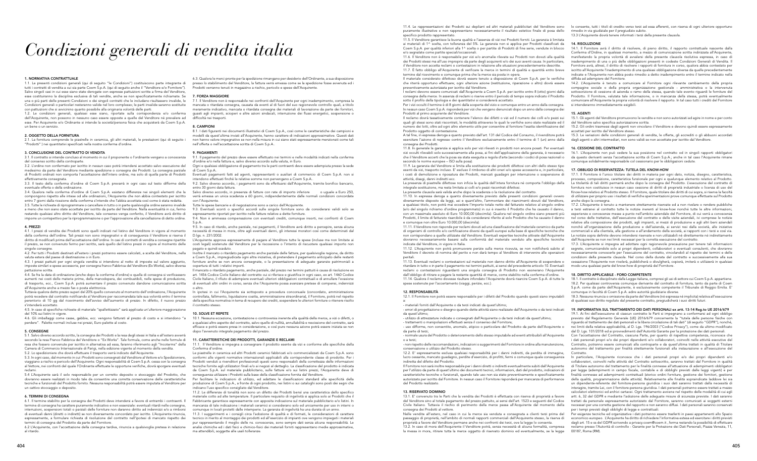# Condizioni generali di vendita italia

## 1. NORMATIVA CONTRATTUALE

1.1. Le presenti condizioni generali (qui di seguito "le Condizioni") costituiscono parte integrante di tutti i contratti di vendita a cui sia parte Coem S.p.A. (qui di seguito anche il "Venditore e/o Fornitore"). Salvo singoli casi in cui esse siano state derogate con espresse pattuizioni scritte a firma del Venditore, esse costituiranno la disciplina esclusiva di tali vendite, anche se non specificatamente richiamate. Se una o più parti delle presenti Condizioni o dei singoli contratti che le includano risultassero invalide, le Condizioni generali o particolari resteranno valide nel loro complesso; le parti invalide saranno sostituite con pattuizioni che si avvicinino quanto possibile alla originaria volontà delle parti.

1.2. Le condizioni generali, qualsiasi esse siano, riportate sulla corrispondenza e/o conferma dell'Acquirente, non possono in nessuno caso essere opposte a quelle del Venditore né prevalere ad esse. Per Acquirente e/o Ordinante si intende la società/persona fisica che acquisterà da Coem S.p.A. un bene o un servizio.

## 2. OGGETTO DELLA FORNITURA

2.1. La fornitura comprende le piastrelle in ceramica, gli altri materiali, le prestazioni (qui di seguito i "Prodotti") nei quantitativi specificati nella nostra conferma d'ordine.

## 3. CONCLUSIONE DEL CONTRATTO DI VENDITA

3.1. Il contratto si intende concluso al momento in cui il proponente o l'ordinante vengano a conoscenza del consenso scritto della controparte.

3.2. L'ordine non confermato per iscritto in nessun caso potrà intendersi accettato salvo esecuzione del medesimo da parte del Venditore mediante spedizione o consegna dei Prodotti. La consegna parziale di Prodotti ordinati non comporta l'accettazione dell'intero ordine, ma solo di quella parte di Prodotti effettivamente consegnata.

3.3. Il testo della conferma d'ordine di Coem S.p.A. prevarrà in ogni caso sul testo difforme della eventuale offerta o della ordinazione.

3.4. Qualora nella conferma d'ordine di Coem S.p.A. esistano differenze nei singoli elementi che la compongono rispetto alle intese od alle ordinazioni, l'Acquirente che non abbia contestato per iscritto entro 7 giorni dalla ricezione della conferma s'intende che l'abbia accettata così come è stata redatta.

3.5. Tutte le richieste di riprogrammare o cancellare in tutto o in parte qualsivoglia ordine saranno invalide a meno che non siano state accettate per iscritto da parte del Venditore. Nella eventualità in cui, fermo restando qualsiasi altro diritto del Venditore, tale consenso venga conferito, il Venditore avrà diritto di imporre un corrispettivo per la riprogrammazione o per l'approvazione alla cancellazione di detto ordine.

## 4. PREZZI

4.1. I prezzi di vendita dei Prodotti sono quelli indicati nel listino del Venditore in vigore al momento della conferma dell'ordine. Tali prezzi non sono impegnativi e di conseguenza il Venditore si riserva il diritto di modificarli prima dell'accettazione dell'ordine. In casi di contratti di vendita a consegne ripartite il prezzo, se non convenuto fermo per iscritto, sarà quello del listino prezzi in vigore al momento delle singole consegne.

4.2. Per tutti i Prodotti destinati all'estero i prezzi potranno essere calcolati, a scelta del Venditore, nella valuta estera del paese di destinazione o in Euro.

4.3. I prezzi pattuiti per ogni singola vendita si intendono al netto di imposte sul valore aggiunto, imposte similari e spese accessorie, per consegna franco Fabbrica del Venditore (Ex Works), salvo diversa pattuizione scritta.

4.4. Se fra la data di ordinazione (anche dopo la conferma d'ordine) e quella di consegna si verificassero aumenti nei costi delle materie prime, della manodopera, dei combustibili, nelle spese di produzione, di trasporto, ecc., Coem S.p.A. potrà aumentare il prezzo convenuto dandone comunicazione scritta all'Acquirente anche a mezzo fax o posta elettronica.

Tuttavia qualora detto prezzo superi del 20% quello convenuto al momento dell'ordinazione, l'Acquirente potrà recedere dal contratto notificando al Venditore per raccomandata tale sua volontà entro il termine perentorio di 10 gg dal ricevimento dell'avviso dell'aumento di prezzo. In difetto, il nuovo prezzo s'intenderà accettato.

4.5. In caso di specifiche richieste di materiale "spallettizzato" sarà applicata un'ulteriore maggiorazione del 10% sui listini in vigore.

4.6. Gli imballaggi come casse, gabbie, ecc. vengono fatturati al prezzo di costo e si intendono "a perdere". Palette normali incluse nei prezzi, Euro palette al costo.

## 5. CONSEGNE

5.1. Salvo diverso accordo scritto, la consegna dei Prodotti e la resa degli stessi in Italia e all'estero avverrà secondo la resa Franco Fabbrica del Venditore o "Ex Works". Tale formula, come anche nelle formule di resa che fossero convenute per iscritto in alternativa ad essa, faranno riferimento agli "Incoterms" della Camera di Commercio Internazionale di Parigi, nella edizione vigente al momento della vendita.

5.2. Le spedizioniere che dovrà effettuare il trasporto verrà indicato dall'Acquirente.

5.3. In ogni caso, dal momento in cui i Prodotti sono consegnati dal Venditore al Vettore e/o Spedizioniere, viaggiano a rischio e pericolo dell'Acquirente. Ogni responsabilità di Coem S.p.A. cessa con la consegna al Vettore, nei confronti del quale l'Ordinante effettuerà le opportune verifiche, dovrà sporgere eventuali reclami.

5.4 L'Acquirente sarà il solo responsabile per un corretto deposito o stoccaggio del Prodotto, che dovranno essere realizzati in modo tale da consentire una corretta conservazione delle caratteristiche tecniche e funzionali del Prodotto fornito. Nessuna responsabilità potrà essere imputata al Venditore per un cattivo stoccaggio o deposito.

## 6. TERMINI DI CONSEGNA

6.1. Il termine stabilito per la consegna dei Prodotti deve intendersi a favore di entrambi i contraenti. Il termine di consegna ha carattere puramente indicativo e non essenziale: eventuali ritardi nelle consegne, interruzioni, sospensioni totali o parziali delle forniture non daranno diritto ad indennizzi e/o a rimborsi di eventuali danni (diretti o indiretti) se non diversamente concordato per iscritto. L'Acquirente rinuncia, espressamente, a formulare richiesta di risoluzione del contratto nell'ipotesi di mancato rispetto dei termini di consegna del Prodotto da parte del Fornitore.

6.2 L'Acquirente, con l'accettazione della consegna tardiva, rinuncia a qualsivoglia pretesa in relazione al ritardo.

6.3. Qualora le merci pronte per la spedizione rimangano per desiderio dell'Ordinante, a sua disposizione presso lo stabilimento del Venditore, la fattura verrà emessa come se la spedizione fosse avvenuta ed i Prodotti verranno tenuti in magazzino a rischio, pericolo e spese dell'Acquirente.

## 7. FORZA MAGGIORE

7.1. Il Venditore non è responsabile nei confronti dell'Acquirente per ogni inadempimento, compresa la mancata o ritardata consegna, causata da eventi al di fuori del suo ragionevole controllo quali, a titolo meramente indicativo, mancata o ritardata consegna dei materiali di lavorazione da parte dei fornitori, guasti agli impianti, scioperi e altre azioni sindacali, interruzione dei flussi energetici, sospensione o difficoltà nei trasporti.

## 8. CAMPIONI

8.1. I dati figuranti nei documenti illustrativi di Coem S.p.A., così come le caratteristiche dei campioni e modelli da quest'ultima inviati all'Acquirente, hanno carattere di indicazioni approssimative. Questi dati non hanno valore impegnativo se non nella misura in cui siano stati espressamente menzionati come tali nell'offerta o nell'accettazione scritta di Coem S.p.A..

## 9. PAGAMENTI

9.1. Il pagamento del prezzo deve essere effettuato nei termini e nelle modalità indicati nella conferma d'ordine e/o nella fattura e, salvo diverso accordo sulla valuta, in Euro.

Ogni e qualsiasi obbligazione di pagamento tra le parti contraenti deve essere adempiuta presso la sede di Coem S.p.A..

Eventuali pagamenti fatti ad agenti, rappresentanti o ausiliari di commercio di Coem S.p.A. non si intendono effettuati finché le relative somme non pervengano a Coem S.p.A..

9.2. Salvo diverso accordo, i pagamenti sono da effettuarsi dall'Acquirente, tramite bonifico bancario, entro 30 giorni data fattura.

Salvo diverso accordo, in presenza di fatture con rate di importo inferiore o uguale a Euro 250, verrà emessa un unica scadenza a 60 giorni, indipendentemente dalle normali condizioni concordate con l'Acquirente.

Tutte le spese bancarie e di negoziazione sono a carico dell'Acquirente.

9.3. Eventuali sconti o specifici accordi sulle singole forniture sono da considerarsi validi solo se espressamente riportati per iscritto nelle fatture relative a dette forniture.

9.4. Non è ammessa compensazione con eventuali crediti, comunque insorti, nei confronti di Coem S.p.A..

9.5. In caso di ritardo, anche parziale, nei pagamenti, il Venditore avrà diritto a percepire, senza alcuna necessità di messa in mora, oltre agli eventuali danni, gli interessi moratori così come determinati dal D.lgs. n. 231/2002.

L'Acquirente approva espressamente di pagare al Venditore tutte le spese (incluse ma non limitate ai costi legali) sostenute dal Venditore per la riscossione o l'intento di riscuotere qualsiasi importo non pagato e quindi scaduto.

Inoltre il mancato o ritardato pagamento anche parziale delle fatture, per qualsivoglia ragione, da diritto a Coem S.p.A., impregiudicata ogni altra iniziativa, di pretendere il pagamento anticipato delle restanti forniture anche se non ancora consegnate, o la presentazione di adeguate garanzie patrimoniali a copertura di tutti i relativi importi.

Il mancato o ritardato pagamento, anche parziale, del prezzo nei termini pattuiti è causa di risoluzione ex art. 1456 Codice Civile Italiano del contratto cui si riferisce e giustifica in ogni caso, ex art. 1460 Codice Civile Italiano, il rifiuto di adempiere eventuali ulteriori obbligazioni contrattuali e di annullare l'evasione di eventuali altri ordini in corso, senza che l'Acquirente possa avanzare pretese di compensi, indennizzi o altro.

In ipotesi in cui l'Acquirente sia sottoposto a procedura concorsuale (concordato, amministrazione controllata, fallimento, liquidazione coatta, amministrazione straordinaria), il Fornitore, potrà nel rispetto della specifica normativa in tema di recupero dei crediti, sospendere le ulteriori forniture o ritenere risolto il contratto stesso.

## 10. SOLVE ET REPETE

10.1. Nessuna eccezione, contestazione o controversia inerente alla qualità della merce, a vizi o difetti, o a qualsiasi altro aspetto del contratto, salvo quelle di nullità, annullabilità e rescissione del contratto, sarà efficace e potrà essere presa in considerazione, e così pure nessuna azione potrà essere iniziata se non dopo l'avvenuto integrale pagamento del prezzo.

## 11. CARATTERISTICHE DEI PRODOTTI, GARANZIE E RECLAMI

11.1. Il Venditore si impegna a consegnare il prodotto esente da vizi e conforme alle specifiche della Conferma d'ordine.

Le piastrelle in ceramica ed altri Prodotti ceramici fabbricati e/o commercializzati da Coem S.p.A. sono conformi alle vigenti normative internazionali applicabili alla corrispondente classe di prodotto. Per i Prodotti venduti a rivenditori professionali questi sono responsabili della correttezza delle informazioni tecniche fornite agli utilizzatori finali e/o ai negozi al dettaglio. La classificazione del prodotto è indicata da Coem S.p.A. sul materiale pubblicitario, sulle fatture e/o sui listini prezzi, l'Acquirente deve di conseguenza utilizzare i Prodotti sulla base della classificazione fornita dal Venditore.

Per facilitare le indicazioni di utilizzo, ed adattare le classificazioni standard alle specificità della produzione di Coem S.p.A., a fronte di ogni prodotto, nei listini o sui cataloghi sono posti dei segni che indicano l'uso specifico consigliato dal Venditore.

11.2. Le differenze di tonalità non sono un difetto dei Prodotti bensì una caratteristica dello specifico materiale cotto ad alte temperature. Il particolare requisito di ingelività si applica solo ai Prodotti che il Fabbricante garantisce espressamente con apposita indicazione sul materiale pubblicitario e/o listini. In mancanza di tale indicazione i materiali ceramici si considerano solo ed uso da usarsi in interno o comunque in locali protetti dalle intemperie. La garanzia di ingelività ha una durata di un anno.

11.3. I suggerimenti e i consigli circa l'adozione di qualità e di formati, le considerazioni di carattere tecnico in merito al montaggio dei prodotti ed all'esercizio di impianti ove vengono impiegati i materiali pur rappresentando il meglio delle ns. conoscenze, sono sempre dati senza alcuna responsabilità. Le analisi chimiche ed i dati fisici e chimico-fisici dei materiali forniti rappresentano medie approssimative, ma attendibili, soggette alle usali tolleranze.

11.4. Le rappresentazioni dei Prodotti sui depliant ed altri materiali pubblicitari del Venditore sono puramente illustrative e non rappresentano necessariamente il risultato estetico finale di posa dello specifico prodotto rappresentato.

11.5. Il Venditore garantisce la buona qualità e l'assenza di vizi nei Prodotti forniti. La garanzia è limitata ai materiali di 1^ scelta, con tolleranza del 5%. La garanzia non si applica per Prodotti classificati da Coem S.p.A. per qualità inferiori alla 1^ scelta o per partite di Prodotti di fine serie, vendute in blocco e/o segnalate come partite speciali/occasionali.

11.6. Il Venditore non è responsabile per vizi e/o anomalie rilevate sui Prodotti non dovuti alla qualità dei Prodotti stessi ma all'uso improprio da parte degli acquirenti e/o dei suoi aventi causa. In particolare, il Venditore non accetta reclami o contestazioni in relazione alle situazioni precedentemente descritte.

11.7. È fatto obbligo all'Acquirente di verificare la merce in termini di qualità e quantità entro breve termine dal ricevimento e comunque prima che la merce sia posta in opera.

Il materiale considerato difettoso dovrà essere tenuto a disposizione di Coem S.p.A. per le verifiche che riterrà opportuno effettuare; ogni ulteriore azione (restituzione, riparazione o altro) dovrà essere preventivamente autorizzata per iscritto dal Venditore.

I reclami devono essere comunicati dall'Acquirente a Coem S.p.A. per iscritto entro 8 (otto) giorni dalla consegna della merce. In assenza di reclami o riserve entro il periodo di tempo sopra indicato il Prodotto sotto il profilo della tipologia e dei quantitativi si considererà accettato.

Per i vizi occulti il termine è di 8 giorni dalla scoperta del vizio e comunque entro un anno dalla consegna. In nessun caso Coem S.p.A. risponderà per vizi che vengano denunciati dopo un anno dalla consegna dei Prodotti al primo acquirente del Venditore.

Il reclamo dovrà tassativamente contenere l'elenco dei difetti o vizi ed il numero dei colli e/o pezzi sui quali gli stessi sono stati riscontrati, le modalità attraverso le quali le verifiche sono state realizzate ed il numero dei lotti, oltre ad ogni altro elemento utile per consentire al fornitore l'esatta identificazione del Prodotto oggetto di contestazione.

A tal fine, in espressa deroga a quanto previsto dall'art. 131 del Codice del Consumo, il rivenditore potrà esercitare l'azione di regresso contro il Venditore esclusivamente entro il termine di 1 (un) anno dalla consegna dei Prodotti.

11.8. In generale la garanzia si applica solo per vizi rilevati in prodotti non ancora posati. Per eventuali vizi occulti rilevabili solo successivamente alla posa, ai fini dell'applicazione della garanzia, è necessario che il Venditore accerti che la posa sia stata eseguita a regola d'arte (secondo i codici di posa nazionali o secondo le norme europee – ISO sulla posa).

11.9. La garanzia del Venditore si limita alla sostituzione dei prodotti difettosi con altri dello stesso tipo esenti da vizi, trasporto incluso. E' escluso il rimborso di altri oneri e/o spese accessorie e, in particolare, i costi di demolizione e riposatura dei Prodotti, mancati guadagni per interruzione o sospensione di attività, disagi, danni indiretti ecc.

La presenza di piastrelle difettose non inficia la qualità dell'intera fornitura né comporta l'obbligo della integrale sostituzione, ma resta limitata ai colli e/o pezzi riscontrati difettosi.

Le presenti clausole sarà valida anche dopo la scadenza o la risoluzione del contratto.

11.10. In espressa deroga a quanto diversamente previsto dalle presenti condizioni generali ovvero diversamente disposto da leggi, usi e quant'altro, l'ammontare dei risarcimenti dovuti dal Venditore, a qualsiasi titolo, non potrà mai eccedere l'importo totale netto del fatturato relativo al singolo ordine (e/o del singolo richiamo d'ordine programmato) in cui è inserito il Prodotto che ha causato il danno, con un massimale assoluto di Euro 10.000,00 (diecimila). Qualora nel singolo ordine siano presenti più Prodotti, il limite di fatturato risarcibile è da considerarsi riferito al solo Prodotto che ha causato il danno e comunque non oltre Euro 10.000,00 (diecimila).

11.11. Il Venditore non risponde per reclami dovuti ad una classificazione del materiale ceramico da parte di organismi di controllo e/o certificazione diversi da quelli europei sulla base di specifiche tecniche che non corrispondono a quelle utilizzate dal Venditore. Eventuali expertise tecniche attivate dall'Acquirente dovranno necessariamente basarsi sulla conformità del materiale venduto alle specifiche tecniche indicate dal Venditore, in vigore in Italia.

11.12. L'Acquirente non potrà promuovere perizie sulla merce ricevuta, se non notificherà subito al Venditore il decreto di nomina del perito e non darà tempo al Venditore di intervenire alle operazioni peritali.

11.13. Eventuali reclami o contestazioni sul materiale non danno diritto all'Acquirente di sospendere o ritardare in tutto o in parte il pagamento nei termini pattuiti, ai sensi del precedente articolo 10. Eventuali reclami o contestazioni riguardanti una singola consegna di Prodotto non esonerano l'Acquirente dall'obbligo di ritirare e pagare la restante quantità di merce, come stabilito nella conferma d'ordine.

11.14. Qualora il reclamo dovesse risultare infondato l'Acquirente dovrà risarcire Coem S.p.A. di tutte le spese sostenute per l'accertamento (viaggi, perizie, ecc.).

## 12. RESPONSABILITÀ

12.1. Il Fornitore non potrà essere responsabile per i difetti del Prodotto quando questi siano imputabili a:

- materiali forniti dall'Acquirente o da terzi indicati da quest'ultimo;
- errori di progettazione o disegno quando dette attività siano realizzate dall'Acquirente o da terzi indicati da quest'ultimo;
- utilizzo di attrezzature indicate o consegnati dall'Acquirente o da terzi indicati da quest'ultimo;
- trattamento o manipolazioni effettuati senza il consenso del Fornitore;
- uso difforme, non consentito, anomalo, atipico o particolare del Prodotto da parte dell'Acquirente o da parte di terzi;
- normale usura del Prodotto o deterioramento dello stesso imputabile ad eventi attribuibili all'Acquirente o a terzi;
- non rispetto delle raccomandazioni, indicazioni o suggerimenti del Fornitore in ordine alla manutenzione, conservazione o utilizzo del Prodotto stesso.

12.2. E' espressamente esclusa qualsiasi responsabilità per i danni indiretti, da perdita di immagine, lucro cessante, mancato guadagno, perdite d'esercizio, di profitti, fermi o comunque quale conseguenza indiretta del difetto del Prodotto.

Il Fornitore non sarà inoltre responsabile per i danni diretti o indiretti eventualmente subiti dall'Acquirente per l'utilizzo da parte di quest'ultimo dei documenti tecnici, informazioni, dati del prodotto, indicazioni di caratteristiche tecniche o funzionali, quando tale uso non sia stato preventivamente e specificatamente autorizzato per iscritto dal Fornitore. In nessun caso il Fornitore risponderà per mancanza di performance del Prodotto realizzato.

## 13. RISERVATO DOMINIO

13.1. E' convenuto tra le Parti che la vendita dei Prodotti è effettuata con riserva di proprietà a favore del Venditore sino al totale pagamento del prezzo pattuito, ai sensi dell'art. 1523 e seguenti del Codice Civile Italiano. Tuttavia il rischio di perimento della merce passa all'Acquirente dal momento della consegna dei Prodotti al vettore.

Nelle vendite all'estero, nel caso in cui la merce sia venduta e consegnata a clienti terzi prima del passaggio di proprietà, nell'ambito di normali rapporti commerciali dell'Acquirente stesso, la riserva di proprietà a favore del Venditore permane anche nei confronti dei terzi, ove la legge lo consenta.

13.2. In caso di mora dell'Acquirente il Venditore potrà, senza necessità di alcuna formalità, compresa la messa in mora, ritirare tutta la merce oggetto di riservato dominio ed eventualmente, se la legge lo consente, tutti i titoli di credito verso terzi ad essa afferenti, con riserva di ogni ulteriore opportuno rimedio in via giudiziale per il pregiudizio subito.

13.3 L'Acquirente dovrà tenere informati i terzi della presente clausola.

## 14. RISOLUZIONE

14.1. Il Fornitore avrà il diritto di risolvere, di pieno diritto, il rapporto contrattuale nascente dalla Conferma d'Ordine, in qualsiasi momento, a mezzo di comunicazione scritta indirizzata all'Acquirente, manifestando la propria volontà di avvalersi della presente clausola risolutiva espressa, in caso di inadempimento di una o più delle obbligazioni presenti in codeste Condizioni Generali di Vendita. Il Fornitore avrà, altresì, il diritto di risolvere i rapporti di fornitura in corso, qualora abbia contestato per iscritto all'Acquirente l'inadempimento di una qualsiasi obbligazione diversa da quelle precedentemente indicate e l'Acquirente non abbia posto rimedio a detto inadempimento entro il termine indicato nella diffida ad adempiere del Fornitore.

14.2. L'Acquirente è tenuto a comunicare al Fornitore ogni rilevante cambiamento della propria compagine sociale o della propria organizzazione gestionale - amministrativa o la intervenuta sottoscrizione di cessione di azienda o ramo della stessa, quando tale evento riguardi le forniture del Prodotto. Il Fornitore, valutata tale informazione, o in mancanza della stessa, potrà eventualmente comunicare all'Acquirente la propria volontà di risolvere il rapporto. In tal caso tutti i crediti del Fornitore si intenderanno immediatamente esigibili.

## 15. AGENTI

15.1. Gli agenti del Venditore promuovono le vendite e non sono autorizzati ad agire in nome e per conto del Venditore salvo specifica autorizzazione scritta.

15.2. Gli ordini trasmessi dagli agenti non vincolano il Venditore e devono quindi essere espressamente accettati per iscritto dal Venditore stesso.

15.3. Le variazioni delle condizioni generali di vendita, le offerte, gli accrediti o gli abbuoni accordati dagli agenti o altri intermediari, non sono validi se non accettate per iscritto dal Venditore.

## 16. CESSIONE DEL CONTRATTO

16.1. L'Acquirente non può cedere la sua posizione nel contratto od in singoli rapporti obbligatori da questo derivanti senza l'accettazione scritta di Coem S.p.A., anche in tal caso l'Acquirente rimane comunque solidalmente responsabile col cessionario per le obbligazioni cedute.

## 17. OBBLIGO DI RISERVATEZZA: TUTELA DEL KNOW-HOW

17.1. Il Fornitore è l'unico titolare dei diritti in materia per ogni dato, notizia, disegno, caratteristica, processo, composizione, caratteristica funzionale per ogni e qualunque elemento relativo al Prodotto. La titolarità di tali diritti permarrà anche dopo la consegna del Prodotto. L'esecuzione del contratto di fornitura non costituisce in nessun caso cessione di diritti di proprietà industriale o licenza di uso del Know-how relativo al Prodotto stesso. Il Fornitore, quale titolare dei diritti di cui sopra, si riserva la facoltà di utilizzare per proprio uso i risultati di verifiche sperimentazioni prove comunque effettuate sul Prodotto anche dopo la consegna.

17.2. L'Acquirente è tenuto a mantenere strettamente riservate ed a non rivelare o rendere pubbliche a terzi estranei al contratto tutte le notizie inerenti al know-how nonché tutte le altre informazioni, esperienze e conoscenze messe a punto nell'ambito aziendale del Fornitore, di cui verrà a conoscenza nel corso della trattativa, dell'esecuzione del contratto e delle visite aziendali, ivi comprese le notizie relative alla composizione dei prodotti, agli impianti, ai mezzi di produzione e agli altri beni aziendali nonché all'organizzazione della produzione e dell'azienda, ai servizi resi dalla società, alle iniziative commerciali e alla clientela, alla gestione e all'andamento della società, ai rapporti con i terzi e così via. Le notizie sopra definite devono intendersi riservate e non utilizzabili né direttamente né indirettamente dall'Acquirente se non nei limiti necessari per la corretta esecuzione del contratto.

17.3. L'Acquirente si impegna ad adottare ogni ragionevole precauzione per tenere tali informazioni segrete, comunicandole solo ai propri dipendenti, collaboratori o eventuali consulenti, che dovranno necessariamente conoscerle per l'esecuzione del contratto, vincolandoli al rispetto dei termini e delle condizioni della presente clausola. Nel corso della durata del contratto e successivamente alla sua cessazione l'Acquirente non rivelerà, pubblicherà o divulgherà, copierà, imiterà o utilizzerà in qualsiasi modo una qualsiasi parte del know-how di proprietà del Fornitore.

## 18. DIRITTO APPLICABILE - FORO COMPETENTE

18.1. Il contratto è disciplinato dalla Legge Italiana, compresi gli usi di settore cui Coem S.p.A. appartiene.

18.2. Per qualsiasi controversia comunque derivante dal contratto di fornitura, tanto da parte di Coem S.p.A. come da parte dell'Acquirente, è esclusivamente competente il Tribunale di Reggio Emilia. E' comunque in facoltà di Coem S.p.A. adire autorità giudiziarie diverse.

18.3. Nessuna rinuncia o omissione da parte del Venditore (né espressa né implicita) relativa all'esecuzione di qualsiasi suo diritto regolato dal presente contratto, pregiudicherà i suoi diritti futuri.

## 19. INFORMATIVA SUL TRATTAMENTO DEI DATI PERSONALI ex artt. 13-14 Reg.to UE 2016/679

19.1. Ai fini dell'esecuzione di ciascun contratto le Parti si impegnano a conformarsi ad ogni obbligo previsto dal Regolamento Generale (UE) 2016/679 concernente la "tutela delle persone fisiche con riguardo al trattamento dei dati personali e la libera circolazione di tali dati" (di seguito "GDPR"), nonché, nei limiti della relativa applicabilità, al D. Lgs. 196/2003 ("Codice Privacy"), come da ultimo modificato dal D. Lgs. 101/2018 ed ai provvedimenti dell'Autorità Garante per la protezione dei dati personali.

Con l'accettazione del Contratto, ciascuna Parte, per quanto di rispettiva competenza, riconosce che i dati personali propri e/o dei propri dipendenti e/o collaboratori, coinvolti nelle attività esecutive del Contratto, potranno essere comunicati alla controparte e da quest'ultima trattati in qualità di Titolare autonomo del trattamento per finalità strettamente funzionali alla instaurazione e all'esecuzione del Contratto.

In particolare, l'Acquirente riconosce che i dati personali propri e/o dei propri dipendenti e/o collaboratori, coinvolti nelle attività del Contratto sottoscritto, saranno trattati dal Fornitore in qualità di Titolare autonomo del trattamento per le finalità connesse all'attuazione di adempimenti obbligatori per legge (adempimenti in campo fiscale, contabile e di obblighi previsti dalle leggi vigenti) e per finalità connesse ad adempimenti contrattuali (storico ordini fornitore, gestione dei fornitori, gestione della qualità, programmazione delle attività). Relativamente alle finalità sopraindicate laddove lei sia un dipendente-referente del fornitore-persona giuridica i suoi dati saranno trattati dalla necessità di interagire, tramite Lei, con il fornitore-persona giuridica. I dati personali potranno essere trattati a mezzo calcolatori elettronici ed archivi cartacei. Ogni trattamento avviene nel rispetto delle modalità di cui agli artt. 6, 32 del GDPR e mediante l'adozione delle adeguate misure di sicurezza previste. I dati saranno trattati da personale espressamente autorizzato dal Fornitore, saranno comunicati ai soggetti esterni necessari per una corretta gestione del rapporto e non saranno diffusi. I dati personali saranno conservati per i tempi previsti dagli obblighi di legge e contrattuali.

Per esigenze tecniche ed organizzative i dati potranno essere trasferiti in paesi appartenenti allo Spazio economico europeo. L'Acquirente ha diritto di richiedere l'informativa estesa ed esercitare i diritti previsti dagli art. 15 e ss del GDPR scrivendo a privacy.coem@coem.it , ferma restando la possibilità di effettuare reclamo presso l'Autorità di controllo – Garante per la Protezione dei Dati Personali, Piazza Venezia, 11, 00187, Roma (RM).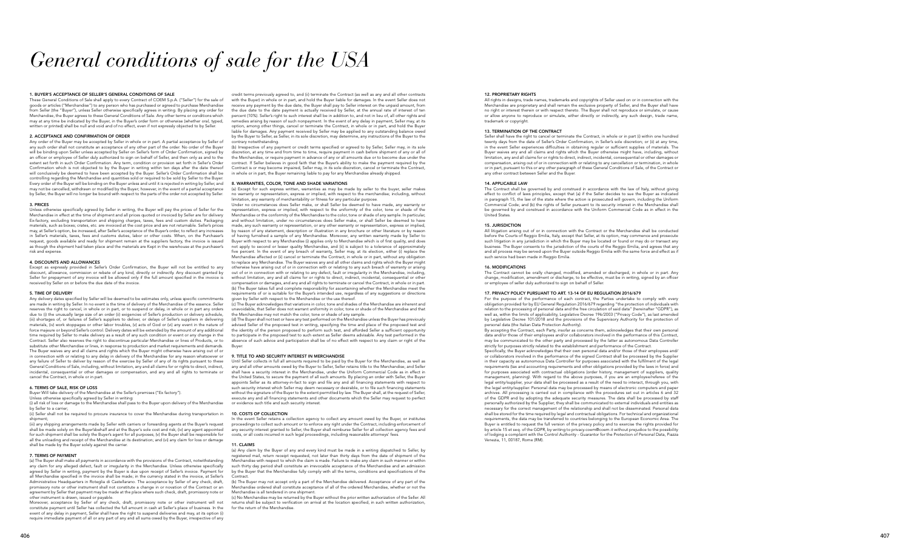# General conditions of sale for the USA

## 1. BUYER'S ACCEPTANCE OF SELLER'S GENERAL CONDITIONS OF SALE

These General Conditions of Sale shall apply to every Contract of COEM S.p.A. ("Seller") for the sale of goods or articles ("Merchandise") to any person who has purchased or agreed to purchase Merchandise from Seller (the "Buyer"), unless Seller otherwise specifically agrees in writing. By placing any order for Merchandise, the Buyer agrees to these General Conditions of Sale. Any other terms or conditions which may at any time be indicated by the Buyer, in the Buyer's order form or otherwise (whether oral, typed, written or printed) shall be null and void and of no effect, even if not expressly objected to by Seller.

## 2. ACCEPTANCE AND CONFIRMATION OF ORDER

Any order of the Buyer may be accepted by Seller in whole or in part. A partial acceptance by Seller of any such order shall not constitute an acceptance of any other part of the order. No order of the Buyer will be binding upon Seller unless accepted by Seller on Seller's form of Order Confirmation, signed by an officer or employee of Seller duly authorized to sign on behalf of Seller, and then only as and to the extent set forth in such Order Confirmation. Any term, condition or provision set forth in Seller's Order Confirmation which is not objected to by the Buyer in writing within ten days after the date thereof will conclusively be deemed to have been accepted by the Buyer. Seller's Order Confirmation shall be controlling regarding the Merchandise and quantities sold or required to be sold by Seller to the Buyer. Every order of the Buyer will be binding on the Buyer unless and until it is rejected in writing by Seller, and may not be cancelled, withdrawn or modified by the Buyer; however, in the event of a partial acceptance by Seller, the Buyer will no longer be bound with respect to the parts of the order not accepted by Seller.

## 3. PRICES

Unless otherwise specifically agreed by Seller in writing, the Buyer will pay the prices of Seller for the Merchandise in effect at the time of shipment and all prices quoted or invoiced by Seller are for delivery Ex-factory, excluding transportation and shipping charges, taxes, fees and custom duties. Packaging materials, such as boxes, crates, etc. are invoiced at the cost price and are not returnable. Seller's prices may, at Seller's option, be increased, after Seller's acceptance of the Buyer's order, to reflect any increases in Seller's materials, taxes, fees and customs duties, labor or other costs. When, on the Purchaser's request, goods available and ready for shipment remain at the suppliers factory, the invoice is issued as though the shipment had taken place and the materials are Kept in the warehouse at the purchaser's risk and expense.

## 4. DISCOUNTS AND ALLOWANCES

Except as expressly provided in Seller's Order Confirmation, the Buyer will not be entitled to any discount, allowance, commission or rebate of any kind, directly or indirectly. Any discount granted by Seller for prepayment of any invoice will be allowed only if the full amount specified in the invoice is received by Seller on or before the due date of the invoice.

## 5. TIME OF DELIVERY

Any delivery dates specified by Seller will be deemed to be estimates only, unless specific commitments are made in writing by Seller. In no event is the time of delivery of the Merchandise of the essence. Seller reserves the right to cancel, in whole or in part, or to suspend or delay, in whole or in part any orders due to (i) the unusually large size of an order (ii) exigencies of Seller's production or delivery schedule, (iii) shortages of, or failures of Seller's suppliers to deliver, or delays of Seller's suppliers in delivering materials, (iv) work stoppages or other labor troubles, (v) acts of God or (vi) any event in the nature of force majeure or beyond Seller's control. Delivery dates will be extended by the amount of any additional time required by Seller to make delivery as a result of any such condition or event or any change in the Contract. Seller also reserves the right to discontinue particular Merchandise or lines of Products, or to substitute other Merchandise or lines, in response to production and market requirements and demands. The Buyer waives any and all claims and rights which the Buyer might otherwise have arising out of or in connection with or relating to any delay in delivery of the Merchandise for any reason whatsoever or any failure of Seller to deliver by reason of the exercise by Seller of any of its rights pursuant to these General Conditions of Sale, including, without limitation, any and all claims for or rights to direct, indirect, incidental, consequential or other damages or compensation, and any and all rights to terminate or cancel the Contract, in whole or in part.

## 6. TERMS OF SALE, RISK OF LOSS

Buyer Will take delivery of the Merchandise at the Seller's premises ("Ex factory").

Unless otherwise specifically agreed by Seller in writing:

(i) all risk of loss or damage to the Merchandise shall pass to the Buyer upon delivery of the Merchandise by Seller to a carrier;

(ii) Seller shall not be required to procure insurance to cover the Merchandise during transportation in shipment;

(iii) any shipping arrangements made by Seller with carriers or forwarding agents at the Buyer's request shall be made solely on the Buyer'sbehalf and at the Buyer's sole cost and risk; (iv) any agent appointed for such shipment shall be solely the Buyer's agent for all purposes; (v) the Buyer shall be responsible for all the unloading and receipt of the Merchandise at its destination; and (vi) any claim for loss or damage shall be made by the Buyer solely against the carrier.

## 7. TERMS OF PAYMENT

(a) The Buyer shall make all payments in accordance with the provisions of the Contract, notwithstanding any claim for any alleged defect, fault or irregularity in the Merchandise. Unless otherwise specifically agreed by Seller in writing, payment by the Buyer is due upon receipt of Seller's invoice. Payment for all Merchandise specified in the invoice shall be made; in the currency stated in the invoice, at Seller's Administrative Headquarters in Roteglia di Castellarano. The acceptance by Seller of any check, draft, promissory note or other instrument shall not constitute a change in or novation of the Contract or an agreement by Seller that payment may be made at the place where such check, draft, promissory note or other instrument is drawn, issued or payable.

Moreover, acceptance by Seller of any check, draft, promissory note or other instrument will not constitute payment until Seller has collected the full amount in cash at Seller's place of business. In the event of any delay in payment, Seller shall have the right to suspend deliveries and may, at its option (i) require immediate payment of all or any part of any and all sums owed by the Buyer, irrespective of any credit terms previously agreed to, and (ii) terminate the Contract (as well as any and all other contracts with the Buyer) in whole or in part, and hold the Buyer liable for damages. In the event Seller does not receive any payment by the due date, the Buyer shall pay to Seller interest on the unpaid amount, from the due date to the date payment is actually received by Seller, at the annual rate of interest of ten percent (10%). Seller's right to such interest shall be in addition to, and not in lieu of, all other rights and remedies arising by reason of such nonpayment. In the event of any delay in payment, Seller may, at its option, among other things, cancel or terminate the Contract, in whole or in part, and hold the Buyer liable for damages. Any payment received by Seller may be applied to any outstanding balance owed by the Buyer to Seller, as Seller, in its sole discretion, may determine, any instructions of the Buyer to the contrary notwithstanding.

(b) Irrespective of any payment or credit terms specified or agreed to by Seller, Seller may, in its sole discretion, at any time and from time to time, require payment in cash before shipment of any or all of the Merchandise, or require payment in advance of any or all amounts due or to become due under the contract. If Seller believes in good faith that the Buyer's ability to make the payment required by the Contract is or may become impaired, Seller may, in its sole discretion, cancel or terminate the Contract, in whole or in part, the Buyer remaining liable to pay for any Merchandise already shipped.

## 8. WARRANTIES, COLOR, TONE AND SHADE VARIATIONS

(a) Except for such express written, warranties as may be made by seller to the buyer, seller makes no warranty or representation, express or implied, with respect to the merchandise; including, without limitation, any warranty of merchantability or fitness for any particular purpose.

Under no circumstances does Seller make, or shall Seller be deemed to have made, any warranty or representation, express or implied, with respect to the uniformity of the color, tone or shade of the Merchandise or the conformity of the Merchandise to the color, tone or shade of any sample. In particular, and without limitation, under no circumstances does Seller make, or shall Seller be deemed to have made, any such warranty or representation, or any other warranty or representation, express or implied, by reason of any statement, description or illustration in any brochure or other literature or by reason of having furnished a sample of any Merchandise. Moreover, any written warranty made by Seller to Buyer with respect to any Merchandise (i) applies only to Merchandise which is of first quality, and does not apply to second or lesser quality Merchandise, and (ii) is subject to a tolerance of approximately five percent. In the event of any breach of warranty, Seller may, at its election, either (i) replace the Merchandise affected or (ii) cancel or terminate the Contract, in whole or in part, without any obligation to replace any Merchandise. The Buyer waives any and all other claims and rights which the Buyer might otherwise have arising out of or in connection with or relating to any such breach of warranty or arising out of or in connection with or relating to any defect, fault or irregularity in the Merchandise, including, without limitation, any and all claims for or rights to direct, indirect, incidental, consequential or other compensation or damages, and any and all rights to terminate or cancel the Contract, in whole or in part.

(b) The Buyer takes full and complete responsibility for ascertaining whether the Merchandise meet the requirements of or is suitable for the Buyer's intended use, regardless of any suggestions or directions given by Seller with respect to the Merchandise or the use thereof.

(c) The Buyer acknowledges that variations in color, tone and shades of the Merchandise are inherent and unavoidable, that Seller does not warrant uniformity in color, tone or shade of the Merchandise and that the Merchandise may not match the color, tone or shade of any sample.

(d) The Buyer shall not test or have any test performed on the Merchandise unless the Buyer has previously advised Seller of the proposed test in writing, specifying the time and place of the proposed test and the identity of the person proposed to perform such test, and afforded Seller a sufficient opportunity to participate in the proposed test to such extent as Seller deems advisable. Any test performed in the absence of such advice and participation shall be of no effect with respect to any claim or right of the Buyer.

## 9. TITLE TO AND SECURITY INTEREST IN MERCHANDISE

Until Seller collects in full all amounts required to be paid by the Buyer for the Merchandise, as well as any and all other amounts owed by the Buyer to Seller, Seller retains title to the Merchandise; and Seller shall have a security interest in the Merchandise, under the Uniform Commercial Code as in effect in the United States, to secure the payment of all such amounts. By placing an order with Seller, the Buyer appoints Seller as its attorney-in-fact to sign and file any and all financing statements with respect to such security interest which Seller may deem necessary or desirable, or to file such financing statements without the signature of the Buyer to the extent permitted by law. The Buyer shall, at the request of Seller, execute any and all financing statements and other documents which the Seller may request to perfect or evidence such title and such security interest.

## 10. COSTS OF COLLECTION

In the event Seller retains a collection agency to collect any amount owed by the Buyer, or institutes proceedings to collect such amount or to enforce any right under the Contract, including enforcement of any security interest granted to Seller, the Buyer shall reimburse Seller for all collection agency fees and costs, or all costs incurred in such legal proceedings, including reasonable attorneys' fees.

## 11. CLAIMS

(a) Any claim by the Buyer of any and every kind must be made in a writing dispatched to Seller, by registered mail, return receipt requested, not later than thirty days from the date of shipment of the Merchandise with respect to which the claim is made. Failure to make any claim in such manner or within such thirty-day period shall constitute an irrevocable acceptance of the Merchandise and an admission by the Buyer that the Merchandise fully comply with all the terms, conditions and specifications of the Contract.

(b) The Buyer may not accept only a part of the Merchandise delivered. Acceptance of any part of the Merchandise ordered shall constitute acceptance of all of the ordered Merchandise, whether or not the Merchandise is all tendered in one shipment.

(c) No Merchandise may be returned by the Buyer without the prior written authorization of the Seller. All returns shall be subject to verification on arrival at the location specified, in such written authorization, for the return of the Merchandise.

## 12. PROPRIETARY RIGHTS

All rights in designs, trade names, trademarks and copyrights of Seller used on or in connection with the Merchandise are proprietary and shall remain the exclusive property of Seller, and the Buyer shall have no right or interest therein or with respect thereto. The Buyer shall not reproduce or simulate, or cause or allow anyone to reproduce or simulate, either directly or indirectly, any such design, trade name, trademark or copyright.

## 13. TERMINATION OF THE CONTRACT

Seller shall have the right to cancel or terminate the Contract, in whole or in part (i) within one hundred twenty days from the date of Seller's Order Confirmation, in Seller's sole discretion, or (ii) at any time, in the event Seller experiences difficulties in obtaining regular or sufficient supplies of materials. The Buyer waives any and all claims and rights which the Buyer otherwise might have, including, without limitation, any and all claims for or rights to direct, indirect, incidental, consequential or other damages or compensation, arising out of or in connection with or relating to any cancellation or termination, in whole or in part, pursuant to this or any other paragraph of these General Conditions of Sale, of the Contract or any other contract between Seller and the Buyer.

## 14. APPLICABLE LAW

The Contract shall be governed by and construed in accordance with the law of Italy, without giving effect to conflict of laws principles, except that (a) if the Seller decides to sue the Buyer as indicated in paragraph 15, the law of the state where the action is prosecuted will govern, including the Uniform Commercial Code; and (b) the rights of Seller pursuant to its security interest in the Merchandise shall be governed by and construed in accordance with the Uniform Commercial Code as in effect in the United States.

## 15. JURISDICTION

All litigation arising out of or in connection with the Contract or the Merchandise shall be conducted before the Courts of Reggio Emilia, Italy, except that Seller, at its option, may commence and prosecute such litigation in any jurisdiction in which the Buyer may be located or found or may do or transact any business. The Buyer consents to the jurisdiction of the courts of the Reggio Emilia, and agrees that any and all process may be served upon the Buyer outside Reggio Emilia with the same force and effect as if such service had been made in Reggio Emilia.

## 16. MODIFICATIONS

The Contract cannot be orally changed, modified, amended or discharged, in whole or in part. Any change, modification, amendment or discharge, to be effective, must be in writing, signed by an officer or employee of seller duly authorized to sign on behalf of Seller.

## 17. PRIVACY POLICY PURSUANT TO ART. 13-14 OF EU REGULATION 2016/679

For the purpose of the performance of each contract, the Parties undertake to comply with every obligation provided for by EU General Regulation 2016/679 regarding "the protection of individuals with relation to the processing of personal data and the free circulation of said data" (hereinafter "GDPR"), as well as, within the limits of applicability, Legislative Decree 196/2003 ("Privacy Code"), as last amended by Legislative Decree 101/2018 and the provisions of the Supervisory Authority for the protection of personal data (the Italian Data Protection Authority).

By accepting the Contract, each Party, insofar as concerns them, acknowledges that their own personal data and/or those of their employees and/or collaborators involved in the performance of this Contract, may be communicated to the other party and processed by the latter as autonomous Data Controller strictly for purposes strictly related to the establishment and performance of the Contract.

Specifically, the Buyer acknowledges that their own personal data and/or those of their employees and/or collaborators involved in the performance of the signed Contract shall be processed by the Supplier in their capacity as autonomous Data Controller for purposes associated with the fulfilment of the legal requirements (tax and accounting requirements and other obligations provided by the laws in force) and for purposes associated with contractual obligations (order history, management of suppliers, quality management, planning). With regard to the above purposes, if you are an employee/referee of the legal entity/supplier, your data shall be processed as a result of the need to interact, through you, with the legal entity/supplier. Personal data may be processed by means of electronic computers and paper archives. All processing is carried out in compliance with the procedures set out in articles 6 and 32 of the GDPR and by adopting the adequate security measures. The data shall be processed by staff personally authorized by the Supplier; they shall be communicated to external individuals and entities as necessary for the correct management of the relationship and shall not be disseminated. Personal data shall be stored for the time required by legal and contractual obligations. For technical and organizational requirements, the data may be transferred to countries belonging to the European Economic Area. The Buyer is entitled to request the full version of the privacy policy and to exercise the rights provided for by article 15 et seq. of the GDPR, by writing to privacy.coem@coem.it without prejudice to the possibility of lodging a complaint with the Control Authority - Guarantor for the Protection of Personal Data, Piazza Venezia, 11, 00187, Rome (RM).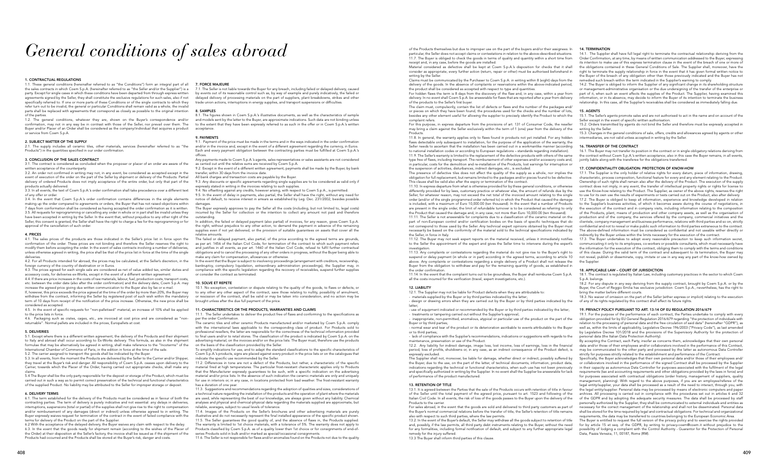# General conditions of sales abroad

## 1. CONTRACTUAL REGULATIONS

1.1. These general conditions (hereinafter referred to as "the Conditions") form an integral part of all the sales contracts in which Coem S.p.A. (hereinafter referred to as "the Seller and/or the Supplier") is a party. Except for single cases in which these conditions have been departed from through express written agreements signed by the Seller, they shall constitute the exclusive regulations for such sales, also if not specifically referred to. If one or more parts of these Conditions or of the single contracts to which they refer turn out to be invalid, the general or particular Conditions shall remain valid as a whole; the invalid parts shall be replaced with agreements that correspond as closely as possible to the original intention of the parties.

1.2. The general conditions, whatever they are, shown on the Buyer's correspondence and/or confirmation, may not in any way be in contrast with those of the Seller, nor prevail over them. The Buyer and/or Placer of an Order shall be considered as the company/individual that acquires a product or service from Coem S.p.A.

## 2. SUBJECT MATTER OF THE SUPPLY

2.1. The supply includes all ceramic tiles, other materials, services (hereinafter referred to as "the Products") in the quantities specified in our order confirmation.

## 3. CONCLUSION OF THE SALES CONTRACT

3.1. The contract is considered as concluded when the proposer or placer of an order are aware of the written acceptance of the counterparty.

3.2. An order not confirmed in writing may not, in any event, be considered as accepted except in the event of execution of the order on the part of the Seller by shipment or delivery of the Products. Partial delivery of ordered Products does not imply acceptance of the entire order, but only that part of the products actually delivered.

3.3. In all events, the text of Coem S.p.A.'s order confirmation shall take precedence over a different text of any offer or order.

3.4. In the event that Coem S.p.A.'s order confirmation contains differences in the single elements making up the order compared to agreements or orders, the Buyer that has not raised objections within 7 days from confirmation shall be considered as having accepted the order confirmation as it is written.

3.5. All requests for reprogramming or cancelling any order in whole or in part shall be invalid unless they have been accepted in writing by the Seller. In the event that, without prejudice to any other right of the Seller, this consent is granted, the Seller shall have the right to charge a fee for the reprogramming or for approval of the cancellation of such order.

## 4. PRICES

4.1. The sales prices of the products are those indicated in the Seller's price list in force upon the confirmation of the order. These prices are not binding and therefore the Seller reserves the right to modify them before accepting the order. In the event of sales contracts involving a number of deliveries, unless otherwise agreed in writing, the price shall be that of the price list in force at the time of the single deliveries.

4.2. For all Products intended for abroad, the prices may be calculated, at the Seller's discretion, in the foreign currency of the country of destination or in Euros.

4.3. The prices agreed for each single sale are considered as net of value added tax, similar duties and accessory costs, for deliveries ex-Works, except in the event of a different written agreement.

4.4. If there are price increases in the costs of raw materials, labour, fuel, production costs, transport costs, etc. between the order date (also after the order confirmation) and the delivery date, Coem S.p.A. may increase the agreed price giving due written communication to the Buyer also by fax or e-mail.

If, however, this price exceeds the price agreed at the time of the order by more than 20%, the Buyer may withdraw from the contract, informing the Seller by registered post of such wish within the mandatory term of 10 days from receipt of the notification of the price increase. Otherwise, the new price shall be considered as accepted.

4.5. In the event of specific requests for "non-palletised" material, an increase of 10% shall be applied to the price lists in force.

4.6. Packaging such as crates, cages, etc., are invoiced at cost price and are considered as "non-returnable". Normal pallets are included in the prices, Europallets at cost.

## 5. DELIVERIES

5.1. Except where there is a different written agreement, the delivery of the Products and their shipment to Italy and abroad shall occur according to Ex-Works delivery. This formula, as also in the shipment formulae that may be alternatively be agreed in writing, shall make reference to the "Incoterms" of the International Chamber of Commerce of Paris, in the edition in force at the time of the sale.

5.2. The carrier assigned to transport the goods shall be indicated by the Buyer.

5.3. In all events, from the moment the Products are delivered by the Seller to the Carrier and/or Shipper, they travel at the Buyer's risk and danger. All responsibility of Coem S.p.A. ceases upon delivery to the Carrier, towards which the Placer of the Order, having carried out appropriate checks, shall make any claims.

5.4 The Buyer shall be the only party responsible for the deposit or storage of the Product, which must be carried out in such a way as to permit correct preservation of the technical and functional characteristics of the supplied Product. No liability may be attributed to the Seller for improper storage or deposit.

## 6. DELIVERY TERMS

6.1. The term established for the delivery of the Products must be considered as in favour of both the contracting parties. The term of delivery is purely indicative and not essential: any delays in deliveries, interruptions, suspensions (total or partial) of the supplies shall not give rise to the right to compensation and/or reimbursement of any damages (direct or indirect) unless otherwise agreed to in writing. The Buyer expressly waives request for termination of the contract in the event of failed compliance with the terms for delivery of the Product on the part of the Supplier.

6.2 With the acceptance of the delayed delivery, the Buyer waives any claim with respect to the delay.

6.3. In the event that the goods ready for shipment remain (according to the wishes of the Placer of the Order) at their disposition at the Seller's factory, the invoice shall be issued as if the shipment of the Products had occurred and the Products shall be stored at the Buyer's risk, danger and costs.

## 7. FORCE MAJEURE

7.1. The Seller is not liable towards the Buyer for any breach, including failed or delayed delivery, caused by events out of its reasonable control such as, by way of example and purely indicatively, the failed or delayed delivery of processing materials on the part of suppliers, plant breakdowns, strikes and other trade union actions, interruptions in energy supplies, and transport suspensions or difficulties.

## 8. SAMPLES

8.1. The figures shown in Coem S.p.A.'s illustrative documents, as well as the characteristics of sample and models sent by the latter to the Buyer, are approximate indications. Such data are not binding unless to the extent that they have been expressly referred to as such in the offer or in Coem S.p.A.'s written acceptance.

## 9. PAYMENTS

9.1. Payment of the price must be made in the terms and in the ways indicated in the order confirmation and/or in the invoice and, except in the event of a different agreement regarding the currency, in Euros. Each and every payment obligation between the contracting parties must be fulfilled at Coem S.p.A.'s offices.

Any payments made to Coem S.p.A.'s agents, sales representatives or sales assistants are not considered as carried out until the relative sums are received by Coem S.p.A.

9.2. Except in the event of a different written agreement, payments shall be made by the Buyer, by bank transfer, within 30 days from the invoice date.

All bank charges and transaction costs are payable by the Buyer.

9.3. Any discounts or specific agreements regarding single supplies are to be considered as valid only if expressly stated in writing in the invoices relating to such supplies.

9.4. No offsetting against any credits, however arising, with respect to Coem S.p.A., is permitted.

9.5. In the event of delay in payments, also partial, the Seller shall have the right, without any need for notice of default, to receive interest in arrears as established by Leg. Dec. 231/2002, besides possible damages.

The Buyer expressly approves to pay the Seller all the costs (including, but not limited to, legal costs) incurred by the Seller for collection or the intention to collect any amount not paid and therefore outstanding.

In addition, the failed or delayed payment (also partial) of invoices, for any reason, gives Coem S.p.A. the right, without prejudice to any other action, to demand the payment in advance of the remaining supplies even if not yet delivered, or the provision of suitable guarantees on assets that cover all the relative amounts.

The failed or delayed payment, also partial, of the price according to the agreed terms are grounds, as per art. 1456 of the Italian Civil Code, for termination of the contract to which such payment refers and justifies in all events, as per art. 1460 of the Italian Civil Code, refusal to fulfil further contractual obligations and to cancel the processing of any other orders in progress, without the Buyer being able to make any claim for compensation, allowances or otherwise.

In the event that the Buyer is subject to insolvency proceedings (arrangement with creditors, receivership, bankruptcy, compulsory liquidation, extraordinary administration proceedings), the Supplier may, in compliance with the specific legislation regarding the recovery of receivables, suspend further supplies or consider the contract as terminated.

## 10. SOLVE ET REPETE

10.1. No exception, contestation or dispute relating to the quality of the goods, to flaws or defects, or to any other any other aspect of the contract, save those relating to nullity, possibility of annulment, or rescission of the contract, shall be valid or may be taken into consideration, and no action may be brought unless after the due full payment of the price.

## 11. CHARACTERISTICS OR THE PRODUCTS, WARRANTIES AND CLAIMS

11.1. The Seller undertakes to deliver the product free of flaws and conforming to the specifications as per the order Confirmation.

The ceramic tiles and other ceramic Products manufactured and/or marketed by Coem S.p.A. comply with the international laws applicable to the corresponding class of product. For Products sold to professional resellers, the latter are responsible for the correctness of the technical information provided to final users and/or to retail stores. The classification of the product is indicated by Coem S.p.A. on the advertising material, on the invoices and/or on the price lists. The Buyer must, therefore use the products on the basis of the classification provided by the Seller.

To simplify indications for use, and to adapt the standard classifications to the specific characteristics of Coem S.p.A.'s products, signs are placed against every product in the price lists or on the catalogues that indicate the specific use recommended by the Seller.

11.2. Differences in tone are not a defect of the Products, but rather, a characteristic of the specific material fired at high temperatures. The particular frost-resistant characteristic applies only to Products that the Manufacturer expressly guarantees to be such, with a specific indication on the advertising material and/or price lists. In the absence of such indication the ceramic materials are only and uniquely for use in interiors or, in any case, in locations protected from bad weather. The frost-resistant warranty has a duration of one year.

11.3. Suggestions and recommendations regarding the adoption of qualities and sizes, considerations of a technical nature regarding the installation of the products and the operation of plant where the materials are used, while representing the best of our knowledge, are always given without any liability. Chemical analyses and physical and chemical-physical data regarding the materials supplied are approximate, but reliable, averages, subject to usual levels of tolerance.

11.4. Images of the Products on the Seller's brochures and other advertising materials are purely illustrative and do not necessarily represent the final installed appearance of the specific product shown.

11.5. The Seller guarantees the good quality of, and the absence of flaws in, the Products supplied. The warranty is limited to 1st choice materials, with a tolerance of 5%. The warranty does not apply to Products classified by Coem S.p.A. as of a quality lower than 1st choice or for consignments of end-of-series Products sold in bulk and/or marked as special/occasional consignments.

11.6. The Seller is not responsible for flaws and/or anomalies found on the Products not due to the quality of the Products themselves but due to improper use on the part of the buyers and/or their assignees. In particular, the Seller does not accept claims or contestations in relation to the above-described situations.

11.7. The Buyer is obliged to check the goods in terms of quality and quantity within a short time from receipt and, in any case, before the goods are installed.

Material considered as defective shall be kept at Coem S.p.A.'s disposition for checks that it shall consider as appropriate; every further action (return, repair or other) must be authorised beforehand in writing by the Seller.

Claims must be communicated by the Purchaser to Coem S.p.A. in writing within 8 (eight) days from the delivery of the goods. In the absence of complaints or reservations within the above-indicated period, the product shall be considered as accepted with respect to type and quantities.

For hidden flaws the term is 8 days from the discovery of the flaw and, in any case, within a year from delivery. In no event shall Coem S.p.A. be answerable for flaws that are reported after a year from delivery of the products to the Seller's first buyer.

The claim must, compulsorily, contain the list of defects or flaws and the number of the packages and/or pieces on which they have been found, the procedures used for the checks and the number of lots, besides any other element useful for allowing the supplier to precisely identify the Product to which the complaint refers.

For this purpose, in express departure from the provisions of art. 131 of Consumer Code, the reseller may bring a claim against the Seller exclusively within the term of 1 (one) year from the delivery of the Products.

11.8. In general, the warranty applies only to flaws found in products not yet installed. For any hidden flaws detectable only subsequent to installation, for the purpose of the application of the warranty, the Seller needs to ascertain that the installation has been carried out in a workmanlike manner (according to national installation codes or according to European regulations – standards regarding installation).

11.9. The Seller's warranty is limited to the replacement of the defective products with others of the same type free of flaws, including transport. The reimbursement of other expenses and/or accessory costs and, in particular, costs for the demolition and re-installation of the Products, lost earnings for interruption or the suspension of activities, disturbances, indirect damages, etc., is excluded.

The presence of defective tiles does not affect the quality of the supply as a whole, nor implies the obligation for full replacement, but remains limited to the packages and/or pieces found to be defective. This clause shall be valid also after the expiry or termination of the contract.

11.10. In express departure from what is otherwise provided for by these general conditions, or otherwise differently provided for by laws, customary practice or whatever else, the amount of refunds due by the Seller, for whatever reason, may not exceed the net total of the invoiced amount relating to the single order (and/or of the single programmed order referred to) in which the Product that caused the damage is included, with a maximum of Euro 10,000.00 (ten thousand). In the event that a number of Products are present in the single order, the limit of refundable turnover is to be considered as referring to only the Product that caused the damage and, in any case, not more than Euro 10,000.00 (ten thousand).

11.11. The Seller is not answerable for complaints due to a classification of the ceramic material on the part of non-European control and/or certification bodies on the basis of specific techniques that do not correspond to those used by the Seller. Any technical expert opinions obtained by the Buyer must necessarily be based on the conformity of the material sold to the technical specifications indicated by the Seller, in force in Italy.

11.12. The Buyer may not seek expert reports on the material received, unless it immediately notifies to the Seller the appointment of the expert and gives the Seller time to intervene during the expert's investigation.

11.13. Any complaints or contestations regarding the material do not give rise to the Buyer's right to suspend or delay payment (in whole or in part) according in the agreed terms, according to article 10 above. Any complaints or contestations regarding a single delivery of a Product shall not release the Buyer from the obligation to withdraw and pay for the remaining quantity of goods, as established in the order confirmation.

11.14. In the event that the complaint turns out to be groundless, the Buyer shall reimburse Coem S.p.A. all the costs incurred for the verification (travel, expert investigations, etc.).

## 12. LIABILITY

12.1. The Supplier may not be liable for Product defects when they are attributable to:

- materials supplied by the Buyer or by third parties indicated by the latter;
- design or drawing errors when they are carried out by the Buyer or by third parties indicated by the latter;
- use of equipment indicated or recommended by the Buyer or by third parties indicated by the latter;
- treatments or tampering carried out without the Supplier's approval;
- inappropriate, non-permitted, anomalous, atypical or particular use of the product on the part of the Buyer or by third parties;
- normal wear and tear of the product or its deterioration ascribable to events attributable to the Buyer or to third parties;
- lack of compliance with the Supplier's recommendations, indications or suggestions with regards to the maintenance, preservation or use of the Product.

12.2. Any liability for indirect damage, image loss, lost income, loss of earnings, loss in the financial period, loss of profits, shutdowns or, in any case, as an indirect consequence of the Product defect, is expressly excluded.

The Supplier shall not, moreover, be liable for damage, whether direct or indirect, possibly suffered by the Buyer, due to the use, on the part of the latter, of technical documents, information, product data, indications regarding the technical or functional characteristics, when such use has not been previously and specifically authorized in writing by the Supplier. In no event shall the Supplier be answerable for lack of performance of the product manufactured.

## 13. RETENTION OF TITLE

13.1. It is agreed between the Parties that the sale of the Products occurs with retention of title in favour of the Seller until the total payment of the agreed price, pursuant to art. 1523 and following of the Italian Civil Code. In all events, the risk of loss of the goods passes to the Buyer upon the delivery of the Products to the carrier.

For sales abroad, in the event that the goods are sold and delivered to third party customers as part of the Buyer's normal commercial relations before the transfer of title, the Seller's retention of title remains also with respect to such third parties, where the law permits.

13.2. In the event of the Buyer's default, the Seller may withdraw all the goods subject to retention of title and, possibly, if the law permits, all third party debt instruments relating to the Buyer, without the need for any formalities, including formal notification of default, and subject to any further appropriate legal remedy for the injury suffered.

13.3 The Buyer shall inform third parties of this clause.

## 14. TERMINATION

14.1. The Supplier shall have full legal right to terminate the contractual relationship deriving from the Order Confirmation, at any time, by means of written communication addressed to the Buyer, expressing its intention to make use of this express termination clause in the event of the breach of one or more of the obligations contained in these General Conditions of Sale. The Supplier shall, moreover, have the right to terminate the supply relationship in force in the event that it has given formal written notice to the Buyer of the breach of any obligation other than those previously indicated and the Buyer has not remedied such breach within the term indicated in the Supplier's warning to comply.

14.2. The Buyer is obliged to inform the Supplier of any significant change in its shareholding structure or management-administrative organisation or the due undersigning of the transfer of the enterprise or part of it, when such an event affects the supplies of the Product. The Supplier, having examined this information, or in its absence, may decide to inform the Buyer of its intention to terminate the business relationship. In this case, all the Supplier's receivables shall be considered as immediately falling due.

## 15. AGENTS

15.1. The Seller's agents promote sales and are not authorised to act in the name and on account of the Seller except in the event of specific written authorisation.

15.2. Orders transmitted by agents do not bind the Seller and therefore must be expressly accepted in writing by the Seller.

15.3. Changes in the general conditions of sale, offers, credits and allowances agreed by agents or other intermediaries, are not valid unless accepted in writing by the Seller.

## 16. TRANSFER OF THE CONTRACT

16.1. The Buyer may not transfer its position in the contract or in single obligatory relations deriving from the contract without Coem S.p.A.'s written acceptance; also in this case the Buyer remains, in all events, jointly liable along with the transferee for the obligations transferred.

## 17. CONFIDENTIALITY OBLIGATION: PROTECTION OF KNOW-HOW

17.1. The Supplier is the only holder of relative rights for every datum, piece of information, drawing, characteristic, process composition, functional feature for every and any element relating to the Product. Ownership of such rights shall remain also after the delivery of the Product. The execution of the supply contract does not imply, in any event, the transfer of intellectual property rights or rights for license to use the Know-how relating to the Product. The Supplier, as owner of the above rights, reserves the right to use for its own use the results of experiments or tests carried out on the Product, also after delivery.

17.2. The Buyer is obliged to keep all information, experience and knowledge developed in relation to the Supplier's business activities, of which it becomes aware during the course of negotiations, in the execution of the contract and in company visits, including information relating to the composition of the Products, plant, means of production and other company assets, as well as the organisation of production and of the company, the services offered by the company, commercial initiatives and the clientele, company management and business performance, relations with third parties and so on, strictly confidential and not to reveal or make public such information to third parties extraneous to the contract. The above-defined information must be considered as confidential and not useable wither directly or indirectly by the Buyer unless within the limits necessary for the execution of the contract.

17.3. The Buyer undertakes to adopt every reasonable precaution to keep such information secret, communicating it only to its employees, co-workers or possible consultants, which must necessarily have the information for the execution of the contract, obliging them to comply with the terms and conditions of this clause. During the valid term of the contract and subsequent to its termination, the Buyer may not reveal, publish or disseminate, copy, imitate or use in any way any part of the know-how owned by the Supplier.

## 18. APPLICABLE LAW – COURT OF JURISDICTION

18.1. The contract is regulated by Italian Law, including customary practices in the sector to which Coem S.p.A. belongs.

18.2. For any dispute in any way deriving from the supply contract, brought by Coem S.p.A. or by the Buyer, the Court of Reggio Emilia has exclusive jurisdiction. Coem S.p.A., nevertheless, has the right to bring the matter before different courts.

18.3. No waiver of omission on the part of the Seller (either express or implicit) relating to the exercise of any of its rights regulated by this contract shall affect its future rights.

## 19. PRIVACY POLICY PURSUANT TO ART. 13-14 OF EU REGULATION 2016/679

19.1. For the purpose of the performance of each contract, the Parties undertake to comply with every obligation provided for by EU General Regulation 2016/679 regarding "the protection of individuals with relation to the processing of personal data and the free circulation of said data" (hereinafter "GDPR"), as well as, within the limits of applicability, Legislative Decree 196/2003 ("Privacy Code"), as last amended by Legislative Decree 101/2018 and the provisions of the Supervisory Authority for the protection of personal data (the Italian Data Protection Authority).

By accepting the Contract, each Party, insofar as concerns them, acknowledges that their own personal data and/or those of their employees and/or collaborators involved in the performance of this Contract, may be communicated to the other party and processed by the latter as autonomous Data Controller strictly for purposes strictly related to the establishment and performance of the Contract.

Specifically, the Buyer acknowledges that their own personal data and/or those of their employees and/or collaborators involved in the performance of the signed Contract shall be processed by the Supplier in their capacity as autonomous Data Controller for purposes associated with the fulfilment of the legal requirements (tax and accounting requirements and other obligations provided by the laws in force) and for purposes associated with contractual obligations (order history, management of suppliers, quality management, planning). With regard to the above purposes, if you are an employee/referee of the legal entity/supplier, your data shall be processed as a result of the need to interact, through you, with the legal entity/supplier. Personal data may be processed by means of electronic computers and paper archives. All processing is carried out in compliance with the procedures set out in articles 6 and 32 of the GDPR and by adopting the adequate security measures. The data shall be processed by staff personally authorized by the Supplier, they shall be communicated to external individuals and entities as necessary for the correct management of the relationship and shall not be disseminated. Personal data shall be stored for the time required by legal and contractual obligations. For technical and organizational requirements, the data may be transferred to countries belonging to the European Economic Area.

The Buyer is entitled to request the full version of the privacy policy and to exercise the rights provided for by article 15 et seq. of the GDPR, by writing to privacy.coem@coem.it without prejudice to the possibility of lodging a complaint with the Control Authority - Guarantor for the Protection of Personal Data, Piazza Venezia, 11, 00187, Rome (RM).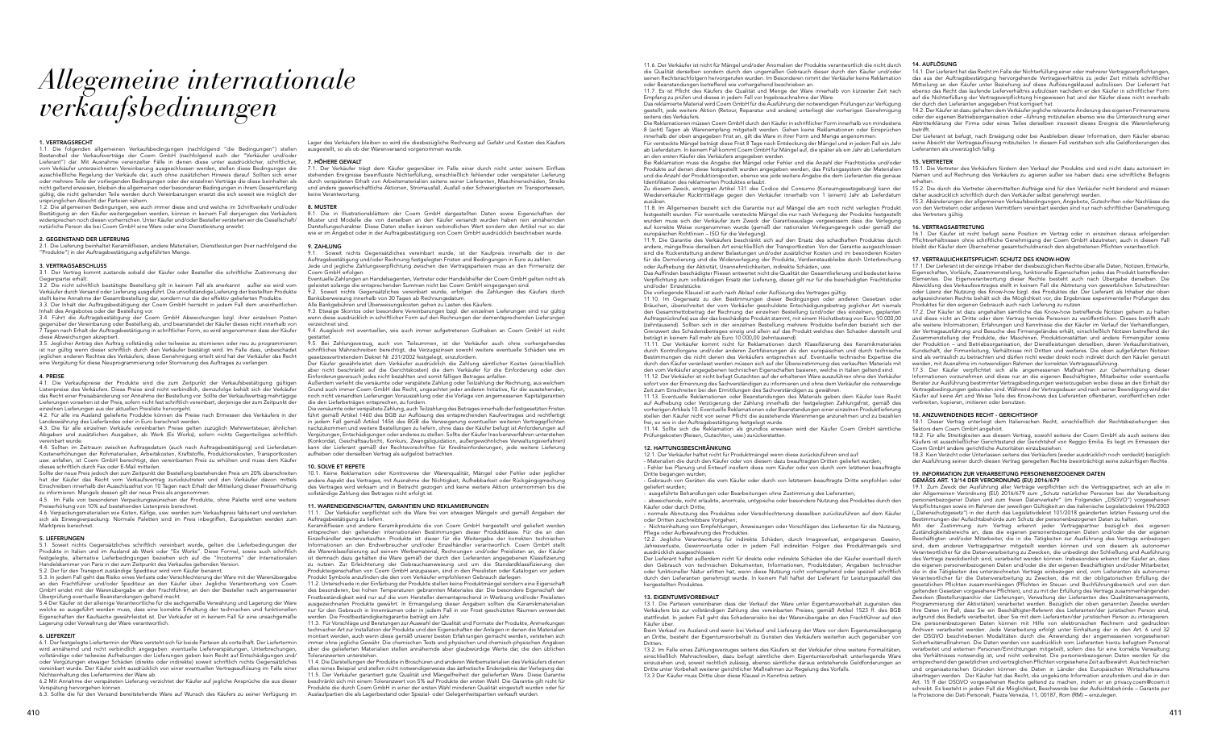# Allegemeine internationale verkaufsbedinungen

### 1. VERTRAGSRECHT

1.1. Die folgenden allgemeinen Verkaufsbedingungen (nachfolgend "die Bedingungen") stellen Bestandteil der Verkaufsverträge der Coem GmbH (nachfolgend auch der "Verkäufer" und/oder Lieferant") dar. Mit Ausnahme vereinzelter Fälle in denen diese unter ausdrücklicher, schriftlicher, vom Verkäufer unterzeichneten Vereinbarung ausgeschlossen werden, stellen diese Bedingungen die ausschließliche Regelung der Verkäufe dar, auch ohne zusätzlichen Hinweis darauf. Sollten sich einer oder mehrere Teile der vorliegenden Bedingungen oder der einzelnen Verträge die diese beinhalten als nicht geltend erweisen, bleiben die allgemeinen oder besonderen Bedingungen in ihrem Gesamtumfang gültig; die nicht geltenden Teile werden durch Vereinbarungen ersetzt die sich soweit wie möglich der ursprünglichen Absicht der Parteien nähern.

1.2. Die allgemeinen Bedingungen, wie auch immer diese sind und welche im Schriftverkehr und/oder Bestätigung an den Käufer weitergegeben werden, können in keinem Fall denjenigen des Verkäufers widersprechen noch diesen vorherrschen. Unter Käufer und/oder Besteller verstehen wir die Gesellschaft/ natürliche Person die bei Coem GmbH eine Ware oder eine Dienstleistung erwirbt.

### 2. GEGENSTAND DER LIEFERUNG

2.1. Die Lieferung beinhaltet Keramikfliesen, andere Materialien, Dienstleistungen (hier nachfolgend die "Produkte") in der Auftragsbestätigung aufgeführten Menge.

### 3. VERTRAGSABSCHLUSS

3.1. Der Vertrag kommt zustande sobald der Käufer oder Besteller die schriftliche Zustimmung der Gegenpartei erhält.

3.2. Die nicht schriftlich bestätigte Bestellung gilt in keinem Fall als anerkannt außer sie wird vom Verkäufer durch Versand oder Lieferung ausgeführt. Die unvollständige Lieferung der bestellten Produkte stellt keine Annahme der Gesamtbestellung dar, sondern nur der der effektiv gelieferten Produkte.

3.3. Der Inhalt der Auftragsbestätigung der Coem GmbH herrscht in jedem Fall dem unerheblichen Inhalt des Angebotes oder der Bestellung vor.

3.4. Führt die Auftragsbestätigung der Coem GmbH Abweichungen bzgl. ihrer einzelnen Posten gegenüber der Vereinbarung oder Bestellung ab, und beanstandet der Käufer dieses nicht innerhalb von 7 Tagen nach Erhalt der Auftragsbestätigung in schriftlicher Form, so wird angenommen dass der Käufer diese Abweichungen akzeptiert.

3.5. Jeglicher Antrag den Auftrag vollständig oder teilweise zu stornieren oder neu zu programmieren ist nur gültig wenn dieser schriftlich durch den Verkäufer bestätigt wird. Im Falle dass, unbeschadet jeglichen anderen Rechtes des Verkäufers, diese Genehmigung erteilt wird hat der Verkäufer das Recht eine Vergütung für diese Neuprogrammierung oder Stornierung des Auftrages zu verlangen.

### 4. PREISE

4.1. Die Verkaufspreise der Produkte sind die zum Zeitpunkt der Verkaufsbestätigung gültigen Listenpreise des Verkäufers. Diese Preise sind nicht verbindlich, demzufolge behält sich der Verkäufer das Recht einer Preisänderung vor Annahme der Bestellung vor. Sollte der Verkäufer nachträgliche Lieferungen vorsehen ist der Preis, sofern nicht fest schriftlich vereinbart, derjenige der zum Zeitpunkt der einzelnen Lieferungen aus der aktuellen Preisliste hervorgeht.

4.2. Für alle ins Ausland gelieferte Produkte können die Preise nach Ermessen des Verkäufers in der Landeswährung des Lieferlandes oder in Euro berechnet werden.

4.3. Die für alle einzelnen Verkäufe vereinbarten Preise gelten zuzüglich Mehrwertsteuer, ähnlichen Abgaben und zusätzlichen Ausgaben, ab Werk (Ex Works), sofern nichts Gegenteiliges schriftlich vereinbart wurde.

4.4. Sollten im Zeitraum zwischen Auftragsdatum (auch nach Auftragsbestätigung) und Lieferdatum Kostenerhöhungen der Rohmaterialien, Arbeitskosten, Kraftstoffe, Produktionskosten, Transportkosten usw. anfallen, ist Coem GmbH berechtigt, den vereinbarten Preis zu erhöhen und muss dem Käufer dieses schriftlich durch Fax oder E-Mail mitteilen.

Sollte der neue Preis jedoch den zum Zeitpunkt der Bestellung bestehenden Preis um 20% überschreiten hat der Käufer das Recht vom Verkaufsvertrag zurückzutreten und den Verkäufer davon mittels Einschreiben innerhalb der Ausschlussfrist von 10 Tagen nach Erhalt der Mitteilung dieser Preiserhöhung zu informieren. Mangels dessen gilt der neue Preis als angenommen.

4.5. Im Falle von besonderen Verpackungswünschen der Produkte, ohne Palette wird eine weitere Preiserhöhung von 10% auf bestehenden Listenpreis berechnet.

4.6. Verpackungsmaterialien wie Kisten, Käfige, usw. werden zum Verkaufspreis fakturiert und verstehen sich als Einwegverpackung. Normale Paletten sind im Preis inbegriffen, Europaletten werden zum Marktpreis berechnet.

### 5. LIEFERUNGEN

5.1. Soweit nichts Gegensätzliches schriftlich vereinbart wurde, gelten die Lieferbedingungen der Produkte in Italien und im Ausland ab Werk oder "Ex Works". Diese Formel, sowie auch schriftlich festgelegte, alternative Lieferbedingungen beziehen sich auf die "Incoterms" der Internationalen Handelskammer von Paris in der zum Zeitpunkt des Verkaufes geltenden Version.

5.2. Der für den Transport zuständige Spediteur wird vom Käufer benannt.

5.3. In jedem Fall geht das Risiko eines Verlusts oder Verschlechterung der Ware mit der Warenübergabe an den Frachtführer und/oder Spediteur an den Käufer über. Jegliche Verantwortung von Coem GmbH endet mit der Warenübergabe an den Frachtführer, an den Besteller nach angemessener Überprüfung eventuelle Beanstandungen geltend macht.

5.4. Der Käufer ist der alleinige Verantwortliche für die sachgemäße Verwahrung und Lagerung der Ware welche so ausgeführt werden muss, dass eine korrekte Erhaltung der technischen und funktionellen Eigenschaften der Kaufsache gewährleistet ist. Der Verkäufer ist in keinem Fall für eine unsachgemäße Lagerung oder Verwahrung der Ware verantwortlich.

### 6. LIEFERZEIT

6.1. Der festgelegte Liefertermin der Ware versteht sich für beide Parteien als vorteilhaft. Der Liefertermin wird annähernd und nicht verbindlich angegeben: eventuelle Lieferverspätungen, Unterbrechungen, vollständige oder teilweise Aufhebungen der Lieferungen geben kein Recht auf Entschädigungen und/ oder Vergütungen etwaiger Schäden (direkte oder indirekte) soweit schriftlich nichts Gegensätzliches vereinbart wurde. Der Käufer wird ausdrücklich von einer eventuellen Vertragsauflösung im Falle einer Nichteinhaltung des Liefertermins der Ware ab.

6.2 Mit Annahme der verspäteten Lieferung verzichtet der Käufer auf jegliche Ansprüche die aus dieser Verspätung hervorgehen könnten.

6.3. Sollte die für den Versand bereitstehende Ware auf Wunsch des Käufers zu seiner Verfügung im Lager des Verkäufers bleiben so wird die diesbezügliche Rechnung auf Gefahr und Kosten des Käufers ausgestellt, so als ob der Warenversand vorgenommen wurde.

### 7. HÖHERE GEWALT

7.1. Der Verkäufer trägt dem Käufer gegenüber im Falle einer durch nicht unter seinem Einfluss stehenden Ereignisse beeinflusste Nichterfüllung, einschließlich fehlender oder verspäteter Lieferung durch verspäteten Erhalt von Arbeitsmaterialien seitens seiner Lieferanten, Maschinenschäden, Streiks und andere gewerkschaftliche Aktionen, Stromausfall, Ausfall oder Schwierigkeiten im Transportwesen, keine Verantwortung.

### 8. MUSTER

8.1. Die in Illustrationsblättern der Coem GmbH dargestellten Daten sowie Eigenschaften der Muster und Modelle die von derselben an den Käufer versandt wurden haben rein annähernden Darstellungscharakter. Diese Daten stellen keinen verbindlichen Wert sondern den Artikel nur so dar wie er im Angebot oder in der Auftragsbestätigung von Coem GmbH ausdrücklich beschrieben wurde.

### 9. ZAHLUNG

9.1. Soweit nichts Gegensätzliches vereinbart wurde, ist der Kaufpreis innerhalb der in der Auftragsbestätigung und/oder Rechnung festgelegten Fristen und Bedingungen in Euro zu zahlen.

Jede und jegliche Zahlungsverpflichtung zwischen den Vertragsparteien muss an den Firmensitz der Coem GmbH erfolgen.

Eventuelle Zahlungen an Handelsagenten, Vertreter oder Handelshelfer der Coem GmbH gelten nicht als geleistet solange die entsprechenden Summen nicht bei Coem GmbH eingegangen sind.

9.2. Soweit nichts Gegensätzliches vereinbart wurde, erfolgen die Zahlungen des Käufers durch Banküberweisung innerhalb von 30 Tagen ab Rechnungsdatum.

Alle Bankgebühren und Überweisungskosten gehen zu Lasten des Käufers.

9.3. Etwaige Skontos oder besondere Vereinbarungen bzgl. der einzelnen Lieferungen sind nur gültig wenn diese ausdrücklich in schriftlicher Form auf den Rechnungen der dementsprechenden Lieferungen verzeichnet sind.

9.4. Ausgleich mit eventuellen, wie auch immer aufgetretenen Guthaben an Coem GmbH ist nicht gestattet.

9.5. Bei Zahlungsverzug, auch von Teilsummen, ist der Verkäufer auch ohne vorhergehendes schriftliches Mahnschreiben berechtigt, die Verzugszinsen sowohl weitere eventuelle Schäden wie im gesetzesvertretenden Dekret Nr. 231/2002 festgelegt, einzufordern.

Der Käufer gewährleistet dem Verkäufer ausdrücklich die Zahlung sämtlicher Kosten (einschließlich aber nicht beschränkt auf die Gerichtskosten) die dem Verkäufer für die Einforderung oder den Einforderungsversuch jedes nicht bezahlten und somit fälligen Betrages anfallen.

Außerdem verliert die versäumte oder verspätete Zahlung der Teilzahlung der Rechnung, aus welchem Grund auch immer Coem GmbH das Recht, ungeachtet jeder anderen Initiative, für die ausstehenden, noch nicht versandten Lieferungen Vorauszahlung oder die Vorlage von angemessenen Kapitalgarantien die den Lieferbetragen entsprechen, zu fordern.

Die versäumte oder verspätete Zahlung, auch Teilzahlung des Betrages innerhalb der festgesetzten Fristen führt gemäß dem Artikel 1460 des BGB zur Auflösung des entsprechenden Kaufvertrages und rechtfertigt in jedem Fall gemäß Artikel 1456 des BGB die Verweigerung eventuellen weiteren Vertragspflichten nachzukommen und weitere Bestellungen zu liefern, ohne dass der Käufer befugt ist Anforderungen auf Vergütungen, Entschädigungen oder anderes zu stellen. Sollte der Käufer Insolvenzverfahren unterstehen (Konkordat, Geschäftsaufsicht, Konkurs, Zwangsliquidation, außergewöhnliches Verwaltungsverfahren) kann der Lieferant gemäß der Rechtsvorschriften für Kreditverforderungen, jede weitere Lieferung aufheben oder denselben Vertrag als aufgelöst betrachten.

### 10. SOLVE ET REPETE

10.1. Keine Reklamation oder Kontroverse der Warenqualität, Mängel oder Fehler oder jeglicher andere Aspekt des Vertrages, mit Ausnahme der Nichtigkeit, Aufhebbarkeit oder Rückgängigmachung des Vertrages wird wirksam und in Betracht gezogen und keine weitere Aktion unternommen bis die vollständige Zahlung des Betrages nicht erfolgt ist.

### 11. WARENEIGENSCHAFTEN, GARANTIEN UND REKLAMIERUNGEN

11.1. Der Verkäufer verpflichtet sich die Ware frei von etwaigen Mängeln und gemäß Angaben der Auftragsbestätigung zu liefern.

Keramikfliesen und andere Keramikprodukte die von Coem GmbH hergestellt und geliefert werden entsprechen den geltenden internationalen Bestimmungen dieser Produktklasse. Für die an den Einzelhändler weiterverkauften Produkte ist dieser für die Weitergabe der korrekten technischen Informationen an den Endverbraucher und/oder Einzelhändler verantwortlich. Coem GmbH stellt die Warenklassifizierung auf seinem Werbematerial, Rechnungen und/oder Produkten an; der Käufer ist demnach dazu gehalten die Ware gemäß der durch den Lieferanten angegebenen Klassifizierung zu nutzen. Zur Erleichterung der Gebrauchsanweisung und um die Standardklassifizierung den Produktgegebenheiten von Coem GmbH anzupassen, sind in den Preislisten oder Katalogen vor jedem Produkt Symbole anzufinden die den vom Verkäufer empfohlenen Gebrauch darlegen.

11.2. Unterschiede in der Einfärbung der Produkte stellen keine Produktmängel sondern eine Eigenschaft des besonderen, bei hohen Temperaturen gebrannten Materiales dar. Die besondere Eigenschaft der Frostbeständigkeit wird nur auf die vom Hersteller dementsprechend in Werbung und/oder Preislisten ausgezeichneten Produkte gewährt. In Ermangelung dieser Angaben sollten die Keramikmaterialien nur für den Gebrauch in Innenräumen oder in jedem Fall in vor Frost geschützten Räumen verwendet werden. Die Frostbeständigkeitsgarantie beträgt ein Jahr.

11.3. Für Vorschläge und Beratungen zur Auswahl der Qualität und Formate der Produkte, Anmerkungen technischer Art zur Installation der Produkte und den Eigenschaften der Anlagen in denen die Materialien montiert werden, auch wenn diese gemäß unserer besten Erfahrungen gemacht werden, verstehen sich immer ohne jegliche Gewähr. Die chemischen Tests und physischen und chemisch-physischen Angaben über die gelieferten Materialien stellen annähernde aber glaubwürdige Werte dar, die den üblichen Toleranzwerten unterstehen.

11.4. Die Darstellungen der Produkte in Broschüren und anderen Werbematerialien des Verkäufers dienen alles reines Beispiel und stellen nicht notwendigerweise das ästhetische Endergebnis der Verlegung dar.

11.5. Der Verkäufer garantiert gute Qualität und Mängelfreiheit der gelieferten Ware. Diese Garantie beschränkt sich mit einem Toleranzwert von 5% auf Produkte der ersten Wahl. Die Garantie gilt nicht für Produkte die durch Coem GmbH in einer der ersten Wahl minderen Qualität eingestuft wurden oder für Auslaufpartien die als Lagerbestand oder Spezial- oder Gelegenheitspartien verkauft wurden.

11.6. Der Verkäufer ist nicht für Mängel und/oder Anomalien der Produkte verantwortlich die nicht durch die Qualität derselben sondern durch den ungemäßen Gebrauch dieser durch den Käufer und/oder seinen Rechtsnachfolgern hervorgerufen wurden. Im Besonderen nimmt der Verkäufer keine Reklamation oder Beanstandungen betreffend wie vorhergehend beschrieben an.

11.7. Es ist Pflicht des Käufers die Qualität und Menge der Ware innerhalb von kürzester Zeit nach Empfang zu prüfen und dieses in jedem Fall vor Ingebrauchnahme der Ware.

Das reklamierte Material wird Coem GmbH für die Ausführung der notwendigen Prüfungen zur Verfügung gestellt; jede weitere Aktion (Retour, Reparatur und andere) unterliegt der vorherigen Genehmigung seitens des Verkäufers.

Die Reklamationen müssen Coem GmbH durch den Käufer in schriftlicher Form innerhalb von mindestens 8 (acht) Tagen ab Warenempfang mitgeteilt werden. Gehen keine Reklamationen oder Einsprüchen innerhalb der oben angegeben Frist an, gilt die Ware in ihrer Form und Menge angenommen.

Für versteckte Mängel beträgt diese Frist 8 Tage nach Entdeckung der Mängel und in jedem Fall ein Jahr ab Lieferdatum. In keinem Fall kommt Coem GmbH für Mängel auf, die später als ein Jahr ab Lieferdatum an den ersten Käufer des Verkäufers angegeben werden.

Bei Reklamation muss die Angabe der Mängel oder Fehler und die Anzahl der Frachtstücke und/oder Produkte auf denen diese festgestellt wurden angegeben werden, das Prüfungssystem der Materialien und die Anzahl der Produktionsposten, ebenso wie jede weitere Angabe die dem Lieferanten die genaue Identifikation des reklamierten Produktes erlaubt.

Zu diesem Zweck, entgegen Artikel 131 des Codice del Consumo (Konsumgesetzgebung) kann der Wiederverkäufer Rücktrittsklage gegen den Verkäufer innerhalb von 1 (einem) Jahr ab Lieferdatum ausüben.

11.8. Im Allgemeinen bezieht sich die Garantie nur auf Mängel die am noch nicht verlegten Produkt festgestellt wurden. Für eventuelle versteckte Mängel die nur nach Verlegung der Produkte festgestellt wurden muss sich der Verkäufer zum Zwecke der Garantieauslage vergewissern dass die Verlegung auf korrekte Weise vorgenommen wurde (gemäß der nationalen Verlegungsregeln oder gemäß der europäischen Richtlinien – ISO für die Verlegung).

11.9. Die Garantie des Verkäufers beschränkt sich auf den Ersatz des schadhaften Produktes durch andere, mängelfreie derselben Art einschließlich der Transportkosten. Von der Garantie ausgeschlossen sind die Rückerstattung anderer Belastungen und/oder zusätzlicher Kosten und im besonderen Kosten für die Demolierung und die Wiederverlegung der Produkte, Verdienstausbleibe durch Unterbrechung oder Aufhebung der Aktivität, Unannehmlichkeiten, indirekte Schäden, usw.

Das Auffinden beschädigter Fliesen entwertet nicht die Qualität der Gesamtlieferung und bedeutet keine Verpflichtung zum vollständigen Ersatz der Lieferung, dieser gilt nur für die beschädigten Frachtstücke und/oder Einzelstücke.

Die vorliegende Klausel ist auch nach Ablauf oder Auflösung des Vertrages gültig.

11.10. Im Gegensatz zu den Bestimmungen dieser Bedingungen oder anderen Gesetzen oder Bräuchen, übersteigt der vom Verkäufer geschuldete Entschädigungsbetrag jeglicher Art niemals den Gesamtrechtsbetrag der Rechnung der einzelnen Bestellung (und/oder des einzelnen, geplanten Auftragsrückrufes) aus der das beschädigte Produkt stammt, mit einem Höchstbetrag von Euro 10.000,00 (zehntausend). Sollten sich in der einzelnen Bestellung mehrere Produkte befinden bezieht sich der Grenzwert des Schadensbetrages einzig und allein auf das Produkt welches den Schaden erstellt und beträgt in keinem Fall mehr als Euro 10.000,00 (zehntausend).

11.11. Der Verkäufer kommt nicht für Reklamationen durch Klassifizierung des Keramikmateriales durch Kontrollorgane und/oder anderen Zertifizierungen als den europäischen und durch technische Bestimmungen die nicht denen des Verkäufers entsprechen auf. Eventuelle technische Eigenschaften die durch den Käufer verlangt werden müssen sich auf der Übereinstimmung des verkauften Materials mit den vom Verkäufer angegebenen technischen Eigenschaften basieren, welche in Italien geltend sind.

11.12. Der Verkäufer ist nicht befugt Gutachten auf der erhaltenen Ware auszuführen ohne den Verkäufer sofort von der Ernennung des Sachverständigen zu informieren und ohne dem Verkäufer die notwendige Zeit zum Einschreiten bei der Ermittlungen des Sachverständigen zu gewähren.

11.13. Eventuelle Reklamationen oder Beanstandungen des Materials geben dem Käufer kein Recht auf Aufhebung oder Verzögerung der Zahlung innerhalb der festgelegten Zahlungsfrist, gemäß wie vorhergehend Artikels 10. Eventuelle Reklamationen oder Beanstandungen einer einzelnen Produktlieferung stellen den Käufer nicht von seiner Pflicht die ausstehende Warenmenge anzunehmen und zu bezahlen frei, so wie in der Auftragsbestätigung festgelegt wurde.

11.14. Sollte sich die Reklamation als grundlos erweisen wird der Käufer Coem GmbH sämtliche Prüfungskosten (Reisen, Gutachten, usw.) zurückerstatten.

### 12. HAFTUNGSBESCHRÄNKUNG

12.1. Der Verkäufer haftet nicht für Produktmängel wenn diese zurückzuführen sind auf:

- Materialien die durch den Käufer oder von diesem dazu beauftragten Dritten geliefert wurden;
- Fehler bei Planung und Entwurf insofern diese vom Käufer oder von durch vom letzteren beauftragte Dritte begangen wurden;
- Gebrauch von Geräten die vom Käufer oder durch von letzterem beauftragte Dritte empfohlen oder geliefert wurden;
- unsachgemäße Behandlungen oder Bearbeitungen ohne Zustimmung des Lieferanten;
- abweichende, nicht erlaubte, anormale, untypische oder besondere Nutzung des Produktes durch den Käufer oder durch Dritte;
- normale Abnutzung des Produktes oder Verschlechterung desselben zurückzuführen auf dem Käufer oder Dritten zuschreibbare Vorgehen;
- Nichteinhaltung von Empfehlungen, Anweisungen oder Vorschlägen des Lieferanten für die Nutzung, Pflege oder Aufbewahrung des Produktes.

12.2. Jegliche Verantwortung für indirekte Schäden, durch Imageverlust, entgangenen Gewinn, Jahresverluste, Gewinnverluste oder in jedem Fall indirekten Folgen des Produktmangels sind ausdrücklich ausgeschlossen.

Der Lieferant haftet außerdem nicht für direkte oder indirekte Schäden die der Käufer eventuell durch den Gebrauch von technischen Dokumenten, Informationen, Produktdaten, Angaben technischer oder funktioneller Natur erlitten hat, wenn diese Nutzung nicht vorhergehend oder speziell schriftlich durch den Lieferanten genehmigt wurde. In keinem Fall haftet der Lieferant für Leistungsausfall des hergestellten Produktes.

### 13. EIGENTUMSVORBEHALT

13.1. Die Parteien vereinbaren dass der Verkauf der Ware unter Eigentumsvorbehalt zugunsten des Verkäufers bis zur vollständigen Zahlung des vereinbarten Preises, gemäß Artikel 1523 ff. des BGB stattfindet. In jedem Fall geht das Schadensrisiko bei der Warenübergabe an den Frachtführer auf den Käufer über.

Beim Verkauf ins Ausland und wenn bei Verkauf und Lieferung der Ware vor dem Eigentumsübergang an Dritte, besteht der Eigentumsvorbehalt zu Gunsten des Verkäufers weiterhin auch gegenüber von Dritten.

13.2. Im Falle eines Zahlungsverzuges seitens des Käufers ist der Verkäufer ohne weitere Formalitäten, einschließlich Mahnschreiben, dazu befugt sämtliche dem Eigentumsvorbehalt unterliegende Ware einzufordern und, soweit rechtlich zulässig, ebenso sämtliche daraus entstehende Geldforderungen an Dritte unter Vorbehalt weiterer gerichtlicher Maßnahmen zur Regelung des Vorfalls.

13.3 Der Käufer muss Dritte über diesen Vorbehalt in Kenntnis setzen.

### 14. AUFLÖSUNG

14.1. Der Lieferant hat das Recht im Falle der Nichterfüllung einer oder mehrerer Vertragsverpflichtungen, das aus der Auftragsbestätigung hervorgehende Vertragsverhältnis zu jeder Zeit mittels schriftlicher Mitteilung an den Käufer unter Beziehung auf diese Auflösungsklausel aufzulösen. Der Lieferant hat ebenso das Recht das laufende Lieferverhältnis aufzulösen nachdem er den Käufer in schriftlicher Form auf die Nichterfüllung der Vertragspflicht hingewiesen hat und der Käufer diese nicht innerhalb der durch den Lieferanten angegeben Frist korrigiert hat.

14.2. Der Käufer ist dazu gehalten dem Verkäufer jegliche relevante Änderung des eigenen Firmennamens oder der eigenen Betriebsorganisation oder –führung mitzuteilen ebenso wie die Unterzeichnung einer Abtretungserklärung der Firma oder eines Teiles derselben insoweit dieses Ereignis die Warenlieferung betrifft.

Der Lieferant ist befugt, nach Erwägung oder bei Ausbleiben dieser Information, dem Käufer ebenso seine Absicht der Vertragsauflösung mitzuteilen. In diesem Fall verstehen sich alle Geldforderungen des Lieferanten als unverzüglich fällig.

### 15. VERTRETER

15.1. Die Vertreter des Verkäufers fördern den Verkauf der Produkte und sind nicht dazu autorisiert im Namen und auf Rechnung des Verkäufers zu agieren außer sie haben dazu eine schriftliche Befugnis erhalten.

15.2. Die durch die Vertreter übermittelten Aufträge sind für den Verkäufer nicht bindend und müssen daher ausdrücklich schriftlich durch den Verkäufer selbst genehmigt werden.

15.3. Abänderungen der allgemeinen Verkaufsbedingungen, Angebote, Gutschriften oder Nachlässe die von den Vertretern oder anderen Vermittlern vereinbart werden sind nur nach schriftlicher Genehmigung des Vertreters gültig.

### 16. VERTRAGSABTRETUNG

16.1. Der Käufer ist nicht befugt seine Position im Vertrag oder in einzelnen daraus erfolgenden Pflichtverhältnissen ohne schriftliche Genehmigung der Coem GmbH abzutreten, auch in diesem Fall bleibt der Käufer dem Übernehmer gesamtschuldnerisch den abgetretenen Pflichten verantwortlich.

### 17. VERTRAULICHKEITSPFLICHT: SCHUTZ DES KNOW-HOW

17.1. Der Lieferant ist der einzige Inhaber der diesbezüglichen Rechte über alle Daten, Notizen, Entwürfe, Eigenschaften, Vorläufe, Zusammenstellung, funktionelle Eigenschaften jedes das Produkt betreffenden Elementes. Die Eigentumsrechte dieser Rechte besteht auch nach Übergabe derselben. Die Abwicklung des Verkaufsvertrages stellt in keinem Fall die Abtretung von gewerblichen Schutzrechten oder Lizenz der Nutzung des Know-how bzgl. des Produktes dar. Der Lieferant als Inhaber der oben aufgezeichneten Rechte behält sich vor, die Ergebnisse experimenteller Prüfungen des Produktes für den eigenen Gebrauch auch nach Lieferung zu nutzen.

17.2. Der Käufer ist dazu angehalten sämtliche das Know-how betreffende Notizen geheim zu halten und diese nicht an Dritte oder dem Vertrag fremde Personen zu veröffentlichen. Dieses betrifft auch alle weitere Informationen, Erfahrungen und Kenntnisse die der Käufer im Verlauf der Verhandlungen, der Vertragsausführung und Besuche des Firmengeländes erhält, einschließlich Notizen betreffend der Zusammenstellung der Produkte, der Maschinen, Produktionsstätten und andere Firmengüter sowie der Produktion – und Betriebsorganisation, der Dienstleistungen derselben, deren Verkaufsinitiativen, Kundschaft, der Firmenleitung, Verhältnisse mit Dritten und weiteres. Die oben aufgeführten Notizen sind als vertraulich zu betrachten und dürfen nicht weder direkt noch indirekt durch den Käufer genutzt werden, mit Ausnahme im notwendigen Rahmen der korrekten Vertragsausführung.

17.3. Der Käufer verpflichtet sich alle angemessenen Maßnahmen zur Geheimhaltung dieser Informationen vorzunehmen und diese nur an die eigenen Beschäftigten, Mitarbeiter oder eventuelle Berater zur Ausführung bestimmter Vertragsbedingungen weiterzugeben welche diese an den Einhalt der Vertragsbedingungen gebunden sind. Während der Vertragsdauer und nach seiner Beendigung wird der Käufer auf keine Art und Weise Teile des Know-hows des Lieferanten offenbaren, veröffentlichen oder verbreiten, kopieren, imitieren oder benutzen.

### 18. ANZUWENDENDES RECHT - GERICHTSHOF

18.1. Dieser Vertrag unterliegt dem italienischen Recht, einschließlich der Rechtsbeziehungen des Sektors dem Coem GmbH angehört.

18.2. Für alle Streitigkeiten aus diesem Vertrag, sowohl seitens der Coem GmbH als auch seitens des Käufers ist ausschließlicher Gerichtsstand der Gerichtshof von Reggio Emilia. Es liegt im Ermessen der Coem GmbH andere gerichtliche Autoritäten anzubestimmen.

18.3. Kein Verzicht oder Unterlassen seitens des Verkäufers (weder ausdrücklich noch verdeckt) bezüglich der Ausführung seiner durch diesen Vertrag geregelten Rechte beeinträchtigt seine zukünftigen Rechte.

### 19. INFORMATION ZUR VERARBEITUNG PERSONENBEZOGENER DATEN GEMÄSS ART. 13/14 DER VERORDNUNG (EU) 2016/679

19.1. Zum Zweck der Ausführung aller Verträge verpflichten sich die Vertragspartner, sich an alle in der Allgemeinen Verordnung (EU) 2016/679 zum „Schutz natürlicher Personen bei der Verarbeitung personenbezogener Daten und zum freien Datenverkehr" (im Folgenden „DSGVO") vorgesehenen Verpflichtungen sowie im Rahmen der jeweiligen Gültigkeit an das italienische Legislativdekret 196/2003 („Datenschutzgesetz") in der durch das Legislativdekret 101/2018 geänderten letzten Fassung und die Bestimmungen der Aufsichtsbehörde zum Schutz der personenbezogenen Daten zu halten.

Mit der Zustimmung zum Vertrag erkennt jeder Vertragspartner bezüglich des eigenen Zuständigkeitsbereichs an, dass die eigenen personenbezogenen Daten (oder die der eigenen Beschäftigten und/oder Mitarbeiter, die in die Tätigkeiten zur Ausführung des Vertrags einbezogen sind, dem anderen Vertragspartner mitgeteilt werden können und von diesem als autonomer Verantwortlicher für die Datenverarbeitung zu Zwecken, die unbedingt der Schließung und Ausführung des Vertrags zweckdienlich sind, verarbeitet werden können. Insbesondere erkennt der Käufer an, dass die eigenen personenbezogenen Daten und/oder die der eigenen Beschäftigten und/oder Mitarbeiter, die in die Tätigkeiten des unterzeichneten Vertrags einbezogen sind, vom Lieferanten als autonomer Verantwortlicher für die Datenverarbeitung zu Zwecken, die mit der obligatorischen Erfüllung der gesetzlichen Pflichten zusammenhängen (Pflichten im Steuer- und Buchführungsbereich und von den geltenden Gesetzen vorgesehene Pflichten), und zu mit der Erfüllung des Vertrags zusammenhängenden Zwecken (Bestellungsarchiv der Lieferungen, Verwaltung der Lieferanten des Qualitätsmanagements, Programmierung der Aktivitäten) verarbeitet werden. Bezüglich der oben genannten Zwecke werden Ihre Daten im Fall, dass Sie ein Beschäftigter-Referent des Lieferanten/der juristischen Person sind, aufgrund des Bedarfs verarbeitet, über Sie mit dem Lieferanten/der juristischen Person zu interagieren. Die personenbezogenen Daten können mit Hilfe von elektronischen Rechnern und gedruckten Archiven verarbeitet werden. Jede Verarbeitung erfolgt unter Einhaltung der in den Art. 6 und 32 der DSGVO beschriebenen Modalitäten durch die Anwendung der angemessenen vorgesehenen Sicherheitsmaßnahmen. Die Daten werden von ausdrücklich vom Lieferanten hierzu befugten Personen verarbeitet und externen Personen/Einrichtungen mitgeteilt, sofern dies für eine korrekte Verwaltung des Verhältnisses notwendig ist, und nicht verbreitet. Die personenbezogenen Daten werden für die entsprechend den gesetzlichen und vertraglichen Pflichten vorgesehene Zeit aufbewahrt. Aus technischen und organisatorischen Gründen können die Daten in Länder der Europäischen Wirtschaftsraums übertragen werden. Der Käufer hat das Recht, die jeweiligen Information anzufordern und die in den Art. 15 ff der DSGVO vorgesehenen Rechte geltend zu machen, indem er an privacy.coem@coem.it schreibt. Es besteht in jedem Fall die Möglichkeit, Beschwerde bei der Aufsichtsbehörde – Garante per la Protezione dei Dati Personali, Piazza Venezia, 11, 00187, Rom (RM) – einzulegen.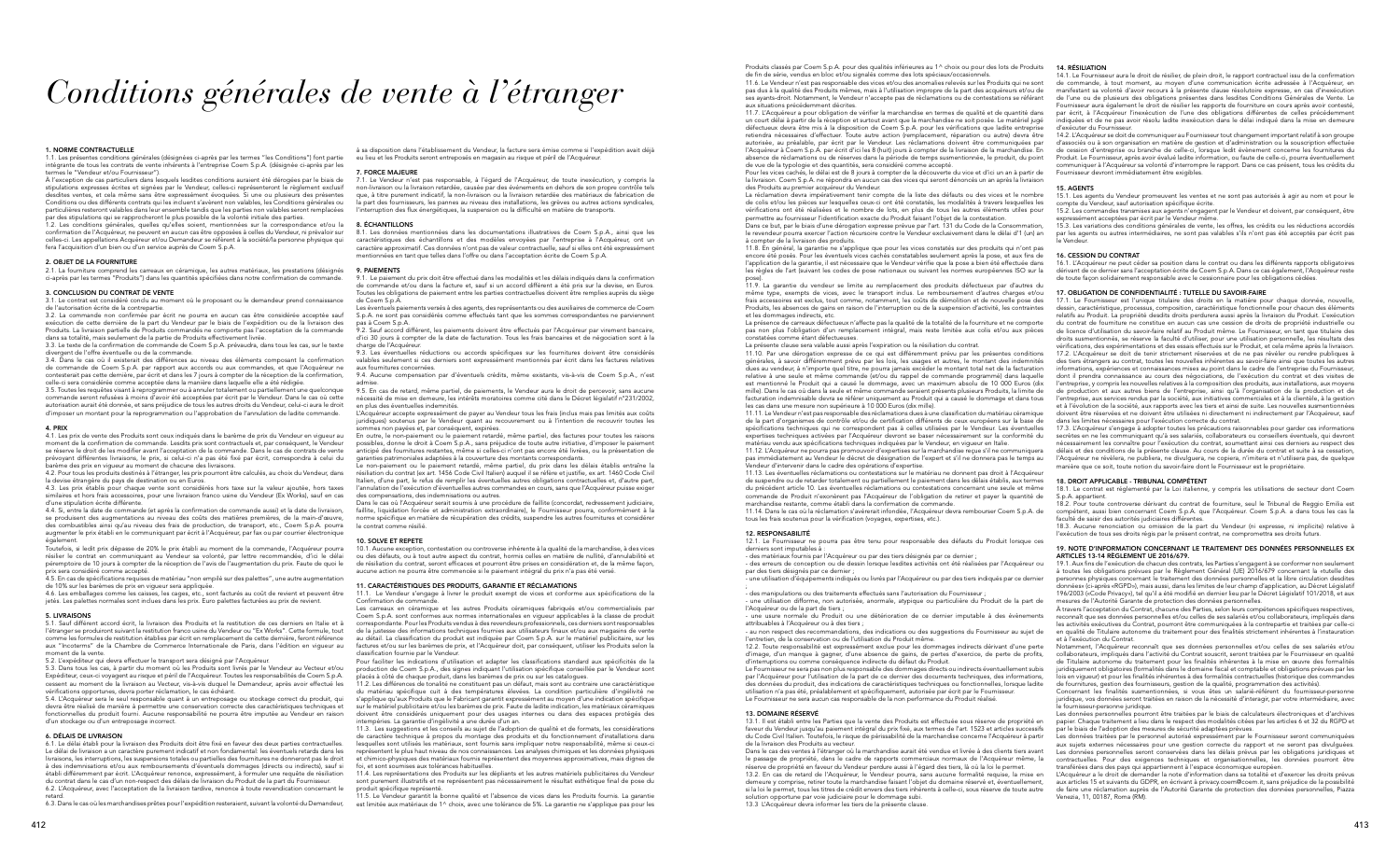# Conditions générales de vente à l'étranger

### 1. NORME CONTRACTUELLE

1.1. Les présentes conditions générales (désignées ci-après par les termes "les Conditions") font partie intégrante de tous les contrats de vente inhérents à l'entreprise Coem S.p.A. (désignée ci-après par les termes le "Vendeur et/ou Fournisseur").

À l'exception de cas particuliers dans lesquels lesdites conditions auraient été dérogées par le biais de stipulations expresses écrites et signées par le Vendeur, celles-ci représentent le règlement exclusif desdites ventes, et cela même sans être expressément évoquées. Si une ou plusieurs des présentes Conditions ou des différents contrats qui les incluent s'avèrent non valables, les Conditions générales ou particulières resteront valables dans leur ensemble tandis que les parties non valables seront remplacées par des stipulations qui se rapprocheront le plus possible de la volonté initiale des parties.

1.2. Les conditions générales, quelles qu'elles soient, mentionnées sur la correspondance et/ou la confirmation de l'Acquéreur, ne peuvent en aucun cas être opposées à celles du Vendeur, ni prévaloir sur celles-ci. Les appellations Acquéreur et/ou Demandeur se réfèrent à la société/la personne physique qui fera l'acquisition d'un bien ou d'un service auprès de Coem S.p.A.

### 2. OBJET DE LA FOURNITURE

2.1. La fourniture comprend les carreaux en céramique, les autres matériaux, les prestations (désignés ci-après par les termes "Produits") dans les quantités spécifiées dans notre confirmation de commande.

### 3. CONCLUSION DU CONTRAT DE VENTE

3.1. Le contrat est considéré conclu au moment où le proposant ou le demandeur prend connaissance de l'autorisation écrite de la contrepartie.

3.2. La commande non confirmée par écrit ne pourra en aucun cas être considérée acceptée sauf exécution de cette dernière de la part du Vendeur par le biais de l'expédition ou de la livraison des Produits. La livraison partielle de Produits commandés ne comporte pas l'acceptation de la commande dans sa totalité, mais seulement de la partie de Produits effectivement livrée.

3.3. Le texte de la confirmation de commande de Coem S.p.A. prévaudra, dans tous les cas, sur le texte divergent de l'offre éventuelle ou de la commande.

3.4. Dans le cas où il existerait des différences au niveau des éléments composant la confirmation de commande de Coem S.p.A. par rapport aux accords ou aux commandes, et que l'Acquéreur ne contesterait pas cette dernière, par écrit et dans les 7 jours à compter de la réception de la confirmation, celle-ci sera considérée comme acceptée dans la manière dans laquelle elle a été rédigée.

3.5. Toutes les requêtes visant à reprogrammer ou à annuler totalement ou partiellement une quelconque commande seront refusées à moins d'avoir été acceptées par écrit par le Vendeur. Dans le cas où cette autorisation aurait été donnée, et sans préjudice de tous les autres droits du Vendeur, celui-ci aura le droit d'imposer un montant pour la reprogrammation ou l'approbation de l'annulation de ladite commande.

### 4. PRIX

4.1. Les prix de vente des Produits sont ceux indiqués dans le barème de prix du Vendeur en vigueur au moment de la confirmation de commande. Lesdits prix sont contractuels et, par conséquent, le Vendeur se réserve le droit de les modifier avant l'acceptation de la commande. Dans le cas de contrats de vente prévoyant différentes livraisons, le prix, si celui-ci n'a pas été fixé par écrit, correspondra à celui du barème des prix en vigueur au moment de chacune des livraisons.

4.2. Pour tous les produits destinés à l'étranger, les prix pourront être calculés, au choix du Vendeur, dans la devise étrangère du pays de destination ou en Euros.

4.3. Les prix établis pour chaque vente sont considérés hors taxe sur la valeur ajoutée, hors taxes similaires et hors frais accessoires, pour une livraison franco usine du Vendeur (Ex Works), sauf en cas d'une stipulation écrite différente.

4.4. Si, entre la date de commande (et après la confirmation de commande aussi) et la date de livraison, se produisent des augmentations au niveau des coûts des matières premières, de la main-d'œuvre, des combustibles ainsi qu'au niveau des frais de production, de transport, etc., Coem S.p.A. pourra augmenter le prix établi en le communiquant par écrit à l'Acquéreur, par fax ou par courrier électronique également.

Toutefois, si ledit prix dépasse de 20% le prix établi au moment de la commande, l'Acquéreur pourra résilier le contrat en communiquant au Vendeur sa volonté, par lettre recommandée, d'ici le délai péremptoire de 10 jours à compter de la réception de l'avis de l'augmentation du prix. Faute de quoi le prix sera considéré comme accepté.

4.5. En cas de spécifications requises de matériau "non emplié sur des palettes", une autre augmentation de 10% sur les barèmes de prix en vigueur sera appliquée.

4.6. Les emballages comme les caisses, les cages, etc., sont facturés au coût de revient et peuvent être jetés. Les palettes normales sont incluses dans les prix. Euro palettes facturées au prix de revient.

### 5. LIVRAISONS

5.1. Sauf différent accord écrit, la livraison des Produits et la restitution de ces derniers en Italie et à l'étranger se produiront suivant la restitution franco usine du Vendeur ou "Ex Works". Cette formule, tout comme les formules de restitution établies par écrit en remplacement de cette dernière, feront référence aux "Incoterms" de la Chambre de Commerce Internationale de Paris, dans l'édition en vigueur au moment de la vente.

5.2. L'expéditeur qui devra effectuer le transport sera désigné par l'Acquéreur.

5.3. Dans tous les cas, à partir du moment où les Produits sont livrés par le Vendeur au Vecteur et/ou Expéditeur, ceux-ci voyagent au risque et péril de l'Acquéreur. Toutes les responsabilités de Coem S.p.A. cessent au moment de la livraison au Vecteur, vis-à-vis duquel le Demandeur, après avoir effectué les vérifications opportunes, devra porter réclamation, le cas échéant.

5.4. L'Acquéreur sera le seul responsable quant à un entreposage ou stockage correct du produit, qui devra être réalisé de manière à permettre une conservation correcte des caractéristiques techniques et fonctionnelles du produit fourni. Aucune responsabilité ne pourra être imputée au Vendeur en raison d'un stockage ou d'un entreposage incorrect.

### 6. DÉLAIS DE LIVRAISON

6.1. Le délai établi pour la livraison des Produits doit être fixé en faveur des deux parties contractuelles. Le délai de livraison a un caractère purement indicatif et non fondamental: les éventuels retards dans les livraisons, les interruptions, les suspensions totales ou partielles des fournitures ne donnent pas le droit à des indemnisations et/ou aux remboursements d'éventuels dommages (directs ou indirects), sauf si établi différemment par écrit. L'Acquéreur renonce, expressément, à formuler une requête de résiliation du contrat dans le cas d'un non-respect des délais de livraison du Produit de la part du Fournisseur.

6.2. L'Acquéreur, avec l'acceptation de la livraison tardive, renonce à toute revendication concernant le retard.

6.3. Dans le cas où les marchandises prêtes pour l'expédition resteraient, suivant la volonté du Demandeur, à la disposition dans l'établissement du Vendeur, la facture sera émise comme si l'expédition avait déjà eu lieu et les Produits seront entreposés en magasin au risque et péril de l'Acquéreur.

### 7. FORCE MAJEURE

7.1. Le Vendeur n'est pas responsable, à l'égard de l'Acquéreur, de toute inexécution, y compris la non-livraison ou la livraison retardée, causée par des événements en dehors de son propre contrôle tels que, à titre purement indicatif, la non-livraison ou la livraison retardée des matériaux de fabrication de la part des fournisseurs, les pannes au niveau des installations, les grèves ou autres actions syndicales, l'interruption des flux énergétiques, la suspension ou la difficulté en matière de transports.

### 8. ÉCHANTILLONS

8.1. Les données mentionnées dans les documentations illustratives de Coem S.p.A., ainsi que les caractéristiques des échantillons et des modèles envoyées par l'entreprise à l'Acquéreur, ont un caractère approximatif. Ces données n'ont pas de valeur contractuelle, sauf si elles ont été expressément mentionnées en tant que telles dans l'offre ou dans l'acceptation écrite de Coem S.p.A.

### 9. PAIEMENTS

9.1. Le paiement du prix doit être effectué dans les modalités et les délais indiqués dans la confirmation de commande et/ou dans la facture et, sauf si un accord différent a été pris sur la devise, en Euros. Toutes les obligations de paiement entre les parties contractuelles doivent être remplies auprès du siège de Coem S.p.A.

Les éventuels paiements versés à des agents, des représentants ou des auxiliaires de commerce de Coem S.p.A. ne sont pas considérés comme effectués tant que les sommes correspondantes ne parviennent par à Coem S.p.A.

9.2. Sauf accord différent, les paiements doivent être effectués par l'Acquéreur par virement bancaire, d'ici 30 jours à compter de la date de facturation. Tous les frais bancaires et de négociation sont à la charge de l'Acquéreur.

9.3. Les éventuelles réductions ou accords spécifiques sur les fournitures doivent être considérés valables seulement si ces derniers sont expressément mentionnés par écrit dans les factures relatives aux fournitures concernées.

9.4. Aucune compensation par d'éventuels crédits, même existants, vis-à-vis de Coem S.p.A., n'est admise.

9.5. En cas de retard, même partiel, de paiements, le Vendeur aura le droit de percevoir, sans aucune nécessité de mise en demeure, les intérêts moratoires comme cité dans le Décret législatif n°231/2002, en plus des éventuelles indemnités.

L'Acquéreur accepte expressément de payer au Vendeur tous les frais (inclus mais pas limités aux coûts juridiques) soutenus par le Vendeur quant au recouvrement ou à l'intention de recouvrir toutes les sommes non payées et, par conséquent, expirées.

En outre, le non-paiement ou le paiement retardé, même partiel, des factures pour toutes les raisons possibles, donne le droit à Coem S.p.A., sans préjudice de toute autre initiative, d'imposer le paiement anticipé des fournitures restantes, même si celles-ci n'ont pas encore été livrées, ou la présentation de garanties patrimoniales adaptées à la couverture des montants correspondants.

Le non-paiement ou le paiement retardé, même partiel, du prix dans les délais établis entraîne la résiliation du contrat (ex art. 1456 Code Civil Italien) auquel il se réfère et justifie, ex art. 1460 Code Civil Italien, d'une part, le refus de remplir les éventuelles autres obligations contractuelles et, d'autre part, l'annulation de l'exécution d'éventuelles autres commandes en cours, sans que l'Acquéreur puisse exiger des compensations, des indemnisations ou autres.

Dans le cas où l'Acquéreur serait soumis à une procédure de faillite (concordat, redressement judiciaire, faillite, liquidation forcée et administration extraordinaire), le Fournisseur pourra, conformément à la norme spécifique en matière de récupération des crédits, suspendre les autres fournitures et considérer le contrat comme résilié.

### 10. SOLVE ET REPETE

10.1. Aucune exception, contestation ou controverse inhérente à la qualité de la marchandise, à des vices ou des défauts, ou à tout autre aspect du contrat, hormis celles en matière de nullité, d'annulabilité et de résiliation du contrat, seront efficaces et pourront être prises en considération et, de la même façon, aucune action ne pourra être commencée si le paiement intégral du prix n'a pas été versé.

### 11. CARACTÉRISTIQUES DES PRODUITS, GARANTIE ET RÉCLAMATIONS

11.1. Le Vendeur s'engage à livrer le produit exempt de vices et conforme aux spécifications de la Confirmation de commande.

Les carreaux en céramique et les autres Produits céramiques fabriqués et/ou commercialisés par Coem S.p.A. sont conformes aux normes internationales en vigueur applicables à la classe de produit correspondante. Pour les Produits vendus à des revendeurs professionnels, ces derniers sont responsables de la justesse des informations techniques fournies aux utilisateurs finaux et/ou aux magasins de vente au détail. La classification du produit est indiquée par Coem S.p.A. sur le matériel publicitaire, sur les factures et/ou sur les barèmes de prix, et l'Acquéreur doit, par conséquent, utiliser les Produits selon la classification fournie par le Vendeur.

Pour faciliter les indications d'utilisation et adapter les classifications standard aux spécificités de la production de Coem S.p.A., des signes indiquant l'utilisation spécifique conseillée par le Vendeur sont placés à côté de chaque produit, dans les barèmes de prix ou sur les catalogues.

11.2. Les différences de tonalité ne constituent pas un défaut, mais sont au contraire une caractéristique du matériau spécifique cuit à des températures élevées. La condition particulière d'ingélivité ne s'applique qu'aux Produits que le Fabricant garantit expressément au moyen d'une indication spécifique sur le matériel publicitaire et/ou les barèmes de prix. Faute de ladite indication, les matériaux céramiques doivent être considérés uniquement pour des usages internes ou dans des espaces protégés des intempéries. La garantie d'ingélivité a une durée d'un an.

11.3. Les suggestions et les conseils au sujet de l'adoption de qualité et de formats, les considérations de caractère technique à propos du montage des produits et du fonctionnement d'installations dans lesquelles sont utilisés les matériaux, sont fournis sans impliquer notre responsabilité, même si ceux-ci représentent le plus haut niveau de nos connaissances. Les analyses chimiques et les données physiques et chimico-physiques des matériaux fournis représentent des moyennes approximatives, mais dignes de foi, et sont soumises aux tolérances habituelles.

11.4. Les représentations des Produits sur les dépliants et les autres matériels publicitaires du Vendeur sont purement illustratifs et ne représentent pas nécessairement le résultat esthétique final de pose du produit spécifique représenté.

11.5. Le Vendeur garantit la bonne qualité et l'absence de vices dans les Produits fournis. La garantie est limitée aux matériaux de 1^ choix, avec une tolérance de 5%. La garantie ne s'applique pas pour les Produits classés par Coem S.p.A. pour des qualités inférieures au 1^ choix ou pour des lots de Produits de fin de série, vendus en bloc et/ou signalés comme des lots spéciaux/occasionnels.

11.6. Le Vendeur n'est pas responsable des vices et/ou des anomalies relevés sur les Produits qui ne sont pas dus à la qualité des Produits mêmes, mais à l'utilisation impropre de la part des acquéreurs et/ou de ses ayants-droit. Notamment, le Vendeur n'accepte pas de réclamations ou de contestations se référant aux situations précédemment décrites.

11.7. L'Acquéreur a pour obligation de vérifier la marchandise en termes de qualité et de quantité dans un court délai à partir de la réception et surtout avant que la marchandise ne soit posée. Le matériel jugé défectueux devra être mis à la disposition de Coem S.p.A. pour les vérifications que ladite entreprise retiendra nécessaires d'effectuer. Toute autre action (remplacement, réparation ou autre) devra être autorisée, au préalable, par écrit par le Vendeur. Les réclamations doivent être communiquées par l'Acquéreur à Coem S.p.A. par écrit d'ici les 8 (huit) jours à compter de la livraison de la marchandise. En absence de réclamations ou de réserves dans la période de temps susmentionnée, le produit, du point de vue de la typologie et des quantités, sera considéré comme accepté.

Pour les vices cachés, le délai est de 8 jours à compter de la découverte du vice et d'ici un an à partir de la livraison. Coem S.p.A. ne répondra en aucun cas des vices qui seront dénoncés un an après la livraison des Produits au premier acquéreur du Vendeur.

La réclamation devra impérativement tenir compte de la liste des défauts ou des vices et le nombre de colis et/ou les pièces sur lesquelles ceux-ci ont été constatés, les modalités à travers lesquelles les vérifications ont été réalisées et le nombre de lots, en plus de tous les autres éléments utiles pour permettre au Fournisseur l'identification exacte du Produit faisant l'objet de la contestation.

Dans ce but, par le biais d'une dérogation expresse prévue par l'art. 131 du Code de la Consommation, le revendeur pourra exercer l'action récursoire contre le Vendeur exclusivement dans le délai d'1 (un) an à compter de la livraison des produits.

11.8. En général, la garantie ne s'applique pour les vices constatés sur des produits qui n'ont pas encore été posés. Pour les éventuels vices cachés constatables seulement après la pose, et aux fins de l'application de la garantie, il est nécessaire que le Vendeur vérifie que la pose a bien été effectuée dans les règles de l'art (suivant les codes de pose nationaux ou suivant les normes européennes ISO sur la pose).

11.9. La garantie du vendeur se limite au remplacement des produits défectueux par d'autres du même type, exempts de vices, avec le transport inclus. Le remboursement d'autres charges et/ou frais accessoires est exclu, tout comme, notamment, les coûts de démolition et de nouvelle pose des Produits, les absences de gains en raison de l'interruption ou de la suspension d'activité, les contraintes et les dommages indirects, etc.

La présence de carreaux défectueux n'affecte pas la qualité de la totalité de la fourniture et ne comporte pas non plus l'obligation d'un remplacement intégral, mais reste limitée aux colis et/ou aux pièces constatées comme étant défectueuses.

La présente clause sera valable aussi après l'expiration ou la résiliation du contrat.

11.10. Par une dérogation expresse de ce qui est différemment prévu par les présentes conditions générales, à savoir différemment prévu par les lois, les usages et autres, le montant des indemnités dues au vendeur, à n'importe quel titre, ne pourra jamais excéder le montant total net de la facturation relative à une seule et même commande (et/ou du rappel de commande programmé) dans laquelle est mentionné le Produit qui a causé le dommage, avec un maximum absolu de 10 000 Euros (dix mille). Dans le cas où dans la seule et même commande seraient présents plusieurs Produits, la limite de facturation indemnisable devra se référer uniquement au Produit qui a causé le dommage et dans tous les cas dans une mesure non supérieure à 10 000 Euros (dix mille).

11.11. Le Vendeur n'est pas responsable des réclamations dues à une classification du matériau céramique de la part d'organismes de contrôle et/ou de certification différente de ceux européens sur la base de spécifications techniques qui ne correspondent pas à celles utilisées par le Vendeur. Les éventuelles expertises techniques activées par l'Acquéreur devront se baser nécessairement sur la conformité du matériau vendu aux spécifications techniques indiquées par le Vendeur, en vigueur au moment de la vente.

11.12. L'Acquéreur ne pourra pas promouvoir d'expertises sur la marchandise reçue s'il ne communiquera pas immédiatement au Vendeur le décret de désignation de l'expert et s'il ne donnera pas le temps au Vendeur d'intervenir dans le cadre des opérations d'expertise.

11.13. Les éventuelles réclamations ou contestations sur le matériau ne donnent pas droit à l'Acquéreur de suspendre ou de retarder totalement ou partiellement le paiement dans les délais établis, aux termes du précédent article 10. Les éventuelles réclamations ou contestations concernant une seule et même commande de Produit n'exonèrent pas l'Acquéreur de l'obligation de retirer et payer la quantité de marchandise restante, comme établi dans la confirmation de commande.

11.14. Dans le cas où la réclamation s'avérerait infondée, l'Acquéreur devra rembourser Coem S.p.A. de tous les frais soutenus pour la vérification (voyages, expertises, etc.).

### 12. RESPONSABILITÉ

12.1. Le Fournisseur ne pourra pas être tenu pour responsable des défauts du Produit lorsque ces derniers sont imputables à

- des matériaux fournis par l'Acquéreur ou par des tiers désignés par ce dernier ;
- des erreurs de conception ou de dessin lorsque lesdites activités ont été réalisées par l'Acquéreur ou par des tiers désignés par ce dernier ;
- une utilisation d'équipements indiqués ou livrés par l'Acquéreur ou par des tiers indiqués par ce dernier ;
- des manipulations ou des traitements effectués sans l'autorisation du Fournisseur ;
- une utilisation difforme, non autorisée, anormale, atypique ou particulière du Produit de la part de l'Acquéreur ou de la part de tiers ;
- une usure normale du Produit ou une détérioration de ce dernier imputable à des événements attribuables à l'Acquéreur ou à des tiers ;
- au non respect des recommandations, des indications ou des suggestions du Fournisseur au sujet de l'entretien, de la conservation ou de l'utilisation du Produit même.

12.2. Toute responsabilité est expressément exclue pour les dommages indirects dérivant d'une perte d'image, d'un manque à gagner, d'une absence de gains, de pertes d'exercice, de perte de profits, d'interruptions ou comme conséquence indirecte du défaut du Produit.

Le Fournisseur ne sera pas non plus responsable des dommages directs ou indirects éventuellement subis par l'Acquéreur pour l'utilisation de la part de ce dernier des documents techniques, des informations, des données du produit, des indications de caractéristiques techniques ou fonctionnelles, lorsque ladite utilisation n'a pas été, préalablement et spécifiquement, autorisée par écrit par le Fournisseur.

Le Fournisseur ne sera aucun cas responsable de la non performance du Produit réalisé.

### 13. DOMAINE RÉSERVÉ

13.1. Il est établi entre les Parties que la vente des Produits est effectuée sous réserve de propriété en faveur du Vendeur jusqu'au paiement intégral du prix fixé, aux termes de l'art. 1523 et articles successifs du Code Civil Italien. Toutefois, le risque de périssabilité de la marchandise concerne l'Acquéreur à partir de la livraison des Produits au vecteur.

Dans le cas des ventes à l'étranger où la marchandise aurait été vendue et livrée à des clients tiers avant le passage de propriété, dans le cadre de rapports commerciaux normaux de l'Acquéreur même, la réserve de propriété en faveur du Vendeur prendra cause à l'égard des tiers, si où la loi le permet.

13.2. En cas de retard de l'Acquéreur, le Vendeur pourra, sans aucune formalité requise, la mise en demeure y comprise, retirer toute la marchandise faisant l'objet du domaine réservé et, éventuellement, si la loi le permet, tous les titres de crédit envers des tiers inhérents à celle-ci, sous réserve de toute autre solution opportune par voie judiciaire pour le dommage subi.

13.3. L'Acquéreur devra informer les tiers de la présente clause.

### 14. RÉSILIATION

14.1. Le Fournisseur aura le droit de résilier, de plein droit, le rapport contractuel issu de la confirmation de commande, à tout moment, au moyen d'une communication écrite adressée à l'Acquéreur, en manifestant sa volonté d'avoir recours à la présente clause résolutoire expresse, en cas d'inexécution de l'une ou de plusieurs des obligations présentes dans lesdites Conditions Générales de Vente. Le Fournisseur aura également le droit de résilier les rapports de fourniture en cours après avoir contesté, par écrit, à l'Acquéreur l'inexécution de l'une des obligations différentes de celles précédemment indiquées et de ne pas avoir résolu ladite inexécution dans le délai indiqué dans la mise en demeure d'exécution du Fournisseur.

14.2. L'Acquéreur se doit de communiquer au Fournisseur tout changement important relatif à son groupe d'associés ou à son organisation en matière de gestion et d'administration ou la souscription effectuée de cession d'entreprise ou branche de celle-ci, lorsque ledit événement concerne les fournitures du Produit. Le Fournisseur, après avoir évalué ladite information, ou faute de celle-ci, pourra éventuellement communiquer à l'Acquéreur sa volonté d'interrompre le rapport. Dans ce cas présent, tous les crédits du Fournisseur devront immédiatement être exigibles.

### 15. AGENTS

15.1. Les agents du Vendeur promeuvent les ventes et ne sont pas autorisés à agir au nom et pour le compte du Vendeur, sauf autorisation spécifique écrite.

15.2. Les commandes transmises aux agents n'engagent par le Vendeur et doivent, par conséquent, être expressément acceptées par écrit par le Vendeur même.

15.3. Les variations des conditions générales de vente, les offres, les crédits ou les réductions accordés par les agents ou autres intermédiaires, ne sont pas valables s'ils n'ont pas été acceptés par écrit par le Vendeur.

### 16. CESSION DU CONTRAT

16.1. L'Acquéreur ne peut céder sa position dans le contrat ou dans les différents rapports obligatoires dérivant de ce dernier sans l'acceptation écrite de Coem S.p.A. Dans ce cas également, l'Acquéreur reste de toute façon solidairement responsable avec le cessionnaire pour les obligations cédées.

### 17. OBLIGATION DE CONFIDENTIALITÉ : TUTELLE DU SAVOIR-FAIRE

17.1. Le Fournisseur est l'unique titulaire des droits en la matière pour chaque donnée, nouvelle, dessin, caractéristique, processus, composition, caractéristique fonctionnelle pour chacun des éléments relatifs au Produit. La propriété desdits droits perdurera aussi après la livraison du Produit. L'exécution du contrat de fourniture ne constitue en aucun cas une cession de droits de propriété industrielle ou de licence d'utilisation du savoir-faire relatif au Produit même. Le Fournisseur, en tant que titulaire des droits susmentionnés, se réserve la faculté d'utiliser, pour une utilisation personnelle, les résultats des vérifications, des expérimentations et des essais effectués sur le Produit, et cela même après la livraison.

17.2. L'Acquéreur se doit de tenir strictement réservées et de ne pas révéler ou rendre publiques à des tiers étrangers au contrat, toutes les nouvelles inhérentes au savoir-faire ainsi que toutes les autres informations, expériences et connaissances mises au point dans le cadre de l'entreprise du Fournisseur, dont il prendra connaissance au cours des négociations, de l'exécution du contrat et des visites de l'entreprise, y compris les nouvelles relatives à la composition des produits, aux installations, aux moyens de production et aux autres biens de l'entreprise, ainsi qu'à l'organisation de la production et de l'entreprise, aux services rendus par la société, aux initiatives commerciales et à la clientèle, à la gestion et à l'évolution de la société, aux rapports avec les tiers et ainsi de suite. Les nouvelles susmentionnées doivent être réservées et ne doivent être utilisées ni directement ni indirectement par l'Acquéreur, sauf dans les limites nécessaires pour l'exécution correcte du contrat.

17.3. L'Acquéreur s'engage à adopter toutes les précautions raisonnables pour garder ces informations secrètes en ne les communiquant qu'à ses salariés, collaborateurs ou conseillers éventuels, qui devront nécessairement les connaître pour l'exécution du contrat, soumettant ainsi ces derniers au respect des délais et des conditions de la présente clause. Au cours de la durée du contrat et suite à sa cessation, l'Acquéreur ne révélera, ne publiera, ne divulguera, ne copiera, n'imitera et n'utilisera pas, de quelque manière que ce soit, toute notion du savoir-faire dont le Fournisseur est le propriétaire.

### 18. DROIT APPLICABLE - TRIBUNAL COMPÉTENT

18.1. Le contrat est réglementé par la Loi italienne, y compris les utilisations de secteur dont Coem S.p.A. appartient.

18.2. Pour toute controverse dérivant du contrat de fourniture, seul le Tribunal de Reggio Emilia est compétent, aussi bien concernant Coem S.p.A. que l'Acquéreur. Coem S.p.A. a dans tous les cas la faculté de saisir des autorités judiciaires différentes.

18.3. Aucune renonciation ou omission de la part du Vendeur (ni expresse, ni implicite) relative à l'exécution de tous ses droits régis par le présent contrat, ne compromettra ses droits futurs.

### 19. NOTE D'INFORMATION CONCERNANT LE TRAITEMENT DES DONNÉES PERSONNELLES EX ARTICLES 13-14 RÈGLEMENT UE 2016/679.

19.1. Aux fins de l'exécution de chacun des contrats, les Parties s'engagent à se conformer non seulement à toutes les obligations prévues par le Règlement Général (UE) 2016/679 concernant la »tutelle des personnes physiques concernant le traitement des données personnelles et la libre circulation desdites données (ci-après «RGPD»), mais aussi, dans les limites de leur champ d'application, au Décret Législatif 196/2003 («Code Privacy»), tel qu'il a été modifié en dernier lieu par le Décret Législatif 101/2018, et aux mesures de l'Autorité Garante de protection des données personnelles.

À travers l'acceptation du Contrat, chacune des Parties, selon leurs compétences spécifiques respectives, reconnaît que ses données personnelles et/ou celles de ses salariés et/ou collaborateurs, impliqués dans les activités exécutives du Contrat, pourront être communiquées à la contrepartie et traitées par celle-ci en qualité de Titulaire autonome du traitement pour des finalités strictement inhérentes à l'instauration et à l'exécution du Contrat.

Notamment, l'Acquéreur reconnaît que ses données personnelles et/ou celles de ses salariés et/ou collaborateurs, impliqués dans l'activité du Contrat souscrit, seront traitées par le Fournisseur en qualité de Titulaire autonome du traitement pour les finalités inhérentes à la mise en œuvre des formalités juridiquement obligatoires (formalités dans le domaine fiscal et comptable et obligations prévues par les lois en vigueur) et pour les finalités inhérentes à des formalités contractuelles (historique des commandes de fournitures, gestion des fournisseurs, gestion de la qualité, programmation des activités).

Concernant les finalités susmentionnées, si vous êtes un salarié-référent du fournisseur-personne juridique, vos données seront traitées en raison de la nécessité d'interagir, par votre intermédiaire, avec le fournisseur-personne juridique.

Les données personnelles pourront être traitées par le biais de calculateurs électroniques et d'archives papier. Chaque traitement a lieu dans le respect des modalités citées par les articles 6 et 32 du RGPD et par le biais de l'adoption des mesures de sécurité adaptées prévues.

Les données traitées par le personnel autorisé expressément par le Fournisseur seront communiquées aux sujets externes nécessaires pour une gestion correcte du rapport et ne seront pas divulguées. Les données personnelles seront conservées dans les délais prévus par les obligations juridiques et contractuelles. Pour des exigences techniques et organisationnelles, les données pourront être transférées dans des pays qui appartiennent à l'espace économique européen.

L'Acquéreur a le droit de demander la note d'information dans sa totalité et d'exercer les droits prévus aux articles 15 et suivants du GDPR, en écrivant à privacy.coem@coem.it, sans préjudice de la possibilité de faire une réclamation auprès de l'Autorité Garante de protection des données personnelles, Piazza Venezia, 11, 00187, Roma (RM).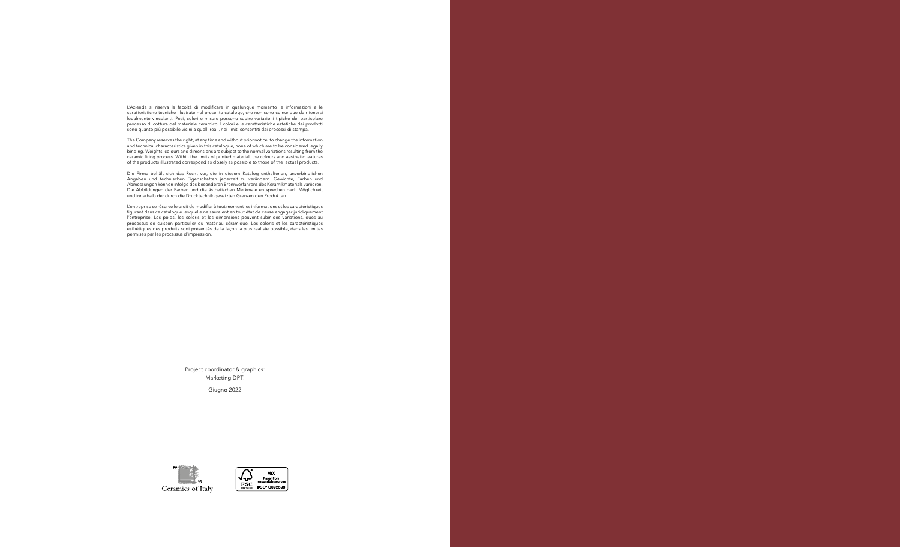L'Azienda si riserva la facoltà di modificare in qualunque momento le informazioni e le caratteristiche tecniche illustrate nel presente catalogo, che non sono comunque da ritenersi legalmente vincolanti. Pesi, colori e misure possono subire variazioni tipiche del particolare processo di cottura del materiale ceramico. I colori e le caratteristiche estetiche dei prodotti sono quanto più possibile vicini a quelli reali, nei limiti consentiti dai processi di stampa.

The Company reserves the right, at any time and without prior notice, to change the information and technical characteristics given in this catalogue, none of which are to be considered legally binding. Weights, colours and dimensions are subject to the normal variations resulting from the ceramic firing process. Within the limits of printed material, the colours and aesthetic features of the products illustrated correspond as closely as possible to those of the actual products.

Die Firma behält sich das Recht vor, die in diesem Katalog enthaltenen, unverbindlichen Angaben und technischen Eigenschaften jederzeit zu verändern. Gewichte, Farben und Abmessungen können infolge des besonderen Brennverfahrens des Keramikmaterials variieren. Die Abbildungen der Farben und die ästhetischen Merkmale entsprechen nach Möglichkeit und innerhalb der durch die Drucktechnik gesetzten Grenzen den Produkten.

L'entreprise se réserve le droit de modifier à tout moment les informations et les caractéristiques figurant dans ce catalogue lesquelle ne sauraient en tout état de cause engager juridiquement l'entreprise. Les poids, les coloris et les dimensions peuvent subir des variations, dues au processus de cuisson particulier du matériau céramique. Les coloris et les caractéristiques esthétiques des produits sont présentés de la façon la plus realiste possible, dans les limites permises par les processus d'impression.

Project coordinator & graphics:
Marketing DPT.

Giugno 2022

Ceramics of Italy

FSC
MIX
Paper from responsible sources
FSC® C092599